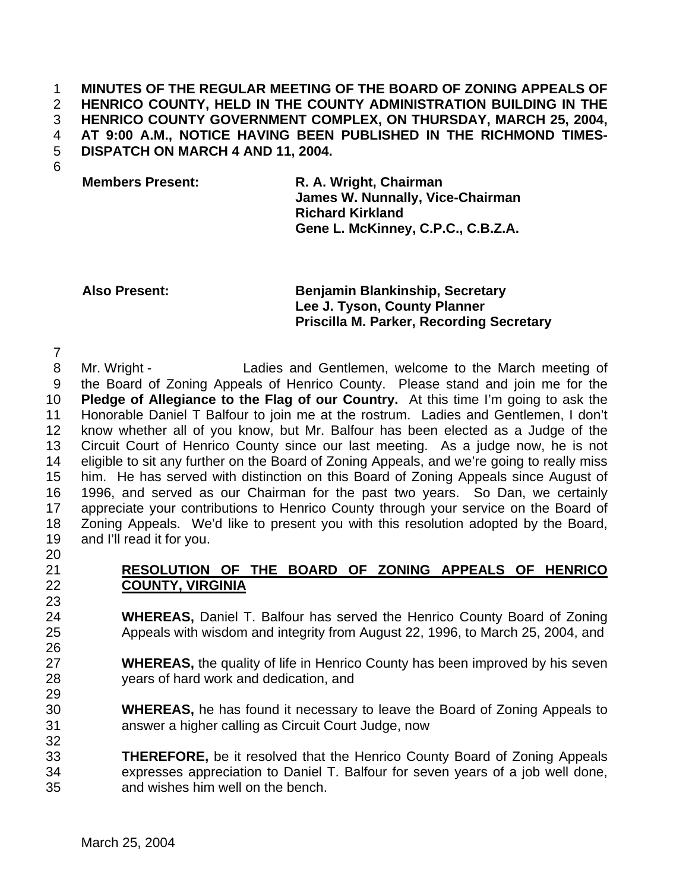**MINUTES OF THE REGULAR MEETING OF THE BOARD OF ZONING APPEALS OF HENRICO COUNTY, HELD IN THE COUNTY ADMINISTRATION BUILDING IN THE HENRICO COUNTY GOVERNMENT COMPLEX, ON THURSDAY, MARCH 25, 2004, AT 9:00 A.M., NOTICE HAVING BEEN PUBLISHED IN THE RICHMOND TIMES-DISPATCH ON MARCH 4 AND 11, 2004.**

| | |
|---|---|
| **Members Present:** | **R. A. Wright, Chairman** |
| | **James W. Nunnally, Vice-Chairman** |
| | **Richard Kirkland** |
| | **Gene L. McKinney, C.P.C., C.B.Z.A.** |
| **Also Present:** | **Benjamin Blankinship, Secretary** |
| | **Lee J. Tyson, County Planner** |
| | **Priscilla M. Parker, Recording Secretary** |

Mr. Wright - Ladies and Gentlemen, welcome to the March meeting of the Board of Zoning Appeals of Henrico County. Please stand and join me for the **Pledge of Allegiance to the Flag of our Country.** At this time I'm going to ask the Honorable Daniel T Balfour to join me at the rostrum. Ladies and Gentlemen, I don't know whether all of you know, but Mr. Balfour has been elected as a Judge of the Circuit Court of Henrico County since our last meeting. As a judge now, he is not eligible to sit any further on the Board of Zoning Appeals, and we're going to really miss him. He has served with distinction on this Board of Zoning Appeals since August of 1996, and served as our Chairman for the past two years. So Dan, we certainly appreciate your contributions to Henrico County through your service on the Board of Zoning Appeals. We'd like to present you with this resolution adopted by the Board, and I'll read it for you.

**RESOLUTION OF THE BOARD OF ZONING APPEALS OF HENRICO COUNTY, VIRGINIA**

**WHEREAS,** Daniel T. Balfour has served the Henrico County Board of Zoning Appeals with wisdom and integrity from August 22, 1996, to March 25, 2004, and

**WHEREAS,** the quality of life in Henrico County has been improved by his seven years of hard work and dedication, and

**WHEREAS,** he has found it necessary to leave the Board of Zoning Appeals to answer a higher calling as Circuit Court Judge, now

**THEREFORE,** be it resolved that the Henrico County Board of Zoning Appeals expresses appreciation to Daniel T. Balfour for seven years of a job well done, and wishes him well on the bench.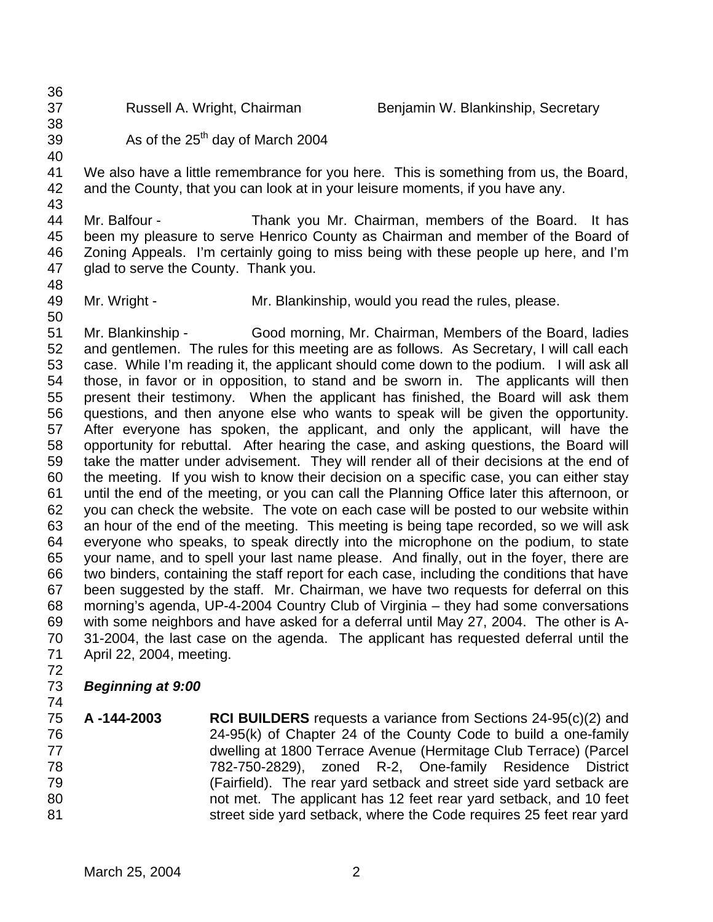Russell A. Wright, Chairman Benjamin W. Blankinship, Secretary

As of the 25th day of March 2004

We also have a little remembrance for you here. This is something from us, the Board, and the County, that you can look at in your leisure moments, if you have any.

Mr. Balfour - Thank you Mr. Chairman, members of the Board. It has been my pleasure to serve Henrico County as Chairman and member of the Board of Zoning Appeals. I'm certainly going to miss being with these people up here, and I'm glad to serve the County. Thank you.

Mr. Wright - Mr. Blankinship, would you read the rules, please.

Mr. Blankinship - Good morning, Mr. Chairman, Members of the Board, ladies and gentlemen. The rules for this meeting are as follows. As Secretary, I will call each case. While I'm reading it, the applicant should come down to the podium. I will ask all those, in favor or in opposition, to stand and be sworn in. The applicants will then present their testimony. When the applicant has finished, the Board will ask them questions, and then anyone else who wants to speak will be given the opportunity. After everyone has spoken, the applicant, and only the applicant, will have the opportunity for rebuttal. After hearing the case, and asking questions, the Board will take the matter under advisement. They will render all of their decisions at the end of the meeting. If you wish to know their decision on a specific case, you can either stay until the end of the meeting, or you can call the Planning Office later this afternoon, or you can check the website. The vote on each case will be posted to our website within an hour of the end of the meeting. This meeting is being tape recorded, so we will ask everyone who speaks, to speak directly into the microphone on the podium, to state your name, and to spell your last name please. And finally, out in the foyer, there are two binders, containing the staff report for each case, including the conditions that have been suggested by the staff. Mr. Chairman, we have two requests for deferral on this morning's agenda, UP-4-2004 Country Club of Virginia – they had some conversations with some neighbors and have asked for a deferral until May 27, 2004. The other is A-31-2004, the last case on the agenda. The applicant has requested deferral until the April 22, 2004, meeting.

***Beginning at 9:00***

**A -144-2003** **RCI BUILDERS** requests a variance from Sections 24-95(c)(2) and 24-95(k) of Chapter 24 of the County Code to build a one-family dwelling at 1800 Terrace Avenue (Hermitage Club Terrace) (Parcel 782-750-2829), zoned R-2, One-family Residence District (Fairfield). The rear yard setback and street side yard setback are not met. The applicant has 12 feet rear yard setback, and 10 feet street side yard setback, where the Code requires 25 feet rear yard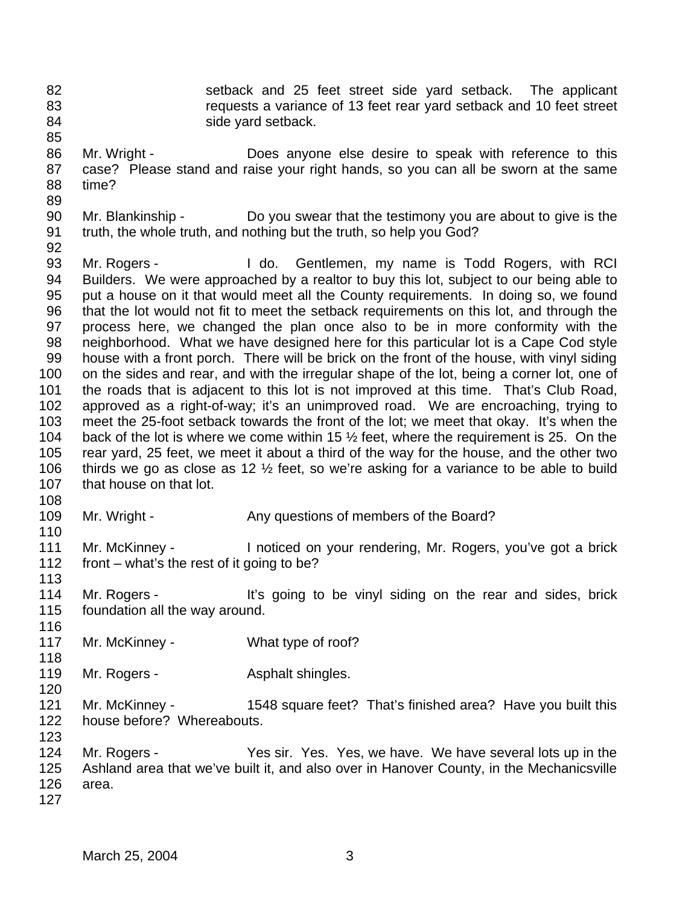setback and 25 feet street side yard setback. The applicant requests a variance of 13 feet rear yard setback and 10 feet street side yard setback.

Mr. Wright - Does anyone else desire to speak with reference to this case? Please stand and raise your right hands, so you can all be sworn at the same time?

Mr. Blankinship - Do you swear that the testimony you are about to give is the truth, the whole truth, and nothing but the truth, so help you God?

Mr. Rogers - I do. Gentlemen, my name is Todd Rogers, with RCI Builders. We were approached by a realtor to buy this lot, subject to our being able to put a house on it that would meet all the County requirements. In doing so, we found that the lot would not fit to meet the setback requirements on this lot, and through the process here, we changed the plan once also to be in more conformity with the neighborhood. What we have designed here for this particular lot is a Cape Cod style house with a front porch. There will be brick on the front of the house, with vinyl siding on the sides and rear, and with the irregular shape of the lot, being a corner lot, one of the roads that is adjacent to this lot is not improved at this time. That's Club Road, approved as a right-of-way; it's an unimproved road. We are encroaching, trying to meet the 25-foot setback towards the front of the lot; we meet that okay. It's when the back of the lot is where we come within 15 ½ feet, where the requirement is 25. On the rear yard, 25 feet, we meet it about a third of the way for the house, and the other two thirds we go as close as 12 ½ feet, so we're asking for a variance to be able to build that house on that lot.

Mr. Wright - Any questions of members of the Board?

Mr. McKinney - I noticed on your rendering, Mr. Rogers, you've got a brick front – what's the rest of it going to be?

Mr. Rogers - It's going to be vinyl siding on the rear and sides, brick foundation all the way around.

Mr. McKinney - What type of roof?

Mr. Rogers - Asphalt shingles.

Mr. McKinney - 1548 square feet? That's finished area? Have you built this house before? Whereabouts.

Mr. Rogers - Yes sir. Yes. Yes, we have. We have several lots up in the Ashland area that we've built it, and also over in Hanover County, in the Mechanicsville area.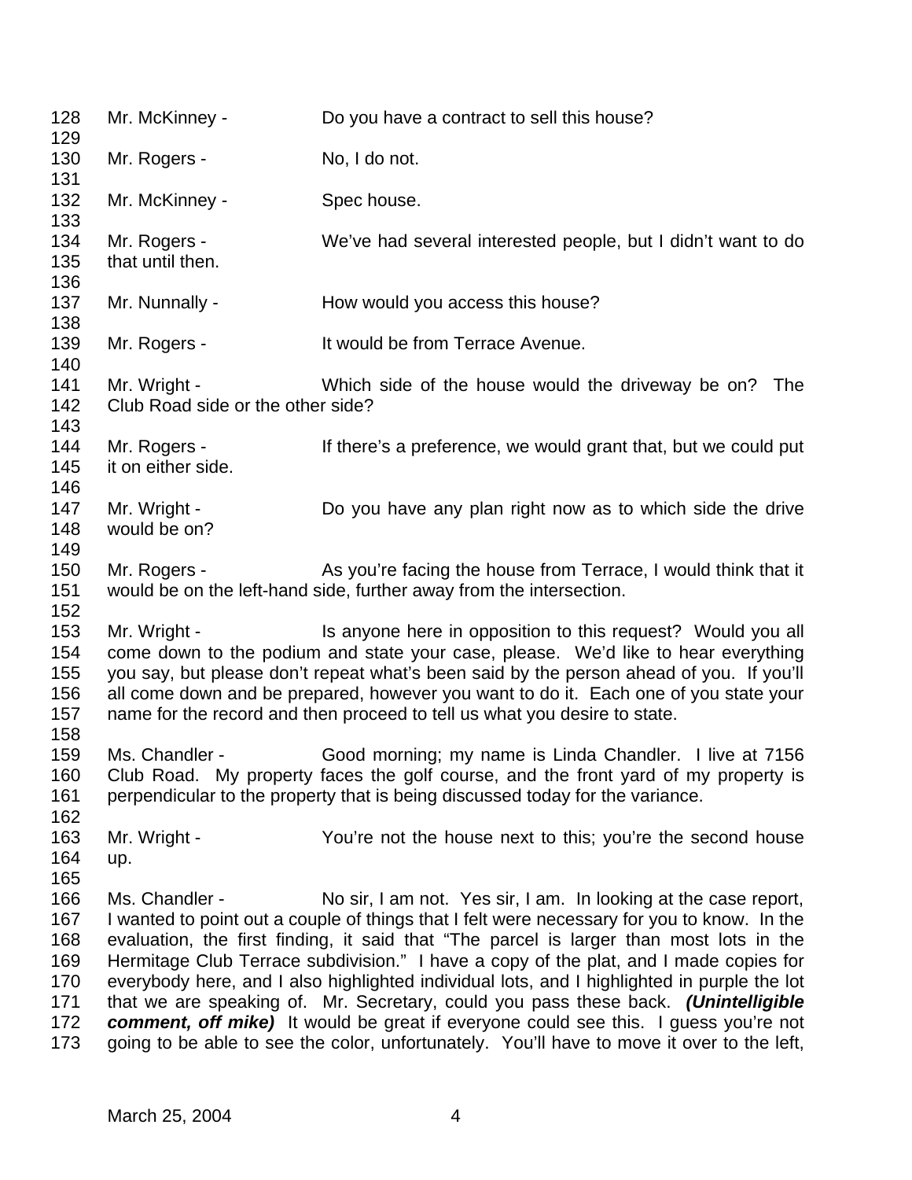128 Mr. McKinney - Do you have a contract to sell this house?
129
130 Mr. Rogers - No, I do not.
131
132 Mr. McKinney - Spec house.
133
134 Mr. Rogers - We've had several interested people, but I didn't want to do
135 that until then.
136
137 Mr. Nunnally - How would you access this house?
138
139 Mr. Rogers - It would be from Terrace Avenue.
140
141 Mr. Wright - Which side of the house would the driveway be on? The
142 Club Road side or the other side?
143
144 Mr. Rogers - If there's a preference, we would grant that, but we could put
145 it on either side.
146
147 Mr. Wright - Do you have any plan right now as to which side the drive
148 would be on?
149
150 Mr. Rogers - As you're facing the house from Terrace, I would think that it
151 would be on the left-hand side, further away from the intersection.
152
153 Mr. Wright - Is anyone here in opposition to this request? Would you all
154 come down to the podium and state your case, please. We'd like to hear everything
155 you say, but please don't repeat what's been said by the person ahead of you. If you'll
156 all come down and be prepared, however you want to do it. Each one of you state your
157 name for the record and then proceed to tell us what you desire to state.
158
159 Ms. Chandler - Good morning; my name is Linda Chandler. I live at 7156
160 Club Road. My property faces the golf course, and the front yard of my property is
161 perpendicular to the property that is being discussed today for the variance.
162
163 Mr. Wright - You're not the house next to this; you're the second house
164 up.
165
166 Ms. Chandler - No sir, I am not. Yes sir, I am. In looking at the case report,
167 I wanted to point out a couple of things that I felt were necessary for you to know. In the
168 evaluation, the first finding, it said that "The parcel is larger than most lots in the
169 Hermitage Club Terrace subdivision." I have a copy of the plat, and I made copies for
170 everybody here, and I also highlighted individual lots, and I highlighted in purple the lot
171 that we are speaking of. Mr. Secretary, could you pass these back. ***(Unintelligible***
172 ***comment, off mike)*** It would be great if everyone could see this. I guess you're not
173 going to be able to see the color, unfortunately. You'll have to move it over to the left,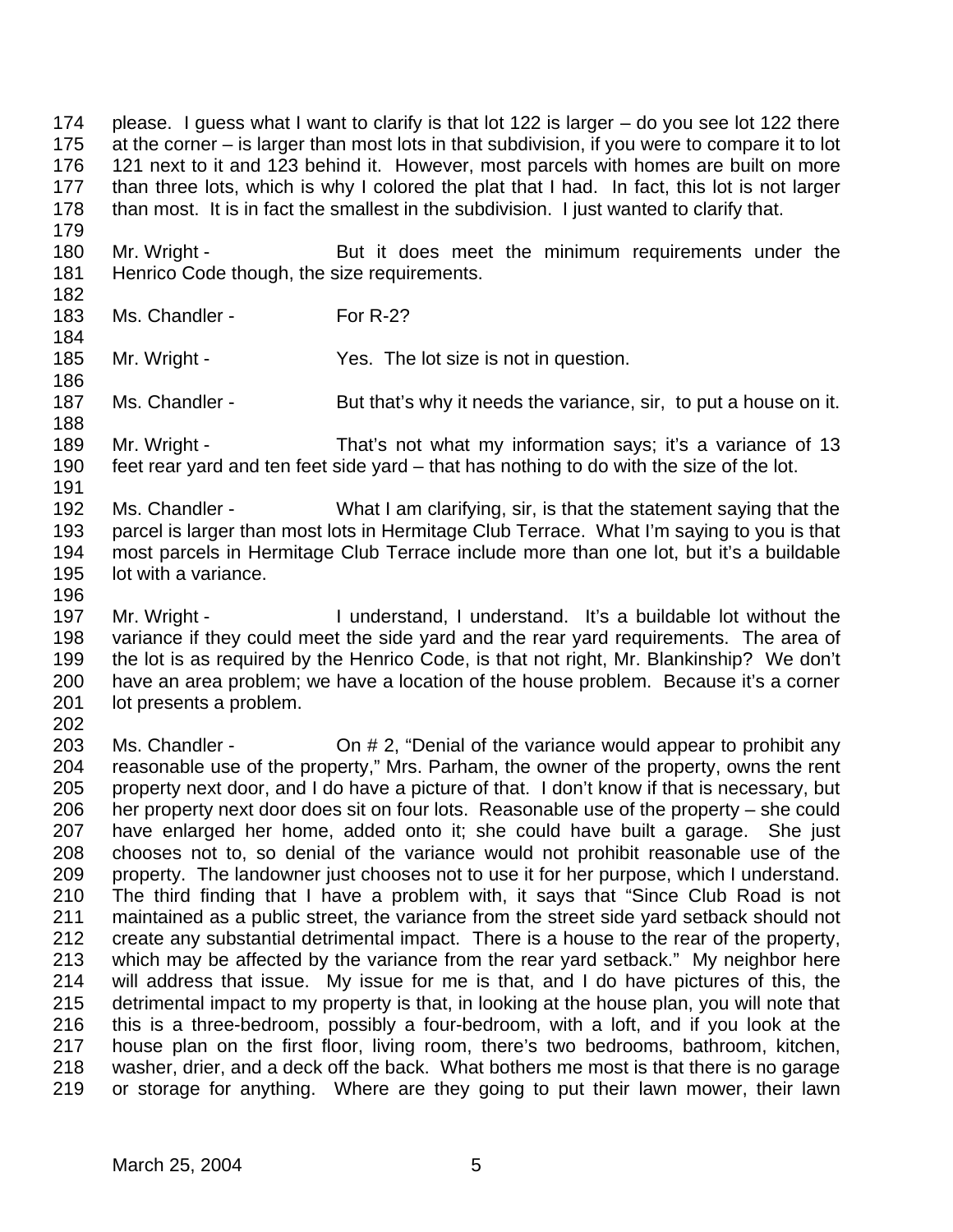174 please. I guess what I want to clarify is that lot 122 is larger – do you see lot 122 there
175 at the corner – is larger than most lots in that subdivision, if you were to compare it to lot
176 121 next to it and 123 behind it. However, most parcels with homes are built on more
177 than three lots, which is why I colored the plat that I had. In fact, this lot is not larger
178 than most. It is in fact the smallest in the subdivision. I just wanted to clarify that.
179
180 Mr. Wright - But it does meet the minimum requirements under the
181 Henrico Code though, the size requirements.
182
183 Ms. Chandler - For R-2?
184
185 Mr. Wright - Yes. The lot size is not in question.
186
187 Ms. Chandler - But that's why it needs the variance, sir, to put a house on it.
188
189 Mr. Wright - That's not what my information says; it's a variance of 13
190 feet rear yard and ten feet side yard – that has nothing to do with the size of the lot.
191
192 Ms. Chandler - What I am clarifying, sir, is that the statement saying that the
193 parcel is larger than most lots in Hermitage Club Terrace. What I'm saying to you is that
194 most parcels in Hermitage Club Terrace include more than one lot, but it's a buildable
195 lot with a variance.
196
197 Mr. Wright - I understand, I understand. It's a buildable lot without the
198 variance if they could meet the side yard and the rear yard requirements. The area of
199 the lot is as required by the Henrico Code, is that not right, Mr. Blankinship? We don't
200 have an area problem; we have a location of the house problem. Because it's a corner
201 lot presents a problem.
202
203 Ms. Chandler - On # 2, "Denial of the variance would appear to prohibit any
204 reasonable use of the property," Mrs. Parham, the owner of the property, owns the rent
205 property next door, and I do have a picture of that. I don't know if that is necessary, but
206 her property next door does sit on four lots. Reasonable use of the property – she could
207 have enlarged her home, added onto it; she could have built a garage. She just
208 chooses not to, so denial of the variance would not prohibit reasonable use of the
209 property. The landowner just chooses not to use it for her purpose, which I understand.
210 The third finding that I have a problem with, it says that "Since Club Road is not
211 maintained as a public street, the variance from the street side yard setback should not
212 create any substantial detrimental impact. There is a house to the rear of the property,
213 which may be affected by the variance from the rear yard setback." My neighbor here
214 will address that issue. My issue for me is that, and I do have pictures of this, the
215 detrimental impact to my property is that, in looking at the house plan, you will note that
216 this is a three-bedroom, possibly a four-bedroom, with a loft, and if you look at the
217 house plan on the first floor, living room, there's two bedrooms, bathroom, kitchen,
218 washer, drier, and a deck off the back. What bothers me most is that there is no garage
219 or storage for anything. Where are they going to put their lawn mower, their lawn

March 25, 2004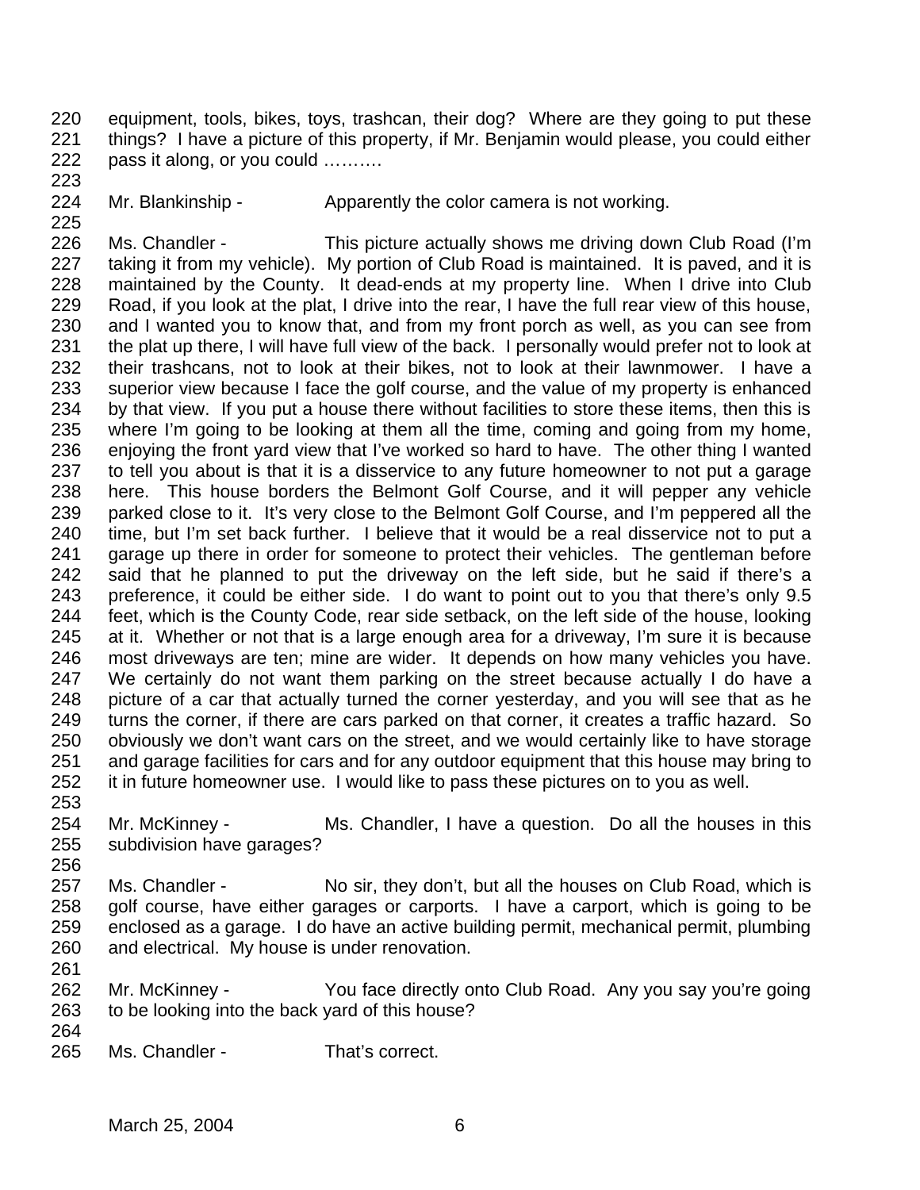equipment, tools, bikes, toys, trashcan, their dog? Where are they going to put these things? I have a picture of this property, if Mr. Benjamin would please, you could either pass it along, or you could ……….

Mr. Blankinship - Apparently the color camera is not working.

Ms. Chandler - This picture actually shows me driving down Club Road (I'm taking it from my vehicle). My portion of Club Road is maintained. It is paved, and it is maintained by the County. It dead-ends at my property line. When I drive into Club Road, if you look at the plat, I drive into the rear, I have the full rear view of this house, and I wanted you to know that, and from my front porch as well, as you can see from the plat up there, I will have full view of the back. I personally would prefer not to look at their trashcans, not to look at their bikes, not to look at their lawnmower. I have a superior view because I face the golf course, and the value of my property is enhanced by that view. If you put a house there without facilities to store these items, then this is where I'm going to be looking at them all the time, coming and going from my home, enjoying the front yard view that I've worked so hard to have. The other thing I wanted to tell you about is that it is a disservice to any future homeowner to not put a garage here. This house borders the Belmont Golf Course, and it will pepper any vehicle parked close to it. It's very close to the Belmont Golf Course, and I'm peppered all the time, but I'm set back further. I believe that it would be a real disservice not to put a garage up there in order for someone to protect their vehicles. The gentleman before said that he planned to put the driveway on the left side, but he said if there's a preference, it could be either side. I do want to point out to you that there's only 9.5 feet, which is the County Code, rear side setback, on the left side of the house, looking at it. Whether or not that is a large enough area for a driveway, I'm sure it is because most driveways are ten; mine are wider. It depends on how many vehicles you have. We certainly do not want them parking on the street because actually I do have a picture of a car that actually turned the corner yesterday, and you will see that as he turns the corner, if there are cars parked on that corner, it creates a traffic hazard. So obviously we don't want cars on the street, and we would certainly like to have storage and garage facilities for cars and for any outdoor equipment that this house may bring to it in future homeowner use. I would like to pass these pictures on to you as well.

Mr. McKinney - Ms. Chandler, I have a question. Do all the houses in this subdivision have garages?

Ms. Chandler - No sir, they don't, but all the houses on Club Road, which is golf course, have either garages or carports. I have a carport, which is going to be enclosed as a garage. I do have an active building permit, mechanical permit, plumbing and electrical. My house is under renovation.

Mr. McKinney - You face directly onto Club Road. Any you say you're going to be looking into the back yard of this house?

Ms. Chandler - That's correct.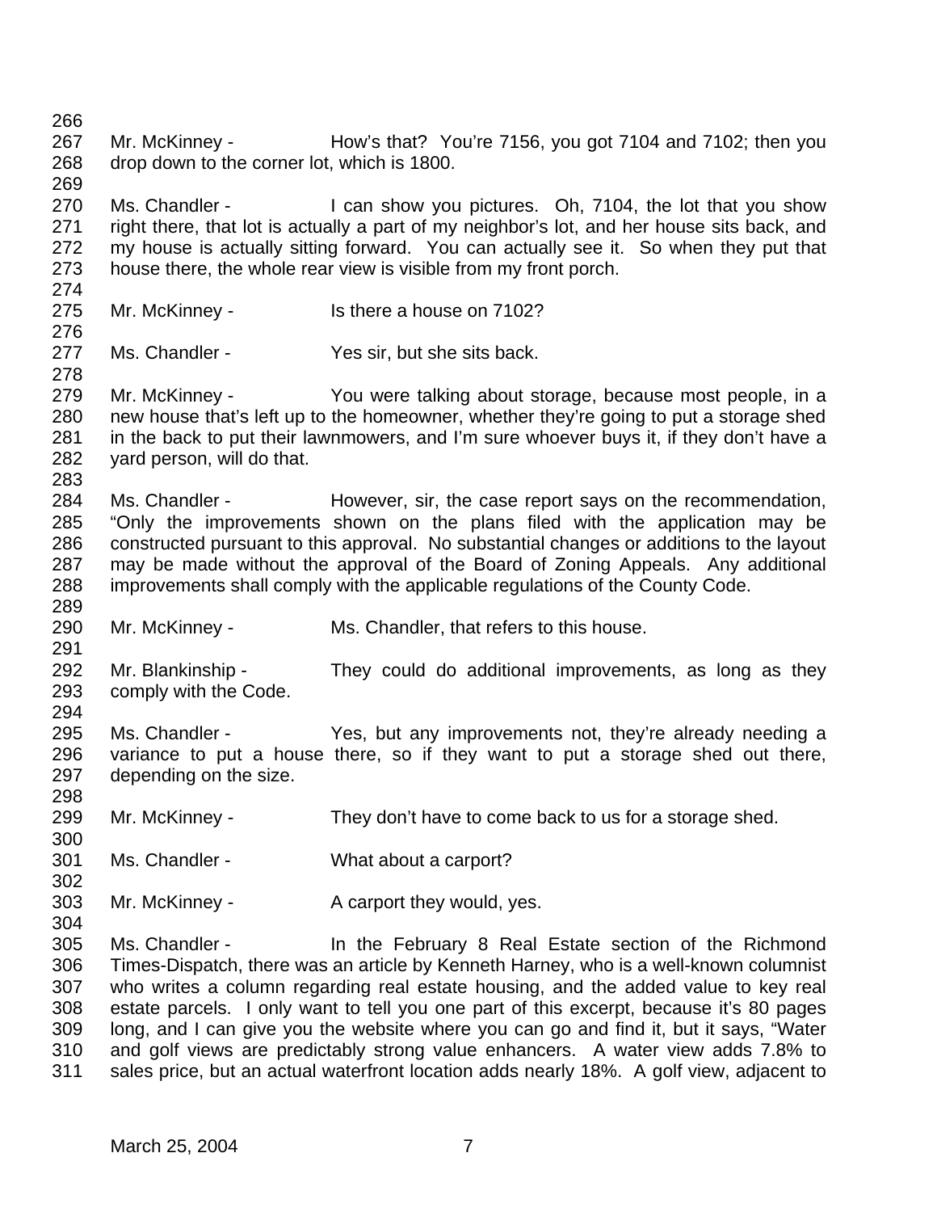Mr. McKinney - How's that? You're 7156, you got 7104 and 7102; then you drop down to the corner lot, which is 1800.

Ms. Chandler - I can show you pictures. Oh, 7104, the lot that you show right there, that lot is actually a part of my neighbor's lot, and her house sits back, and my house is actually sitting forward. You can actually see it. So when they put that house there, the whole rear view is visible from my front porch.

Mr. McKinney - Is there a house on 7102?

Ms. Chandler - Yes sir, but she sits back.

Mr. McKinney - You were talking about storage, because most people, in a new house that's left up to the homeowner, whether they're going to put a storage shed in the back to put their lawnmowers, and I'm sure whoever buys it, if they don't have a yard person, will do that.

Ms. Chandler - However, sir, the case report says on the recommendation, "Only the improvements shown on the plans filed with the application may be constructed pursuant to this approval. No substantial changes or additions to the layout may be made without the approval of the Board of Zoning Appeals. Any additional improvements shall comply with the applicable regulations of the County Code.

Mr. McKinney - Ms. Chandler, that refers to this house.

Mr. Blankinship - They could do additional improvements, as long as they comply with the Code.

Ms. Chandler - Yes, but any improvements not, they're already needing a variance to put a house there, so if they want to put a storage shed out there, depending on the size.

Mr. McKinney - They don't have to come back to us for a storage shed.

Ms. Chandler - What about a carport?

Mr. McKinney - A carport they would, yes.

Ms. Chandler - In the February 8 Real Estate section of the Richmond Times-Dispatch, there was an article by Kenneth Harney, who is a well-known columnist who writes a column regarding real estate housing, and the added value to key real estate parcels. I only want to tell you one part of this excerpt, because it's 80 pages long, and I can give you the website where you can go and find it, but it says, "Water and golf views are predictably strong value enhancers. A water view adds 7.8% to sales price, but an actual waterfront location adds nearly 18%. A golf view, adjacent to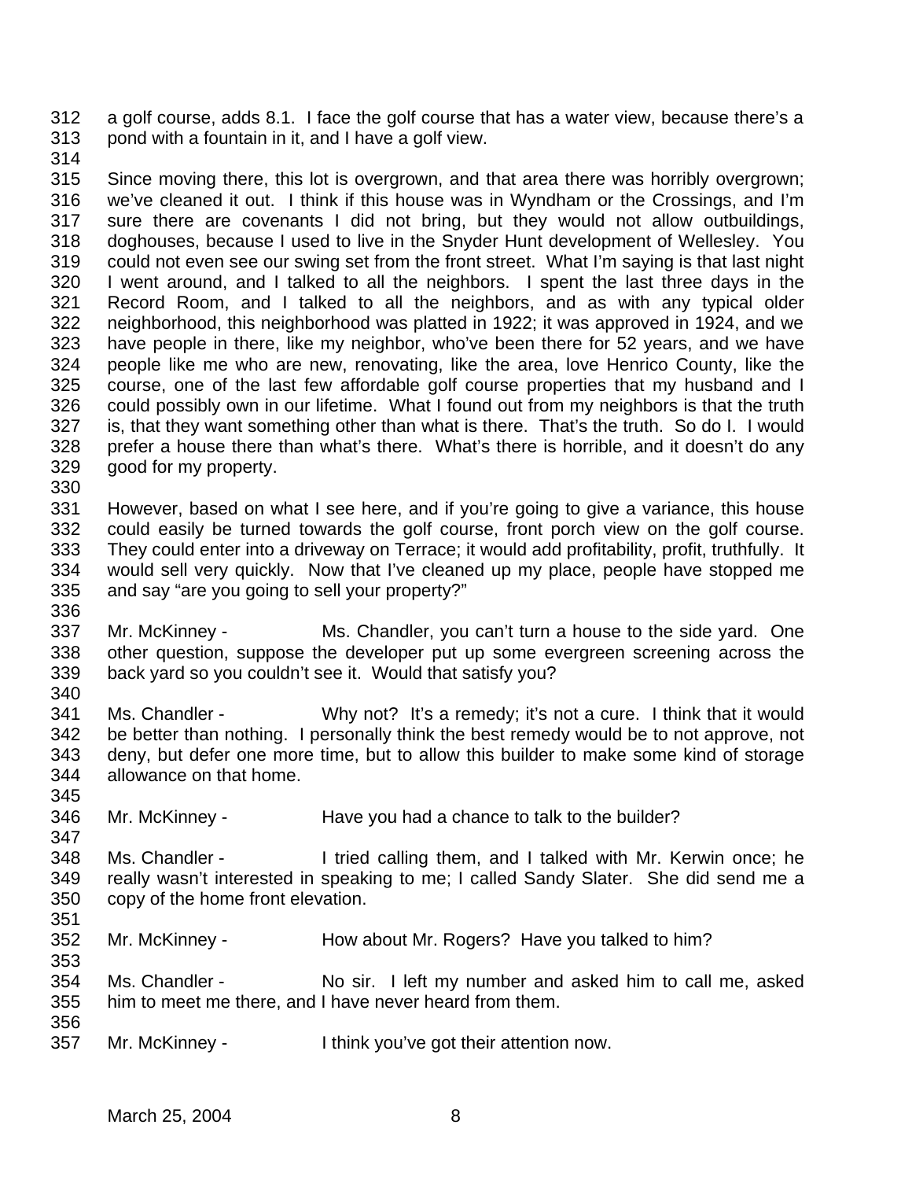a golf course, adds 8.1. I face the golf course that has a water view, because there's a pond with a fountain in it, and I have a golf view.

Since moving there, this lot is overgrown, and that area there was horribly overgrown; we've cleaned it out. I think if this house was in Wyndham or the Crossings, and I'm sure there are covenants I did not bring, but they would not allow outbuildings, doghouses, because I used to live in the Snyder Hunt development of Wellesley. You could not even see our swing set from the front street. What I'm saying is that last night I went around, and I talked to all the neighbors. I spent the last three days in the Record Room, and I talked to all the neighbors, and as with any typical older neighborhood, this neighborhood was platted in 1922; it was approved in 1924, and we have people in there, like my neighbor, who've been there for 52 years, and we have people like me who are new, renovating, like the area, love Henrico County, like the course, one of the last few affordable golf course properties that my husband and I could possibly own in our lifetime. What I found out from my neighbors is that the truth is, that they want something other than what is there. That's the truth. So do I. I would prefer a house there than what's there. What's there is horrible, and it doesn't do any good for my property.

However, based on what I see here, and if you're going to give a variance, this house could easily be turned towards the golf course, front porch view on the golf course. They could enter into a driveway on Terrace; it would add profitability, profit, truthfully. It would sell very quickly. Now that I've cleaned up my place, people have stopped me and say "are you going to sell your property?"

Mr. McKinney - Ms. Chandler, you can't turn a house to the side yard. One other question, suppose the developer put up some evergreen screening across the back yard so you couldn't see it. Would that satisfy you?

Ms. Chandler - Why not? It's a remedy; it's not a cure. I think that it would be better than nothing. I personally think the best remedy would be to not approve, not deny, but defer one more time, but to allow this builder to make some kind of storage allowance on that home.

Mr. McKinney - Have you had a chance to talk to the builder?

Ms. Chandler - I tried calling them, and I talked with Mr. Kerwin once; he really wasn't interested in speaking to me; I called Sandy Slater. She did send me a copy of the home front elevation.

Mr. McKinney - How about Mr. Rogers? Have you talked to him?

Ms. Chandler - No sir. I left my number and asked him to call me, asked him to meet me there, and I have never heard from them.

Mr. McKinney - I think you've got their attention now.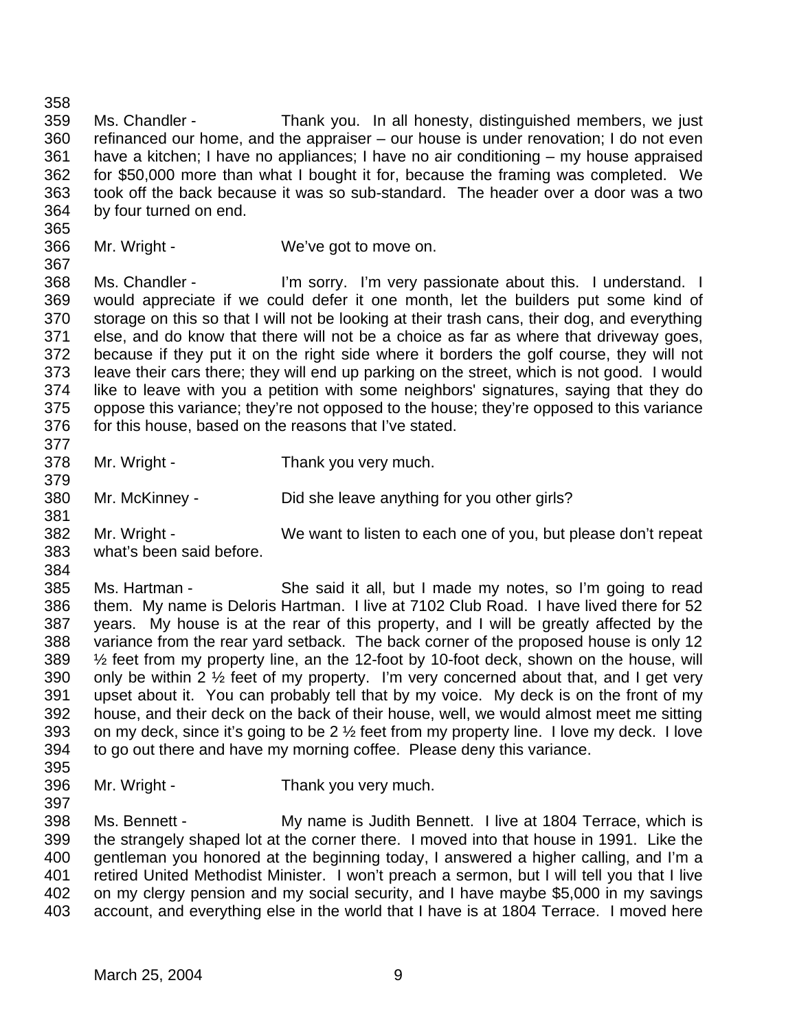Ms. Chandler - Thank you. In all honesty, distinguished members, we just refinanced our home, and the appraiser – our house is under renovation; I do not even have a kitchen; I have no appliances; I have no air conditioning – my house appraised for $50,000 more than what I bought it for, because the framing was completed. We took off the back because it was so sub-standard. The header over a door was a two by four turned on end.

Mr. Wright - We've got to move on.

Ms. Chandler - I'm sorry. I'm very passionate about this. I understand. I would appreciate if we could defer it one month, let the builders put some kind of storage on this so that I will not be looking at their trash cans, their dog, and everything else, and do know that there will not be a choice as far as where that driveway goes, because if they put it on the right side where it borders the golf course, they will not leave their cars there; they will end up parking on the street, which is not good. I would like to leave with you a petition with some neighbors' signatures, saying that they do oppose this variance; they're not opposed to the house; they're opposed to this variance for this house, based on the reasons that I've stated.

Mr. Wright - Thank you very much.

Mr. McKinney - Did she leave anything for you other girls?

Mr. Wright - We want to listen to each one of you, but please don't repeat what's been said before.

Ms. Hartman - She said it all, but I made my notes, so I'm going to read them. My name is Deloris Hartman. I live at 7102 Club Road. I have lived there for 52 years. My house is at the rear of this property, and I will be greatly affected by the variance from the rear yard setback. The back corner of the proposed house is only 12 ½ feet from my property line, an the 12-foot by 10-foot deck, shown on the house, will only be within 2 ½ feet of my property. I'm very concerned about that, and I get very upset about it. You can probably tell that by my voice. My deck is on the front of my house, and their deck on the back of their house, well, we would almost meet me sitting on my deck, since it's going to be 2 ½ feet from my property line. I love my deck. I love to go out there and have my morning coffee. Please deny this variance.

Mr. Wright - Thank you very much.

Ms. Bennett - My name is Judith Bennett. I live at 1804 Terrace, which is the strangely shaped lot at the corner there. I moved into that house in 1991. Like the gentleman you honored at the beginning today, I answered a higher calling, and I'm a retired United Methodist Minister. I won't preach a sermon, but I will tell you that I live on my clergy pension and my social security, and I have maybe $5,000 in my savings account, and everything else in the world that I have is at 1804 Terrace. I moved here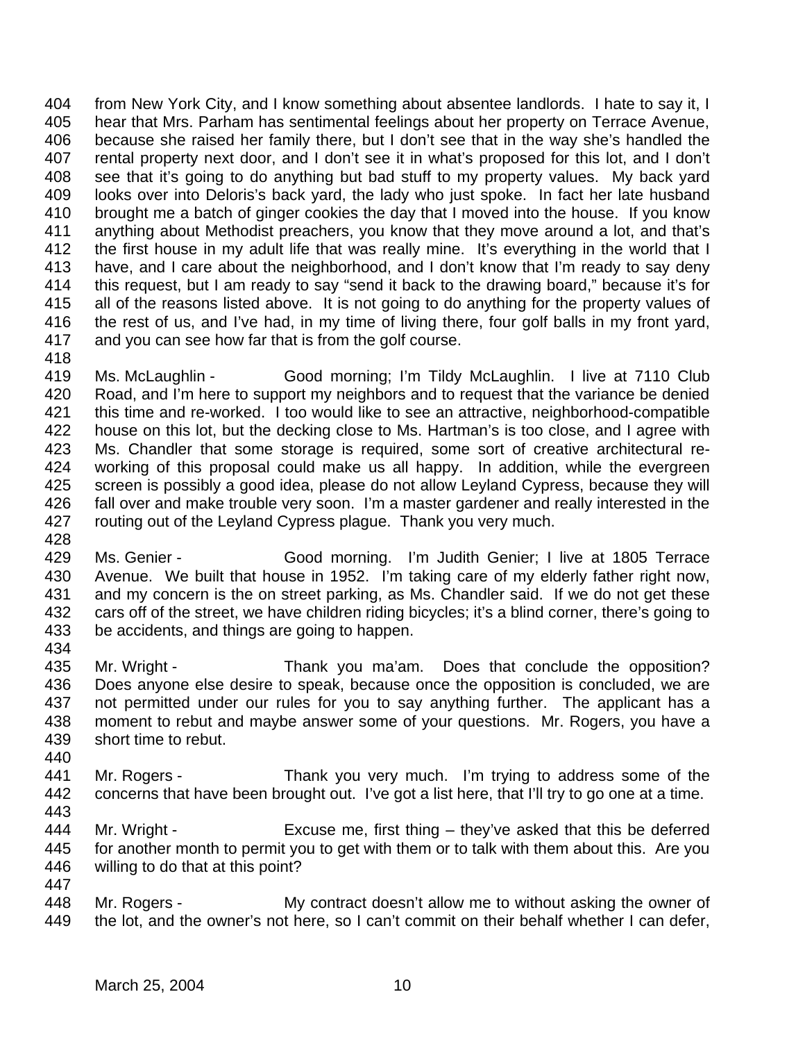404 from New York City, and I know something about absentee landlords. I hate to say it, I
405 hear that Mrs. Parham has sentimental feelings about her property on Terrace Avenue,
406 because she raised her family there, but I don't see that in the way she's handled the
407 rental property next door, and I don't see it in what's proposed for this lot, and I don't
408 see that it's going to do anything but bad stuff to my property values. My back yard
409 looks over into Deloris's back yard, the lady who just spoke. In fact her late husband
410 brought me a batch of ginger cookies the day that I moved into the house. If you know
411 anything about Methodist preachers, you know that they move around a lot, and that's
412 the first house in my adult life that was really mine. It's everything in the world that I
413 have, and I care about the neighborhood, and I don't know that I'm ready to say deny
414 this request, but I am ready to say "send it back to the drawing board," because it's for
415 all of the reasons listed above. It is not going to do anything for the property values of
416 the rest of us, and I've had, in my time of living there, four golf balls in my front yard,
417 and you can see how far that is from the golf course.
418
419 Ms. McLaughlin - Good morning; I'm Tildy McLaughlin. I live at 7110 Club
420 Road, and I'm here to support my neighbors and to request that the variance be denied
421 this time and re-worked. I too would like to see an attractive, neighborhood-compatible
422 house on this lot, but the decking close to Ms. Hartman's is too close, and I agree with
423 Ms. Chandler that some storage is required, some sort of creative architectural re-
424 working of this proposal could make us all happy. In addition, while the evergreen
425 screen is possibly a good idea, please do not allow Leyland Cypress, because they will
426 fall over and make trouble very soon. I'm a master gardener and really interested in the
427 routing out of the Leyland Cypress plague. Thank you very much.
428
429 Ms. Genier - Good morning. I'm Judith Genier; I live at 1805 Terrace
430 Avenue. We built that house in 1952. I'm taking care of my elderly father right now,
431 and my concern is the on street parking, as Ms. Chandler said. If we do not get these
432 cars off of the street, we have children riding bicycles; it's a blind corner, there's going to
433 be accidents, and things are going to happen.
434
435 Mr. Wright - Thank you ma'am. Does that conclude the opposition?
436 Does anyone else desire to speak, because once the opposition is concluded, we are
437 not permitted under our rules for you to say anything further. The applicant has a
438 moment to rebut and maybe answer some of your questions. Mr. Rogers, you have a
439 short time to rebut.
440
441 Mr. Rogers - Thank you very much. I'm trying to address some of the
442 concerns that have been brought out. I've got a list here, that I'll try to go one at a time.
443
444 Mr. Wright - Excuse me, first thing – they've asked that this be deferred
445 for another month to permit you to get with them or to talk with them about this. Are you
446 willing to do that at this point?
447
448 Mr. Rogers - My contract doesn't allow me to without asking the owner of
449 the lot, and the owner's not here, so I can't commit on their behalf whether I can defer,

March 25, 2004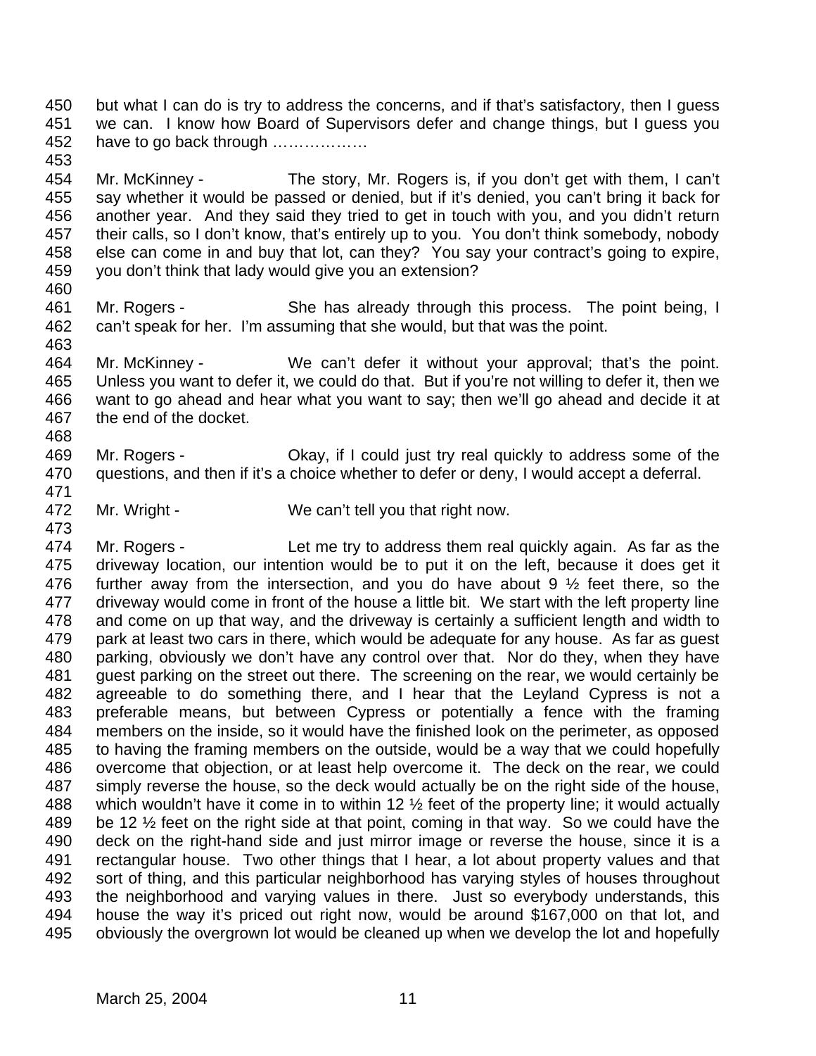450 but what I can do is try to address the concerns, and if that's satisfactory, then I guess
451 we can. I know how Board of Supervisors defer and change things, but I guess you
452 have to go back through ………………
453
454 Mr. McKinney - The story, Mr. Rogers is, if you don't get with them, I can't
455 say whether it would be passed or denied, but if it's denied, you can't bring it back for
456 another year. And they said they tried to get in touch with you, and you didn't return
457 their calls, so I don't know, that's entirely up to you. You don't think somebody, nobody
458 else can come in and buy that lot, can they? You say your contract's going to expire,
459 you don't think that lady would give you an extension?
460
461 Mr. Rogers - She has already through this process. The point being, I
462 can't speak for her. I'm assuming that she would, but that was the point.
463
464 Mr. McKinney - We can't defer it without your approval; that's the point.
465 Unless you want to defer it, we could do that. But if you're not willing to defer it, then we
466 want to go ahead and hear what you want to say; then we'll go ahead and decide it at
467 the end of the docket.
468
469 Mr. Rogers - Okay, if I could just try real quickly to address some of the
470 questions, and then if it's a choice whether to defer or deny, I would accept a deferral.
471
472 Mr. Wright - We can't tell you that right now.
473
474 Mr. Rogers - Let me try to address them real quickly again. As far as the
475 driveway location, our intention would be to put it on the left, because it does get it
476 further away from the intersection, and you do have about 9 ½ feet there, so the
477 driveway would come in front of the house a little bit. We start with the left property line
478 and come on up that way, and the driveway is certainly a sufficient length and width to
479 park at least two cars in there, which would be adequate for any house. As far as guest
480 parking, obviously we don't have any control over that. Nor do they, when they have
481 guest parking on the street out there. The screening on the rear, we would certainly be
482 agreeable to do something there, and I hear that the Leyland Cypress is not a
483 preferable means, but between Cypress or potentially a fence with the framing
484 members on the inside, so it would have the finished look on the perimeter, as opposed
485 to having the framing members on the outside, would be a way that we could hopefully
486 overcome that objection, or at least help overcome it. The deck on the rear, we could
487 simply reverse the house, so the deck would actually be on the right side of the house,
488 which wouldn't have it come in to within 12 ½ feet of the property line; it would actually
489 be 12 ½ feet on the right side at that point, coming in that way. So we could have the
490 deck on the right-hand side and just mirror image or reverse the house, since it is a
491 rectangular house. Two other things that I hear, a lot about property values and that
492 sort of thing, and this particular neighborhood has varying styles of houses throughout
493 the neighborhood and varying values in there. Just so everybody understands, this
494 house the way it's priced out right now, would be around $167,000 on that lot, and
495 obviously the overgrown lot would be cleaned up when we develop the lot and hopefully

March 25, 2004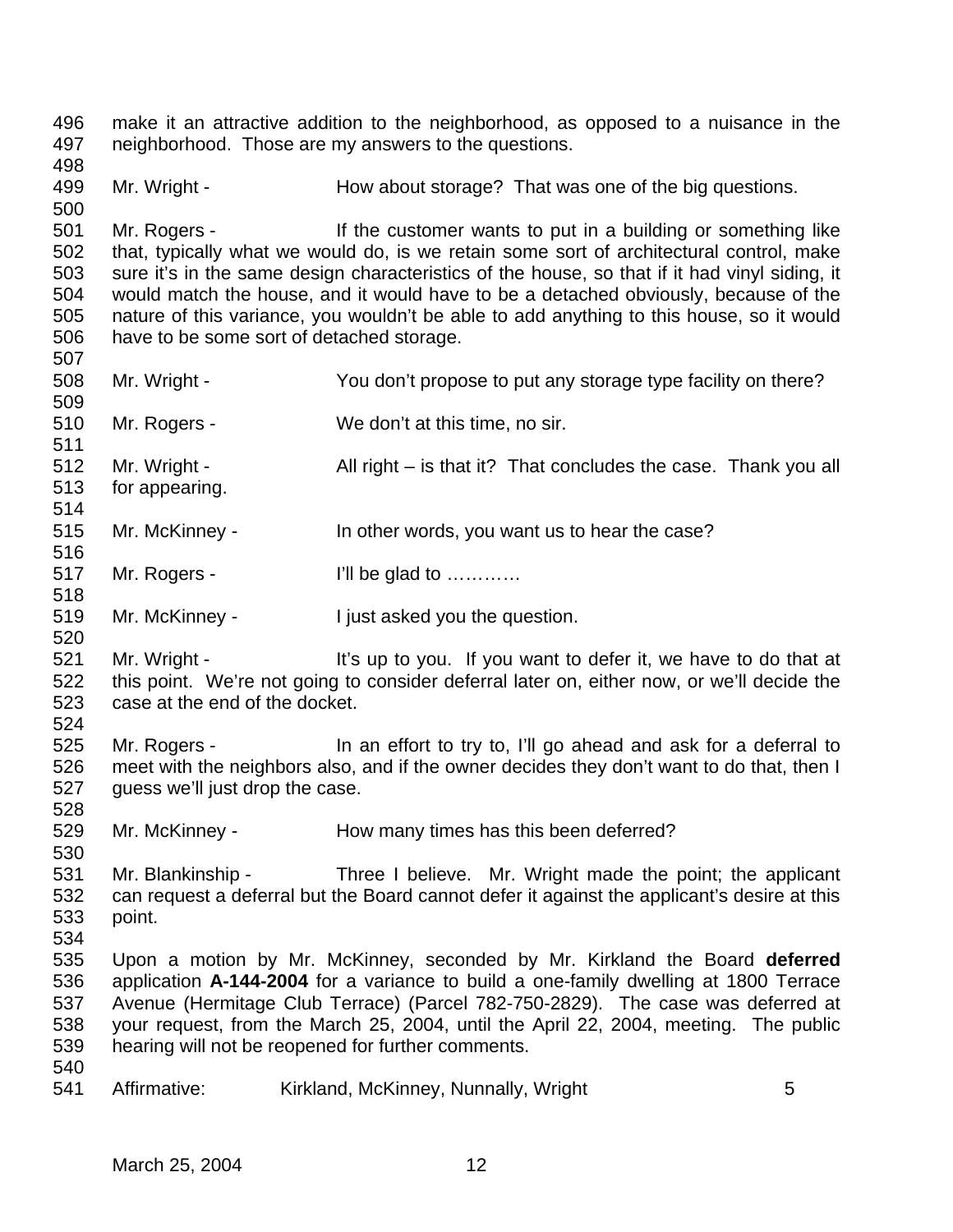make it an attractive addition to the neighborhood, as opposed to a nuisance in the neighborhood. Those are my answers to the questions.

Mr. Wright - How about storage? That was one of the big questions.

Mr. Rogers - If the customer wants to put in a building or something like that, typically what we would do, is we retain some sort of architectural control, make sure it's in the same design characteristics of the house, so that if it had vinyl siding, it would match the house, and it would have to be a detached obviously, because of the nature of this variance, you wouldn't be able to add anything to this house, so it would have to be some sort of detached storage.

Mr. Wright - You don't propose to put any storage type facility on there?

Mr. Rogers - We don't at this time, no sir.

Mr. Wright - All right – is that it? That concludes the case. Thank you all for appearing.

Mr. McKinney - In other words, you want us to hear the case?

Mr. Rogers - I'll be glad to …………

Mr. McKinney - I just asked you the question.

Mr. Wright - It's up to you. If you want to defer it, we have to do that at this point. We're not going to consider deferral later on, either now, or we'll decide the case at the end of the docket.

Mr. Rogers - In an effort to try to, I'll go ahead and ask for a deferral to meet with the neighbors also, and if the owner decides they don't want to do that, then I guess we'll just drop the case.

Mr. McKinney - How many times has this been deferred?

Mr. Blankinship - Three I believe. Mr. Wright made the point; the applicant can request a deferral but the Board cannot defer it against the applicant's desire at this point.

Upon a motion by Mr. McKinney, seconded by Mr. Kirkland the Board **deferred** application **A-144-2004** for a variance to build a one-family dwelling at 1800 Terrace Avenue (Hermitage Club Terrace) (Parcel 782-750-2829). The case was deferred at your request, from the March 25, 2004, until the April 22, 2004, meeting. The public hearing will not be reopened for further comments.

Affirmative: Kirkland, McKinney, Nunnally, Wright 5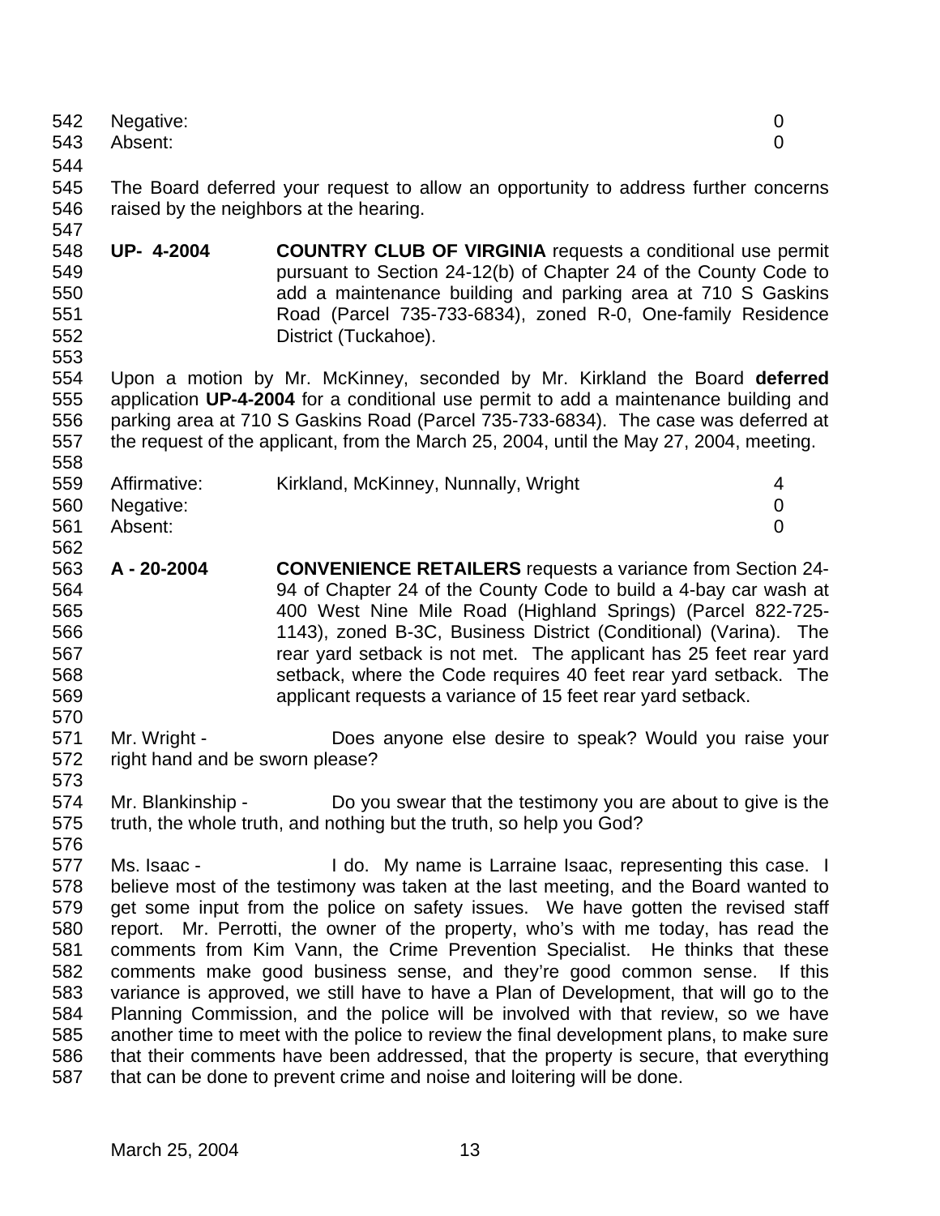| | | |
|---|---|---|
| Negative: | | 0 |
| Absent: | | 0 |

The Board deferred your request to allow an opportunity to address further concerns raised by the neighbors at the hearing.

**UP- 4-2004** **COUNTRY CLUB OF VIRGINIA** requests a conditional use permit pursuant to Section 24-12(b) of Chapter 24 of the County Code to add a maintenance building and parking area at 710 S Gaskins Road (Parcel 735-733-6834), zoned R-0, One-family Residence District (Tuckahoe).

Upon a motion by Mr. McKinney, seconded by Mr. Kirkland the Board **deferred** application **UP-4-2004** for a conditional use permit to add a maintenance building and parking area at 710 S Gaskins Road (Parcel 735-733-6834). The case was deferred at the request of the applicant, from the March 25, 2004, until the May 27, 2004, meeting.

| | | |
|---|---|---|
| Affirmative: | Kirkland, McKinney, Nunnally, Wright | 4 |
| Negative: | | 0 |
| Absent: | | 0 |

**A - 20-2004** **CONVENIENCE RETAILERS** requests a variance from Section 24-94 of Chapter 24 of the County Code to build a 4-bay car wash at 400 West Nine Mile Road (Highland Springs) (Parcel 822-725-1143), zoned B-3C, Business District (Conditional) (Varina). The rear yard setback is not met. The applicant has 25 feet rear yard setback, where the Code requires 40 feet rear yard setback. The applicant requests a variance of 15 feet rear yard setback.

Mr. Wright - Does anyone else desire to speak? Would you raise your right hand and be sworn please?

Mr. Blankinship - Do you swear that the testimony you are about to give is the truth, the whole truth, and nothing but the truth, so help you God?

Ms. Isaac - I do. My name is Larraine Isaac, representing this case. I believe most of the testimony was taken at the last meeting, and the Board wanted to get some input from the police on safety issues. We have gotten the revised staff report. Mr. Perrotti, the owner of the property, who's with me today, has read the comments from Kim Vann, the Crime Prevention Specialist. He thinks that these comments make good business sense, and they're good common sense. If this variance is approved, we still have to have a Plan of Development, that will go to the Planning Commission, and the police will be involved with that review, so we have another time to meet with the police to review the final development plans, to make sure that their comments have been addressed, that the property is secure, that everything that can be done to prevent crime and noise and loitering will be done.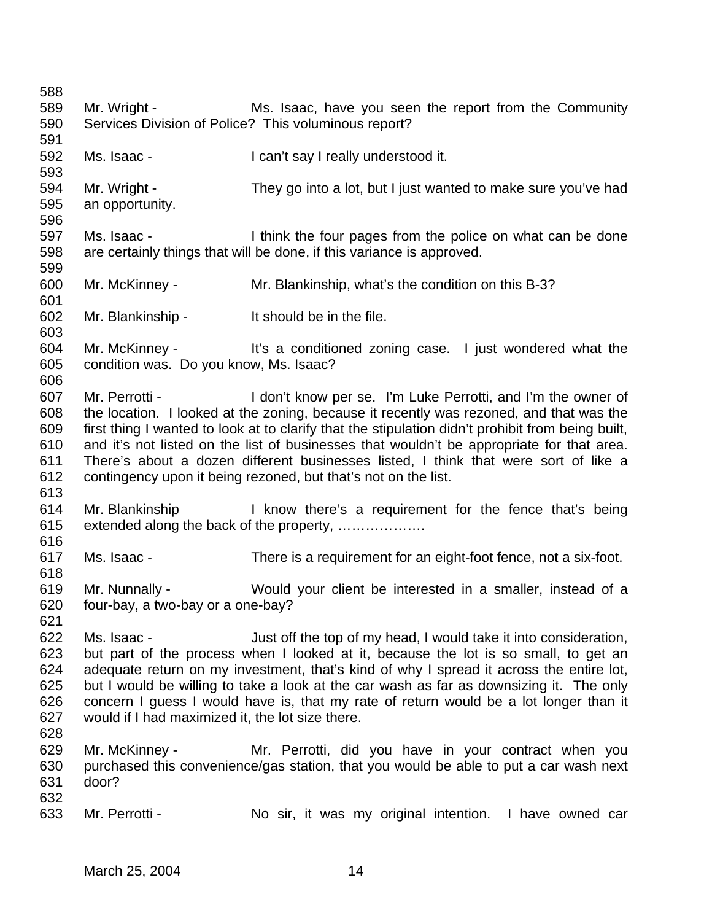Mr. Wright - Ms. Isaac, have you seen the report from the Community Services Division of Police? This voluminous report?

Ms. Isaac - I can't say I really understood it.

Mr. Wright - They go into a lot, but I just wanted to make sure you've had an opportunity.

Ms. Isaac - I think the four pages from the police on what can be done are certainly things that will be done, if this variance is approved.

Mr. McKinney - Mr. Blankinship, what's the condition on this B-3?

Mr. Blankinship - It should be in the file.

Mr. McKinney - It's a conditioned zoning case. I just wondered what the condition was. Do you know, Ms. Isaac?

Mr. Perrotti - I don't know per se. I'm Luke Perrotti, and I'm the owner of the location. I looked at the zoning, because it recently was rezoned, and that was the first thing I wanted to look at to clarify that the stipulation didn't prohibit from being built, and it's not listed on the list of businesses that wouldn't be appropriate for that area. There's about a dozen different businesses listed, I think that were sort of like a contingency upon it being rezoned, but that's not on the list.

Mr. Blankinship I know there's a requirement for the fence that's being extended along the back of the property, ……………….

Ms. Isaac - There is a requirement for an eight-foot fence, not a six-foot.

Mr. Nunnally - Would your client be interested in a smaller, instead of a four-bay, a two-bay or a one-bay?

Ms. Isaac - Just off the top of my head, I would take it into consideration, but part of the process when I looked at it, because the lot is so small, to get an adequate return on my investment, that's kind of why I spread it across the entire lot, but I would be willing to take a look at the car wash as far as downsizing it. The only concern I guess I would have is, that my rate of return would be a lot longer than it would if I had maximized it, the lot size there.

Mr. McKinney - Mr. Perrotti, did you have in your contract when you purchased this convenience/gas station, that you would be able to put a car wash next door?

Mr. Perrotti - No sir, it was my original intention. I have owned car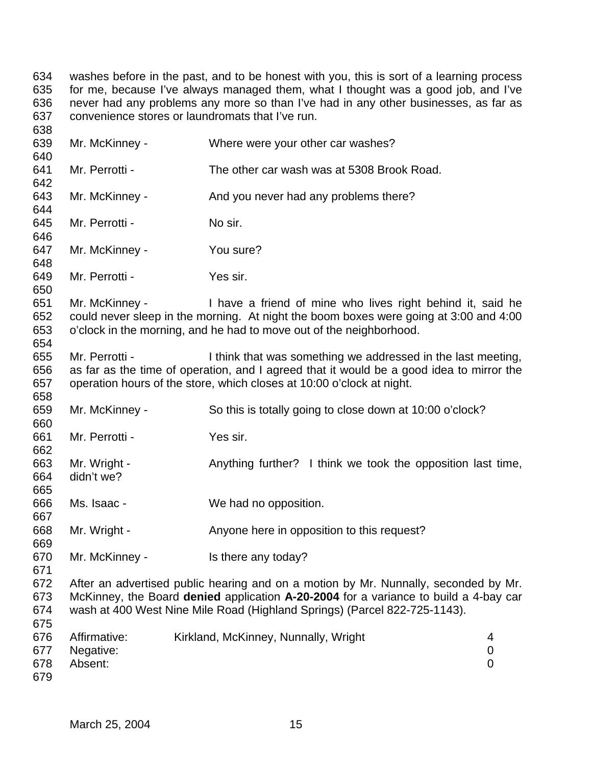washes before in the past, and to be honest with you, this is sort of a learning process for me, because I've always managed them, what I thought was a good job, and I've never had any problems any more so than I've had in any other businesses, as far as convenience stores or laundromats that I've run.

Mr. McKinney - Where were your other car washes?

Mr. Perrotti - The other car wash was at 5308 Brook Road.

Mr. McKinney - And you never had any problems there?

Mr. Perrotti - No sir.

Mr. McKinney - You sure?

Mr. Perrotti - Yes sir.

Mr. McKinney - I have a friend of mine who lives right behind it, said he could never sleep in the morning. At night the boom boxes were going at 3:00 and 4:00 o'clock in the morning, and he had to move out of the neighborhood.

Mr. Perrotti - I think that was something we addressed in the last meeting, as far as the time of operation, and I agreed that it would be a good idea to mirror the operation hours of the store, which closes at 10:00 o'clock at night.

Mr. McKinney - So this is totally going to close down at 10:00 o'clock?

Mr. Perrotti - Yes sir.

Mr. Wright - Anything further? I think we took the opposition last time, didn't we?

Ms. Isaac - We had no opposition.

Mr. Wright - Anyone here in opposition to this request?

Mr. McKinney - Is there any today?

After an advertised public hearing and on a motion by Mr. Nunnally, seconded by Mr. McKinney, the Board **denied** application **A-20-2004** for a variance to build a 4-bay car wash at 400 West Nine Mile Road (Highland Springs) (Parcel 822-725-1143).

| | | |
|---|---|---|
| Affirmative: | Kirkland, McKinney, Nunnally, Wright | 4 |
| Negative: | | 0 |
| Absent: | | 0 |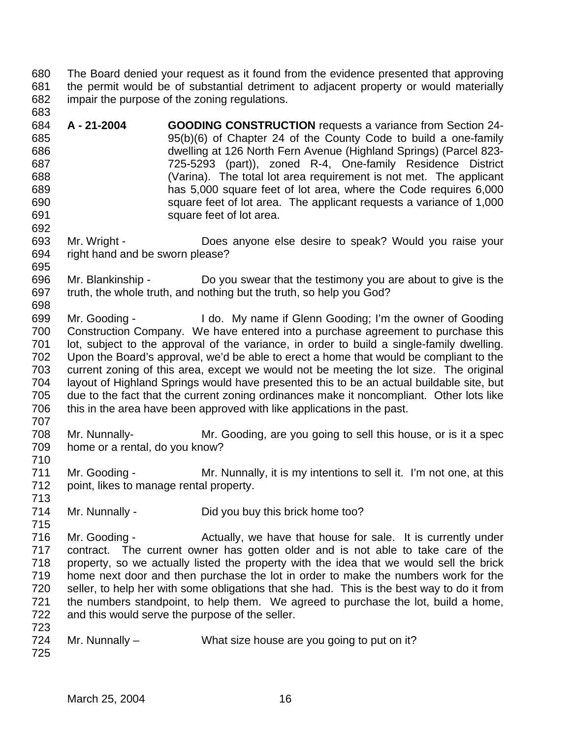The Board denied your request as it found from the evidence presented that approving the permit would be of substantial detriment to adjacent property or would materially impair the purpose of the zoning regulations.

**A - 21-2004** **GOODING CONSTRUCTION** requests a variance from Section 24-95(b)(6) of Chapter 24 of the County Code to build a one-family dwelling at 126 North Fern Avenue (Highland Springs) (Parcel 823-725-5293 (part)), zoned R-4, One-family Residence District (Varina). The total lot area requirement is not met. The applicant has 5,000 square feet of lot area, where the Code requires 6,000 square feet of lot area. The applicant requests a variance of 1,000 square feet of lot area.

Mr. Wright - Does anyone else desire to speak? Would you raise your right hand and be sworn please?

Mr. Blankinship - Do you swear that the testimony you are about to give is the truth, the whole truth, and nothing but the truth, so help you God?

Mr. Gooding - I do. My name if Glenn Gooding; I'm the owner of Gooding Construction Company. We have entered into a purchase agreement to purchase this lot, subject to the approval of the variance, in order to build a single-family dwelling. Upon the Board's approval, we'd be able to erect a home that would be compliant to the current zoning of this area, except we would not be meeting the lot size. The original layout of Highland Springs would have presented this to be an actual buildable site, but due to the fact that the current zoning ordinances make it noncompliant. Other lots like this in the area have been approved with like applications in the past.

Mr. Nunnally- Mr. Gooding, are you going to sell this house, or is it a spec home or a rental, do you know?

Mr. Gooding - Mr. Nunnally, it is my intentions to sell it. I'm not one, at this point, likes to manage rental property.

Mr. Nunnally - Did you buy this brick home too?

Mr. Gooding - Actually, we have that house for sale. It is currently under contract. The current owner has gotten older and is not able to take care of the property, so we actually listed the property with the idea that we would sell the brick home next door and then purchase the lot in order to make the numbers work for the seller, to help her with some obligations that she had. This is the best way to do it from the numbers standpoint, to help them. We agreed to purchase the lot, build a home, and this would serve the purpose of the seller.

Mr. Nunnally – What size house are you going to put on it?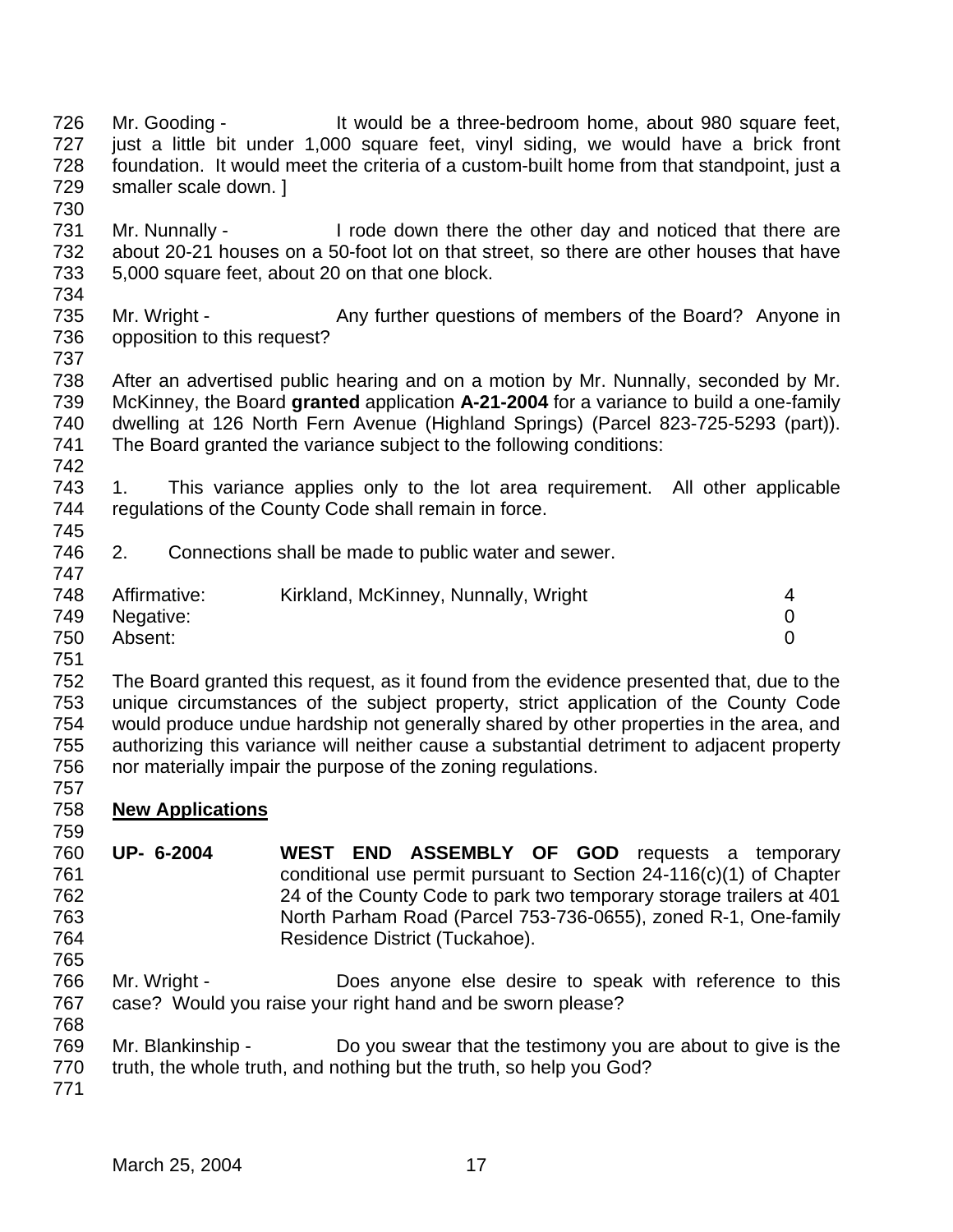Mr. Gooding - It would be a three-bedroom home, about 980 square feet, just a little bit under 1,000 square feet, vinyl siding, we would have a brick front foundation. It would meet the criteria of a custom-built home from that standpoint, just a smaller scale down. ]

Mr. Nunnally - I rode down there the other day and noticed that there are about 20-21 houses on a 50-foot lot on that street, so there are other houses that have 5,000 square feet, about 20 on that one block.

Mr. Wright - Any further questions of members of the Board? Anyone in opposition to this request?

After an advertised public hearing and on a motion by Mr. Nunnally, seconded by Mr. McKinney, the Board **granted** application **A-21-2004** for a variance to build a one-family dwelling at 126 North Fern Avenue (Highland Springs) (Parcel 823-725-5293 (part)). The Board granted the variance subject to the following conditions:

1. This variance applies only to the lot area requirement. All other applicable regulations of the County Code shall remain in force.

2. Connections shall be made to public water and sewer.

| | | |
|---|---|---|
| Affirmative: | Kirkland, McKinney, Nunnally, Wright | 4 |
| Negative: | | 0 |
| Absent: | | 0 |

The Board granted this request, as it found from the evidence presented that, due to the unique circumstances of the subject property, strict application of the County Code would produce undue hardship not generally shared by other properties in the area, and authorizing this variance will neither cause a substantial detriment to adjacent property nor materially impair the purpose of the zoning regulations.

**New Applications**

**UP- 6-2004** **WEST END ASSEMBLY OF GOD** requests a temporary conditional use permit pursuant to Section 24-116(c)(1) of Chapter 24 of the County Code to park two temporary storage trailers at 401 North Parham Road (Parcel 753-736-0655), zoned R-1, One-family Residence District (Tuckahoe).

Mr. Wright - Does anyone else desire to speak with reference to this case? Would you raise your right hand and be sworn please?

Mr. Blankinship - Do you swear that the testimony you are about to give is the truth, the whole truth, and nothing but the truth, so help you God?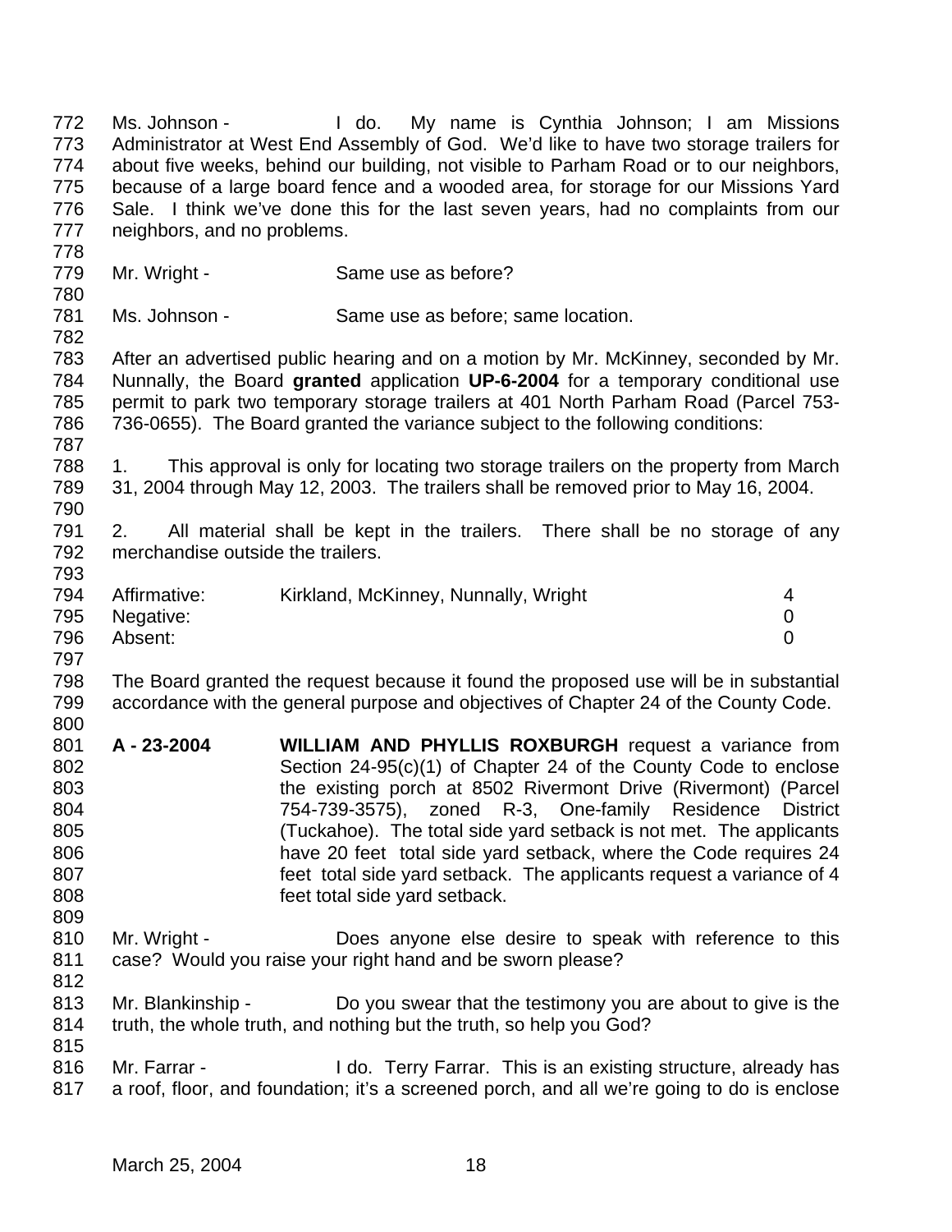Ms. Johnson - I do. My name is Cynthia Johnson; I am Missions Administrator at West End Assembly of God. We'd like to have two storage trailers for about five weeks, behind our building, not visible to Parham Road or to our neighbors, because of a large board fence and a wooded area, for storage for our Missions Yard Sale. I think we've done this for the last seven years, had no complaints from our neighbors, and no problems.

Mr. Wright - Same use as before?

Ms. Johnson - Same use as before; same location.

After an advertised public hearing and on a motion by Mr. McKinney, seconded by Mr. Nunnally, the Board **granted** application **UP-6-2004** for a temporary conditional use permit to park two temporary storage trailers at 401 North Parham Road (Parcel 753-736-0655). The Board granted the variance subject to the following conditions:

1. This approval is only for locating two storage trailers on the property from March 31, 2004 through May 12, 2003. The trailers shall be removed prior to May 16, 2004.

2. All material shall be kept in the trailers. There shall be no storage of any merchandise outside the trailers.

| | | |
|---|---|---|
| Affirmative: | Kirkland, McKinney, Nunnally, Wright | 4 |
| Negative: | | 0 |
| Absent: | | 0 |

The Board granted the request because it found the proposed use will be in substantial accordance with the general purpose and objectives of Chapter 24 of the County Code.

**A - 23-2004** **WILLIAM AND PHYLLIS ROXBURGH** request a variance from Section 24-95(c)(1) of Chapter 24 of the County Code to enclose the existing porch at 8502 Rivermont Drive (Rivermont) (Parcel 754-739-3575), zoned R-3, One-family Residence District (Tuckahoe). The total side yard setback is not met. The applicants have 20 feet total side yard setback, where the Code requires 24 feet total side yard setback. The applicants request a variance of 4 feet total side yard setback.

Mr. Wright - Does anyone else desire to speak with reference to this case? Would you raise your right hand and be sworn please?

Mr. Blankinship - Do you swear that the testimony you are about to give is the truth, the whole truth, and nothing but the truth, so help you God?

Mr. Farrar - I do. Terry Farrar. This is an existing structure, already has a roof, floor, and foundation; it's a screened porch, and all we're going to do is enclose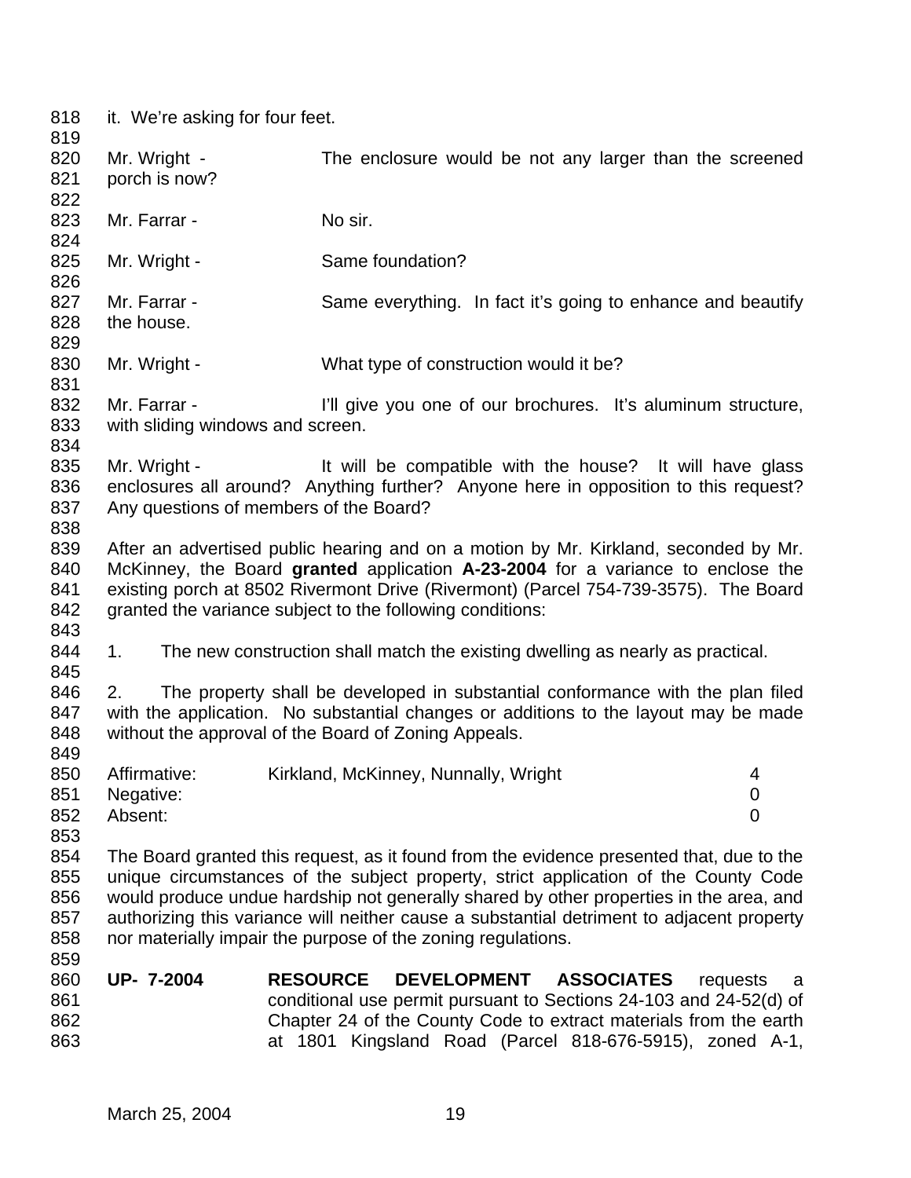it. We're asking for four feet.

Mr. Wright - The enclosure would be not any larger than the screened porch is now?

Mr. Farrar - No sir.

Mr. Wright - Same foundation?

Mr. Farrar - Same everything. In fact it's going to enhance and beautify the house.

Mr. Wright - What type of construction would it be?

Mr. Farrar - I'll give you one of our brochures. It's aluminum structure, with sliding windows and screen.

Mr. Wright - It will be compatible with the house? It will have glass enclosures all around? Anything further? Anyone here in opposition to this request? Any questions of members of the Board?

After an advertised public hearing and on a motion by Mr. Kirkland, seconded by Mr. McKinney, the Board **granted** application **A-23-2004** for a variance to enclose the existing porch at 8502 Rivermont Drive (Rivermont) (Parcel 754-739-3575). The Board granted the variance subject to the following conditions:

1. The new construction shall match the existing dwelling as nearly as practical.

2. The property shall be developed in substantial conformance with the plan filed with the application. No substantial changes or additions to the layout may be made without the approval of the Board of Zoning Appeals.

| | | |
|---|---|---|
| Affirmative: | Kirkland, McKinney, Nunnally, Wright | 4 |
| Negative: | | 0 |
| Absent: | | 0 |

The Board granted this request, as it found from the evidence presented that, due to the unique circumstances of the subject property, strict application of the County Code would produce undue hardship not generally shared by other properties in the area, and authorizing this variance will neither cause a substantial detriment to adjacent property nor materially impair the purpose of the zoning regulations.

**UP- 7-2004** **RESOURCE DEVELOPMENT ASSOCIATES** requests a conditional use permit pursuant to Sections 24-103 and 24-52(d) of Chapter 24 of the County Code to extract materials from the earth at 1801 Kingsland Road (Parcel 818-676-5915), zoned A-1,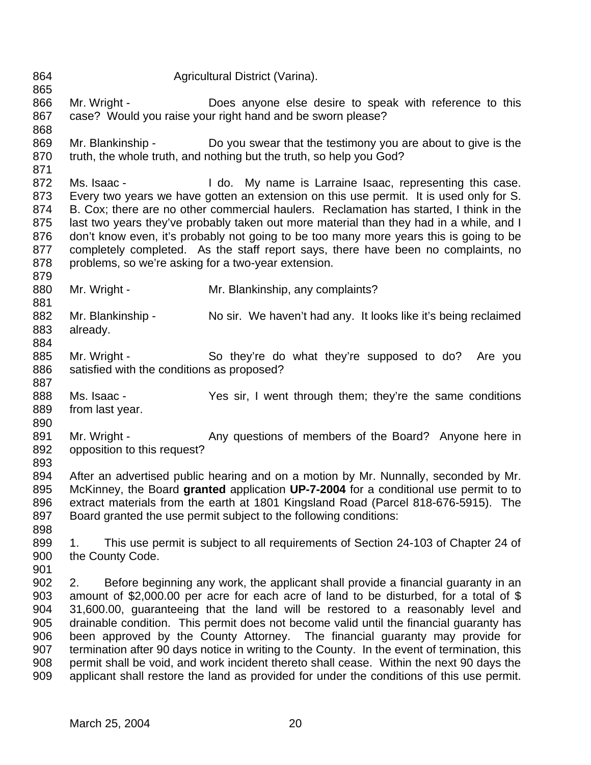Agricultural District (Varina).

Mr. Wright - Does anyone else desire to speak with reference to this case? Would you raise your right hand and be sworn please?

Mr. Blankinship - Do you swear that the testimony you are about to give is the truth, the whole truth, and nothing but the truth, so help you God?

Ms. Isaac - I do. My name is Larraine Isaac, representing this case. Every two years we have gotten an extension on this use permit. It is used only for S. B. Cox; there are no other commercial haulers. Reclamation has started, I think in the last two years they've probably taken out more material than they had in a while, and I don't know even, it's probably not going to be too many more years this is going to be completely completed. As the staff report says, there have been no complaints, no problems, so we're asking for a two-year extension.

Mr. Wright - Mr. Blankinship, any complaints?

Mr. Blankinship - No sir. We haven't had any. It looks like it's being reclaimed already.

Mr. Wright - So they're do what they're supposed to do? Are you satisfied with the conditions as proposed?

Ms. Isaac - Yes sir, I went through them; they're the same conditions from last year.

Mr. Wright - Any questions of members of the Board? Anyone here in opposition to this request?

After an advertised public hearing and on a motion by Mr. Nunnally, seconded by Mr. McKinney, the Board **granted** application **UP-7-2004** for a conditional use permit to to extract materials from the earth at 1801 Kingsland Road (Parcel 818-676-5915). The Board granted the use permit subject to the following conditions:

1. This use permit is subject to all requirements of Section 24-103 of Chapter 24 of the County Code.

2. Before beginning any work, the applicant shall provide a financial guaranty in an amount of $2,000.00 per acre for each acre of land to be disturbed, for a total of $ 31,600.00, guaranteeing that the land will be restored to a reasonably level and drainable condition. This permit does not become valid until the financial guaranty has been approved by the County Attorney. The financial guaranty may provide for termination after 90 days notice in writing to the County. In the event of termination, this permit shall be void, and work incident thereto shall cease. Within the next 90 days the applicant shall restore the land as provided for under the conditions of this use permit.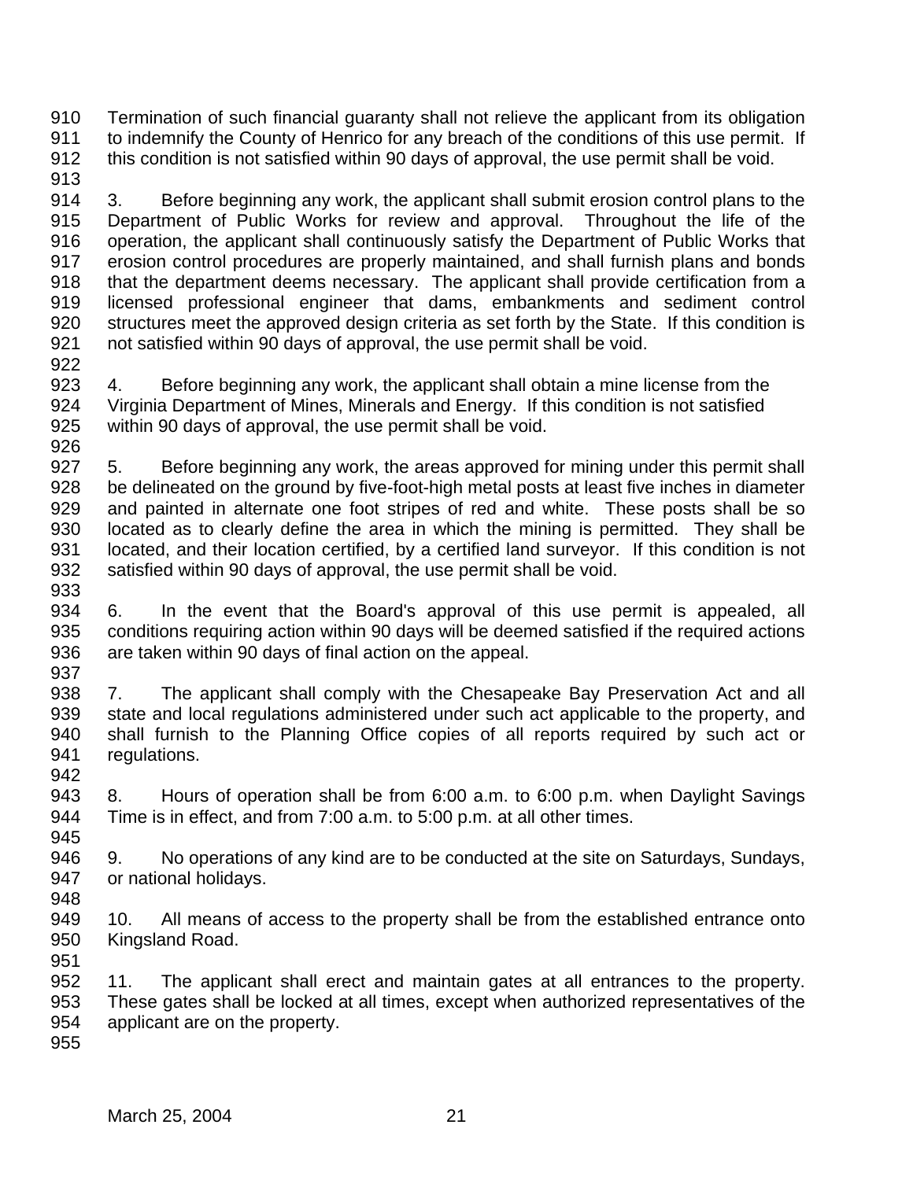Termination of such financial guaranty shall not relieve the applicant from its obligation to indemnify the County of Henrico for any breach of the conditions of this use permit. If this condition is not satisfied within 90 days of approval, the use permit shall be void.

3. Before beginning any work, the applicant shall submit erosion control plans to the Department of Public Works for review and approval. Throughout the life of the operation, the applicant shall continuously satisfy the Department of Public Works that erosion control procedures are properly maintained, and shall furnish plans and bonds that the department deems necessary. The applicant shall provide certification from a licensed professional engineer that dams, embankments and sediment control structures meet the approved design criteria as set forth by the State. If this condition is not satisfied within 90 days of approval, the use permit shall be void.

4. Before beginning any work, the applicant shall obtain a mine license from the Virginia Department of Mines, Minerals and Energy. If this condition is not satisfied within 90 days of approval, the use permit shall be void.

5. Before beginning any work, the areas approved for mining under this permit shall be delineated on the ground by five-foot-high metal posts at least five inches in diameter and painted in alternate one foot stripes of red and white. These posts shall be so located as to clearly define the area in which the mining is permitted. They shall be located, and their location certified, by a certified land surveyor. If this condition is not satisfied within 90 days of approval, the use permit shall be void.

6. In the event that the Board's approval of this use permit is appealed, all conditions requiring action within 90 days will be deemed satisfied if the required actions are taken within 90 days of final action on the appeal.

7. The applicant shall comply with the Chesapeake Bay Preservation Act and all state and local regulations administered under such act applicable to the property, and shall furnish to the Planning Office copies of all reports required by such act or regulations.

8. Hours of operation shall be from 6:00 a.m. to 6:00 p.m. when Daylight Savings Time is in effect, and from 7:00 a.m. to 5:00 p.m. at all other times.

9. No operations of any kind are to be conducted at the site on Saturdays, Sundays, or national holidays.

10. All means of access to the property shall be from the established entrance onto Kingsland Road.

11. The applicant shall erect and maintain gates at all entrances to the property. These gates shall be locked at all times, except when authorized representatives of the applicant are on the property.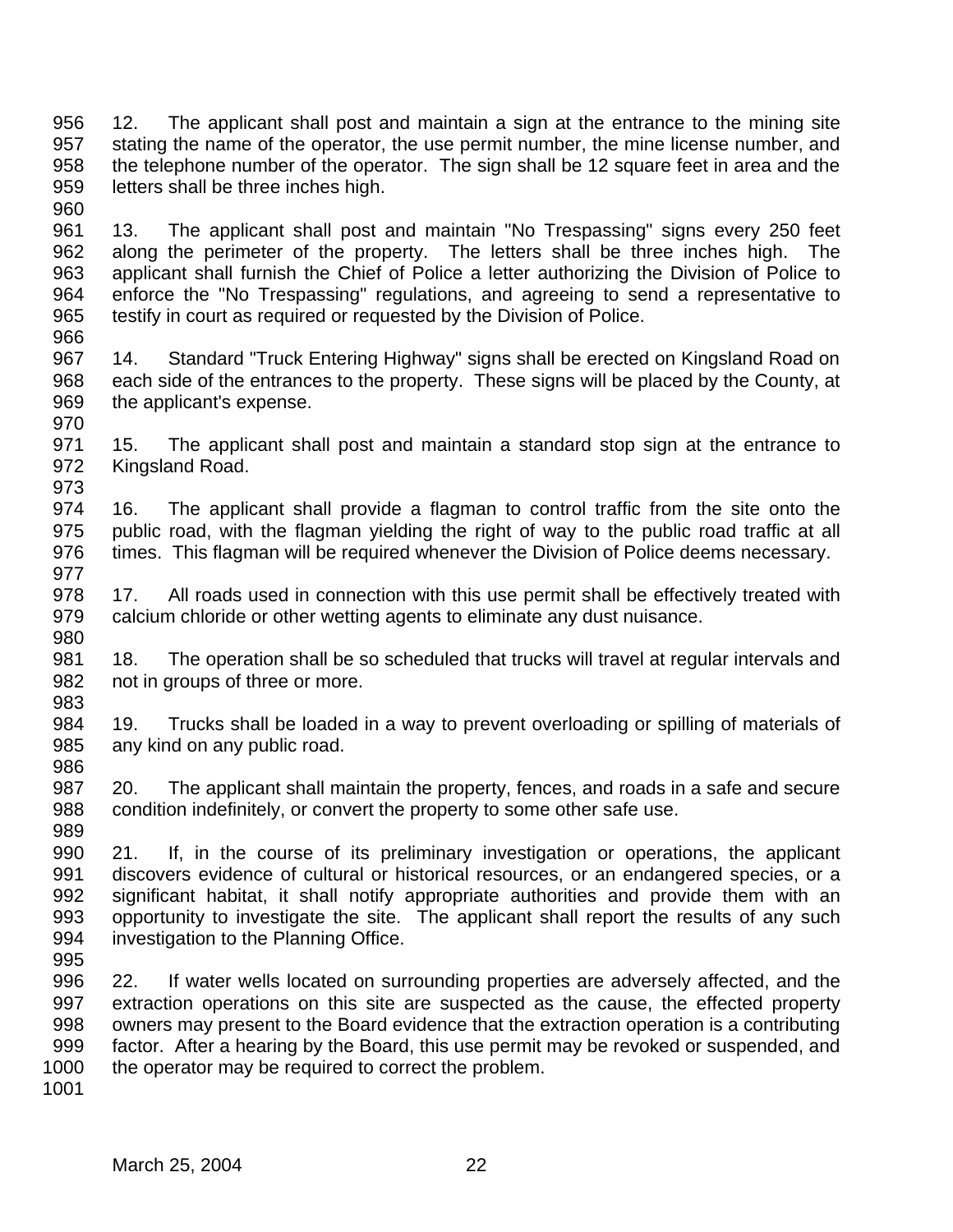12. The applicant shall post and maintain a sign at the entrance to the mining site stating the name of the operator, the use permit number, the mine license number, and the telephone number of the operator. The sign shall be 12 square feet in area and the letters shall be three inches high.

13. The applicant shall post and maintain "No Trespassing" signs every 250 feet along the perimeter of the property. The letters shall be three inches high. The applicant shall furnish the Chief of Police a letter authorizing the Division of Police to enforce the "No Trespassing" regulations, and agreeing to send a representative to testify in court as required or requested by the Division of Police.

14. Standard "Truck Entering Highway" signs shall be erected on Kingsland Road on each side of the entrances to the property. These signs will be placed by the County, at the applicant's expense.

15. The applicant shall post and maintain a standard stop sign at the entrance to Kingsland Road.

16. The applicant shall provide a flagman to control traffic from the site onto the public road, with the flagman yielding the right of way to the public road traffic at all times. This flagman will be required whenever the Division of Police deems necessary.

17. All roads used in connection with this use permit shall be effectively treated with calcium chloride or other wetting agents to eliminate any dust nuisance.

18. The operation shall be so scheduled that trucks will travel at regular intervals and not in groups of three or more.

19. Trucks shall be loaded in a way to prevent overloading or spilling of materials of any kind on any public road.

20. The applicant shall maintain the property, fences, and roads in a safe and secure condition indefinitely, or convert the property to some other safe use.

21. If, in the course of its preliminary investigation or operations, the applicant discovers evidence of cultural or historical resources, or an endangered species, or a significant habitat, it shall notify appropriate authorities and provide them with an opportunity to investigate the site. The applicant shall report the results of any such investigation to the Planning Office.

22. If water wells located on surrounding properties are adversely affected, and the extraction operations on this site are suspected as the cause, the effected property owners may present to the Board evidence that the extraction operation is a contributing factor. After a hearing by the Board, this use permit may be revoked or suspended, and the operator may be required to correct the problem.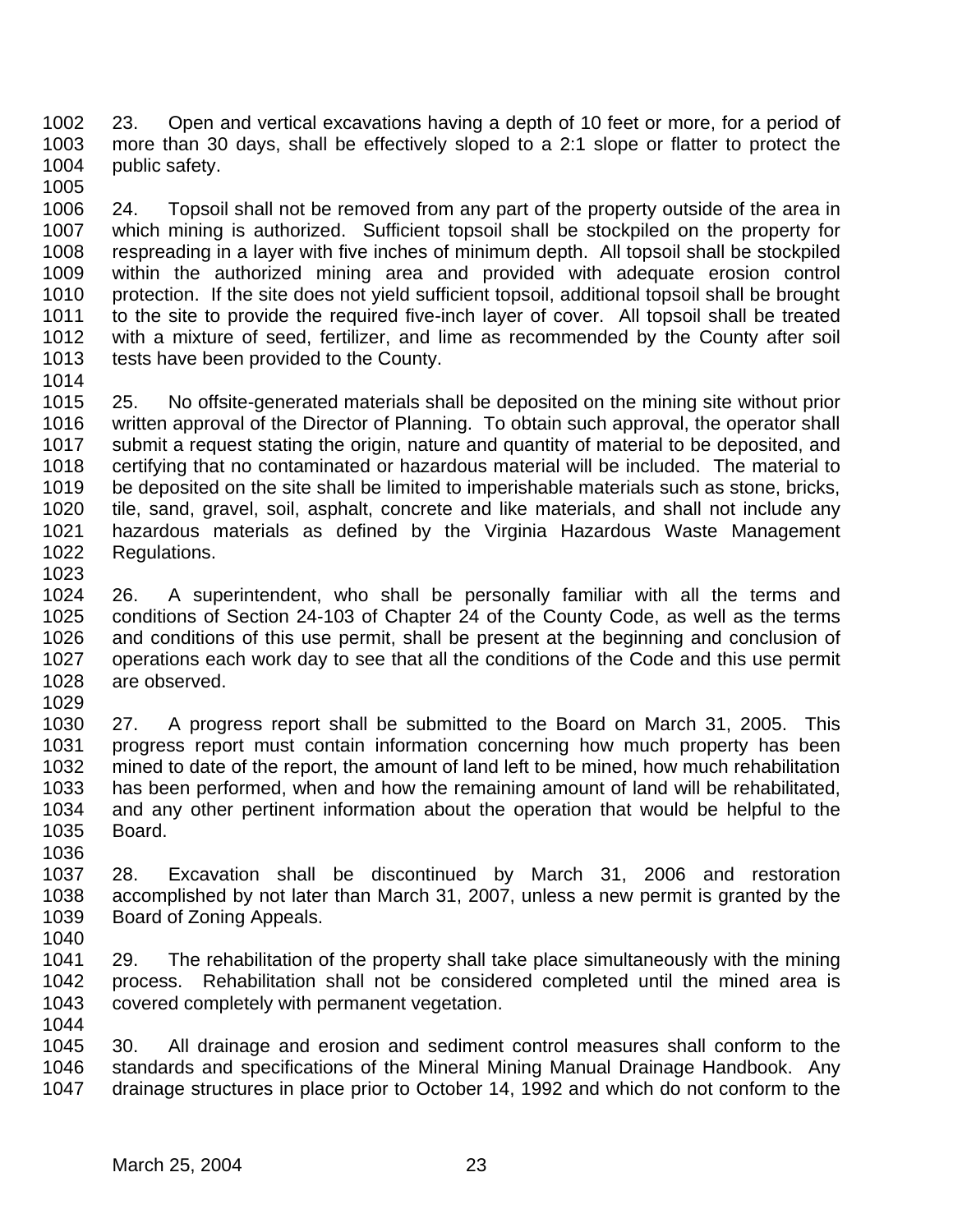23. Open and vertical excavations having a depth of 10 feet or more, for a period of more than 30 days, shall be effectively sloped to a 2:1 slope or flatter to protect the public safety.

24. Topsoil shall not be removed from any part of the property outside of the area in which mining is authorized. Sufficient topsoil shall be stockpiled on the property for respreading in a layer with five inches of minimum depth. All topsoil shall be stockpiled within the authorized mining area and provided with adequate erosion control protection. If the site does not yield sufficient topsoil, additional topsoil shall be brought to the site to provide the required five-inch layer of cover. All topsoil shall be treated with a mixture of seed, fertilizer, and lime as recommended by the County after soil tests have been provided to the County.

25. No offsite-generated materials shall be deposited on the mining site without prior written approval of the Director of Planning. To obtain such approval, the operator shall submit a request stating the origin, nature and quantity of material to be deposited, and certifying that no contaminated or hazardous material will be included. The material to be deposited on the site shall be limited to imperishable materials such as stone, bricks, tile, sand, gravel, soil, asphalt, concrete and like materials, and shall not include any hazardous materials as defined by the Virginia Hazardous Waste Management Regulations.

26. A superintendent, who shall be personally familiar with all the terms and conditions of Section 24-103 of Chapter 24 of the County Code, as well as the terms and conditions of this use permit, shall be present at the beginning and conclusion of operations each work day to see that all the conditions of the Code and this use permit are observed.

27. A progress report shall be submitted to the Board on March 31, 2005. This progress report must contain information concerning how much property has been mined to date of the report, the amount of land left to be mined, how much rehabilitation has been performed, when and how the remaining amount of land will be rehabilitated, and any other pertinent information about the operation that would be helpful to the Board.

28. Excavation shall be discontinued by March 31, 2006 and restoration accomplished by not later than March 31, 2007, unless a new permit is granted by the Board of Zoning Appeals.

29. The rehabilitation of the property shall take place simultaneously with the mining process. Rehabilitation shall not be considered completed until the mined area is covered completely with permanent vegetation.

30. All drainage and erosion and sediment control measures shall conform to the standards and specifications of the Mineral Mining Manual Drainage Handbook. Any drainage structures in place prior to October 14, 1992 and which do not conform to the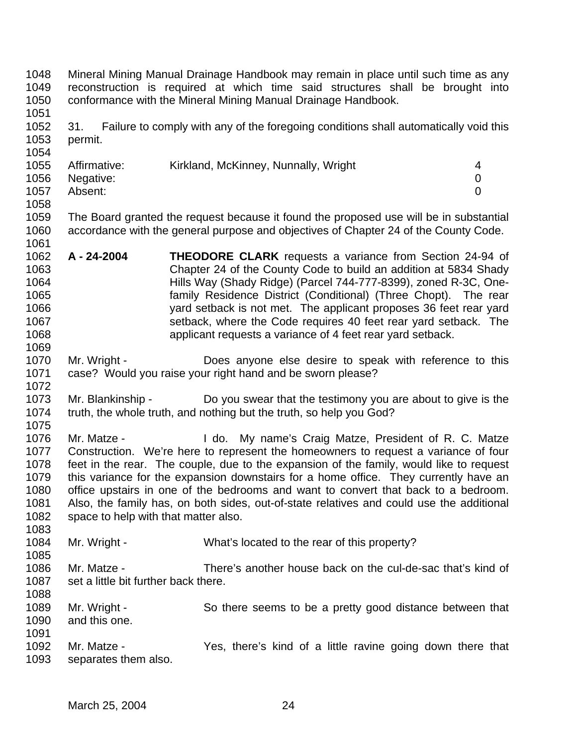Mineral Mining Manual Drainage Handbook may remain in place until such time as any reconstruction is required at which time said structures shall be brought into conformance with the Mineral Mining Manual Drainage Handbook.

31. Failure to comply with any of the foregoing conditions shall automatically void this permit.

| | | |
|---|---|---|
| Affirmative: | Kirkland, McKinney, Nunnally, Wright | 4 |
| Negative: | | 0 |
| Absent: | | 0 |

The Board granted the request because it found the proposed use will be in substantial accordance with the general purpose and objectives of Chapter 24 of the County Code.

**A - 24-2004** **THEODORE CLARK** requests a variance from Section 24-94 of Chapter 24 of the County Code to build an addition at 5834 Shady Hills Way (Shady Ridge) (Parcel 744-777-8399), zoned R-3C, One-family Residence District (Conditional) (Three Chopt). The rear yard setback is not met. The applicant proposes 36 feet rear yard setback, where the Code requires 40 feet rear yard setback. The applicant requests a variance of 4 feet rear yard setback.

Mr. Wright - Does anyone else desire to speak with reference to this case? Would you raise your right hand and be sworn please?

Mr. Blankinship - Do you swear that the testimony you are about to give is the truth, the whole truth, and nothing but the truth, so help you God?

Mr. Matze - I do. My name's Craig Matze, President of R. C. Matze Construction. We're here to represent the homeowners to request a variance of four feet in the rear. The couple, due to the expansion of the family, would like to request this variance for the expansion downstairs for a home office. They currently have an office upstairs in one of the bedrooms and want to convert that back to a bedroom. Also, the family has, on both sides, out-of-state relatives and could use the additional space to help with that matter also.

Mr. Wright - What's located to the rear of this property?

Mr. Matze - There's another house back on the cul-de-sac that's kind of set a little bit further back there.

Mr. Wright - So there seems to be a pretty good distance between that and this one.

Mr. Matze - Yes, there's kind of a little ravine going down there that separates them also.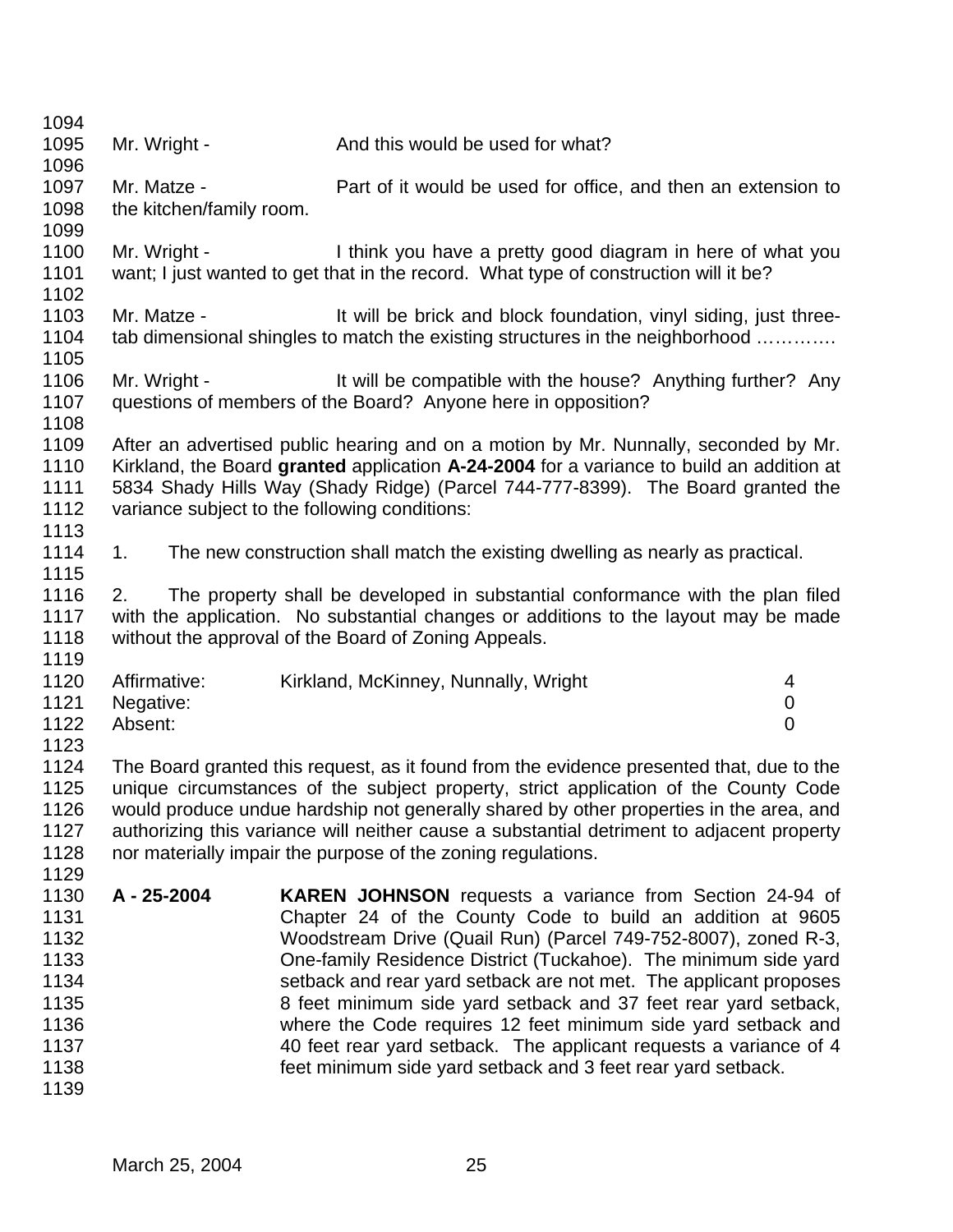Mr. Wright - And this would be used for what?

Mr. Matze - Part of it would be used for office, and then an extension to the kitchen/family room.

Mr. Wright - I think you have a pretty good diagram in here of what you want; I just wanted to get that in the record. What type of construction will it be?

Mr. Matze - It will be brick and block foundation, vinyl siding, just three-tab dimensional shingles to match the existing structures in the neighborhood ………….

Mr. Wright - It will be compatible with the house? Anything further? Any questions of members of the Board? Anyone here in opposition?

After an advertised public hearing and on a motion by Mr. Nunnally, seconded by Mr. Kirkland, the Board **granted** application **A-24-2004** for a variance to build an addition at 5834 Shady Hills Way (Shady Ridge) (Parcel 744-777-8399). The Board granted the variance subject to the following conditions:

1. The new construction shall match the existing dwelling as nearly as practical.

2. The property shall be developed in substantial conformance with the plan filed with the application. No substantial changes or additions to the layout may be made without the approval of the Board of Zoning Appeals.

| | | |
|---|---|---|
| Affirmative: | Kirkland, McKinney, Nunnally, Wright | 4 |
| Negative: | | 0 |
| Absent: | | 0 |

The Board granted this request, as it found from the evidence presented that, due to the unique circumstances of the subject property, strict application of the County Code would produce undue hardship not generally shared by other properties in the area, and authorizing this variance will neither cause a substantial detriment to adjacent property nor materially impair the purpose of the zoning regulations.

**A - 25-2004** **KAREN JOHNSON** requests a variance from Section 24-94 of Chapter 24 of the County Code to build an addition at 9605 Woodstream Drive (Quail Run) (Parcel 749-752-8007), zoned R-3, One-family Residence District (Tuckahoe). The minimum side yard setback and rear yard setback are not met. The applicant proposes 8 feet minimum side yard setback and 37 feet rear yard setback, where the Code requires 12 feet minimum side yard setback and 40 feet rear yard setback. The applicant requests a variance of 4 feet minimum side yard setback and 3 feet rear yard setback.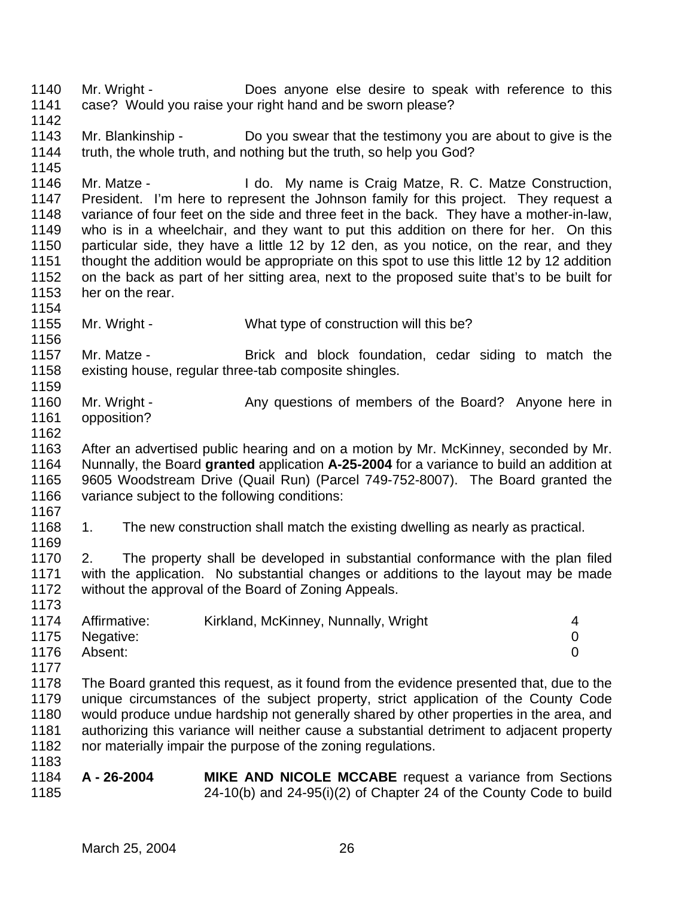Mr. Wright - Does anyone else desire to speak with reference to this case? Would you raise your right hand and be sworn please?

Mr. Blankinship - Do you swear that the testimony you are about to give is the truth, the whole truth, and nothing but the truth, so help you God?

Mr. Matze - I do. My name is Craig Matze, R. C. Matze Construction, President. I'm here to represent the Johnson family for this project. They request a variance of four feet on the side and three feet in the back. They have a mother-in-law, who is in a wheelchair, and they want to put this addition on there for her. On this particular side, they have a little 12 by 12 den, as you notice, on the rear, and they thought the addition would be appropriate on this spot to use this little 12 by 12 addition on the back as part of her sitting area, next to the proposed suite that's to be built for her on the rear.

Mr. Wright - What type of construction will this be?

Mr. Matze - Brick and block foundation, cedar siding to match the existing house, regular three-tab composite shingles.

Mr. Wright - Any questions of members of the Board? Anyone here in opposition?

After an advertised public hearing and on a motion by Mr. McKinney, seconded by Mr. Nunnally, the Board **granted** application **A-25-2004** for a variance to build an addition at 9605 Woodstream Drive (Quail Run) (Parcel 749-752-8007). The Board granted the variance subject to the following conditions:

1. The new construction shall match the existing dwelling as nearly as practical.

2. The property shall be developed in substantial conformance with the plan filed with the application. No substantial changes or additions to the layout may be made without the approval of the Board of Zoning Appeals.

| | | |
|---|---|---|
| Affirmative: | Kirkland, McKinney, Nunnally, Wright | 4 |
| Negative: | | 0 |
| Absent: | | 0 |

The Board granted this request, as it found from the evidence presented that, due to the unique circumstances of the subject property, strict application of the County Code would produce undue hardship not generally shared by other properties in the area, and authorizing this variance will neither cause a substantial detriment to adjacent property nor materially impair the purpose of the zoning regulations.

**A - 26-2004** **MIKE AND NICOLE MCCABE** request a variance from Sections 24-10(b) and 24-95(i)(2) of Chapter 24 of the County Code to build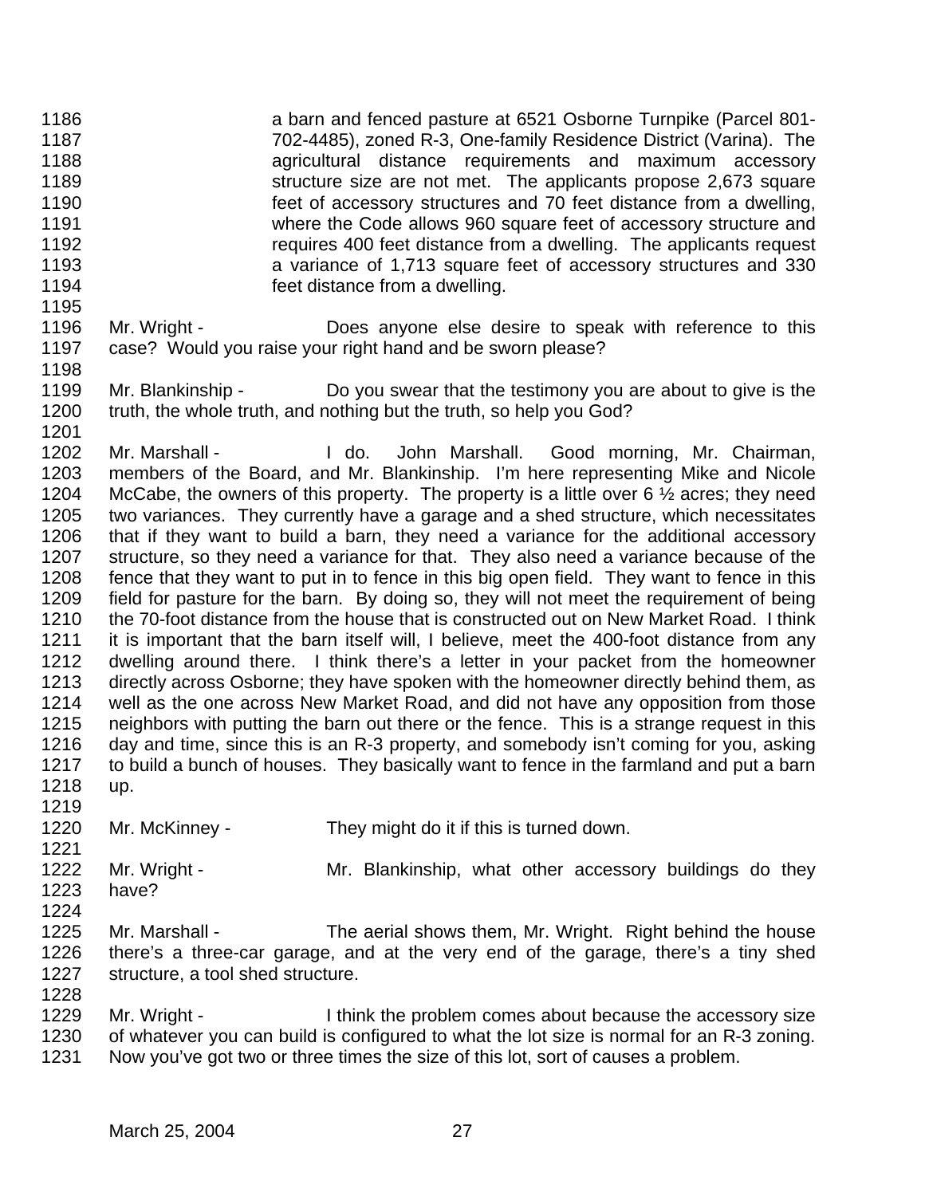a barn and fenced pasture at 6521 Osborne Turnpike (Parcel 801-702-4485), zoned R-3, One-family Residence District (Varina). The agricultural distance requirements and maximum accessory structure size are not met. The applicants propose 2,673 square feet of accessory structures and 70 feet distance from a dwelling, where the Code allows 960 square feet of accessory structure and requires 400 feet distance from a dwelling. The applicants request a variance of 1,713 square feet of accessory structures and 330 feet distance from a dwelling.

Mr. Wright - Does anyone else desire to speak with reference to this case? Would you raise your right hand and be sworn please?

Mr. Blankinship - Do you swear that the testimony you are about to give is the truth, the whole truth, and nothing but the truth, so help you God?

Mr. Marshall - I do. John Marshall. Good morning, Mr. Chairman, members of the Board, and Mr. Blankinship. I'm here representing Mike and Nicole McCabe, the owners of this property. The property is a little over 6 ½ acres; they need two variances. They currently have a garage and a shed structure, which necessitates that if they want to build a barn, they need a variance for the additional accessory structure, so they need a variance for that. They also need a variance because of the fence that they want to put in to fence in this big open field. They want to fence in this field for pasture for the barn. By doing so, they will not meet the requirement of being the 70-foot distance from the house that is constructed out on New Market Road. I think it is important that the barn itself will, I believe, meet the 400-foot distance from any dwelling around there. I think there's a letter in your packet from the homeowner directly across Osborne; they have spoken with the homeowner directly behind them, as well as the one across New Market Road, and did not have any opposition from those neighbors with putting the barn out there or the fence. This is a strange request in this day and time, since this is an R-3 property, and somebody isn't coming for you, asking to build a bunch of houses. They basically want to fence in the farmland and put a barn up.

Mr. McKinney - They might do it if this is turned down.

Mr. Wright - Mr. Blankinship, what other accessory buildings do they have?

Mr. Marshall - The aerial shows them, Mr. Wright. Right behind the house there's a three-car garage, and at the very end of the garage, there's a tiny shed structure, a tool shed structure.

Mr. Wright - I think the problem comes about because the accessory size of whatever you can build is configured to what the lot size is normal for an R-3 zoning. Now you've got two or three times the size of this lot, sort of causes a problem.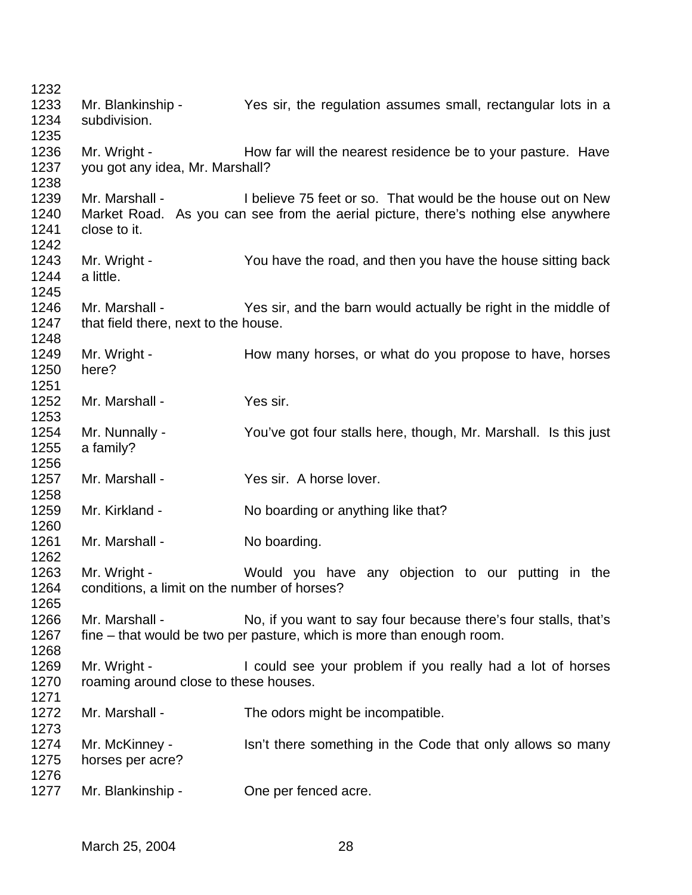1232

1233 Mr. Blankinship - Yes sir, the regulation assumes small, rectangular lots in a
1234 subdivision.

1235

1236 Mr. Wright - How far will the nearest residence be to your pasture. Have
1237 you got any idea, Mr. Marshall?

1238

1239 Mr. Marshall - I believe 75 feet or so. That would be the house out on New
1240 Market Road. As you can see from the aerial picture, there's nothing else anywhere
1241 close to it.

1242

1243 Mr. Wright - You have the road, and then you have the house sitting back
1244 a little.

1245

1246 Mr. Marshall - Yes sir, and the barn would actually be right in the middle of
1247 that field there, next to the house.

1248

1249 Mr. Wright - How many horses, or what do you propose to have, horses
1250 here?

1251

1252 Mr. Marshall - Yes sir.

1253

1254 Mr. Nunnally - You've got four stalls here, though, Mr. Marshall. Is this just
1255 a family?

1256

1257 Mr. Marshall - Yes sir. A horse lover.

1258

1259 Mr. Kirkland - No boarding or anything like that?

1260

1261 Mr. Marshall - No boarding.

1262

1263 Mr. Wright - Would you have any objection to our putting in the
1264 conditions, a limit on the number of horses?

1265

1266 Mr. Marshall - No, if you want to say four because there's four stalls, that's
1267 fine – that would be two per pasture, which is more than enough room.

1268

1269 Mr. Wright - I could see your problem if you really had a lot of horses
1270 roaming around close to these houses.

1271

1272 Mr. Marshall - The odors might be incompatible.

1273

1274 Mr. McKinney - Isn't there something in the Code that only allows so many
1275 horses per acre?

1276

1277 Mr. Blankinship - One per fenced acre.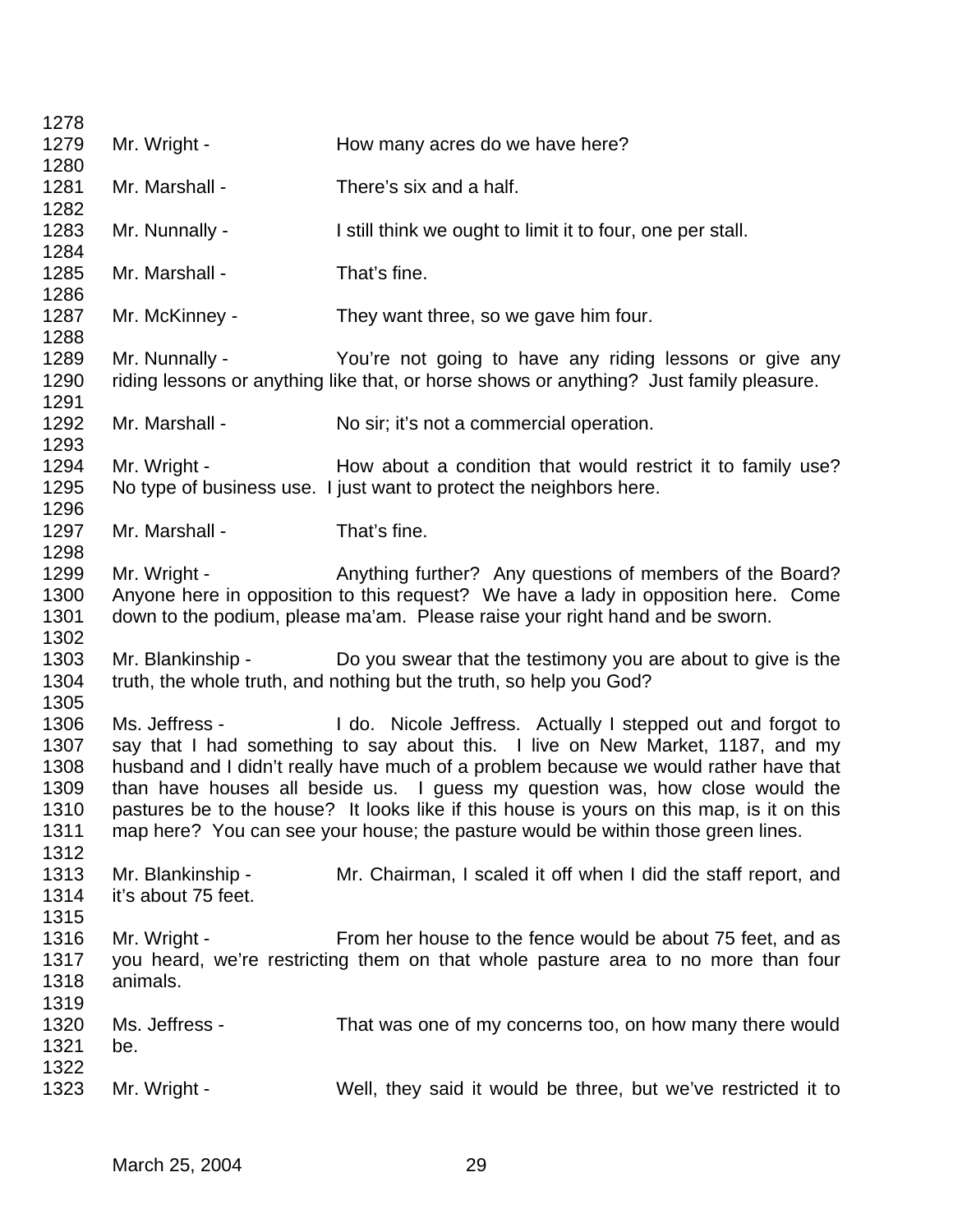1278
1279 Mr. Wright - How many acres do we have here?
1280
1281 Mr. Marshall - There's six and a half.
1282
1283 Mr. Nunnally - I still think we ought to limit it to four, one per stall.
1284
1285 Mr. Marshall - That's fine.
1286
1287 Mr. McKinney - They want three, so we gave him four.
1288
1289 Mr. Nunnally - You're not going to have any riding lessons or give any
1290 riding lessons or anything like that, or horse shows or anything? Just family pleasure.
1291
1292 Mr. Marshall - No sir; it's not a commercial operation.
1293
1294 Mr. Wright - How about a condition that would restrict it to family use?
1295 No type of business use. I just want to protect the neighbors here.
1296
1297 Mr. Marshall - That's fine.
1298
1299 Mr. Wright - Anything further? Any questions of members of the Board?
1300 Anyone here in opposition to this request? We have a lady in opposition here. Come
1301 down to the podium, please ma'am. Please raise your right hand and be sworn.
1302
1303 Mr. Blankinship - Do you swear that the testimony you are about to give is the
1304 truth, the whole truth, and nothing but the truth, so help you God?
1305
1306 Ms. Jeffress - I do. Nicole Jeffress. Actually I stepped out and forgot to
1307 say that I had something to say about this. I live on New Market, 1187, and my
1308 husband and I didn't really have much of a problem because we would rather have that
1309 than have houses all beside us. I guess my question was, how close would the
1310 pastures be to the house? It looks like if this house is yours on this map, is it on this
1311 map here? You can see your house; the pasture would be within those green lines.
1312
1313 Mr. Blankinship - Mr. Chairman, I scaled it off when I did the staff report, and
1314 it's about 75 feet.
1315
1316 Mr. Wright - From her house to the fence would be about 75 feet, and as
1317 you heard, we're restricting them on that whole pasture area to no more than four
1318 animals.
1319
1320 Ms. Jeffress - That was one of my concerns too, on how many there would
1321 be.
1322
1323 Mr. Wright - Well, they said it would be three, but we've restricted it to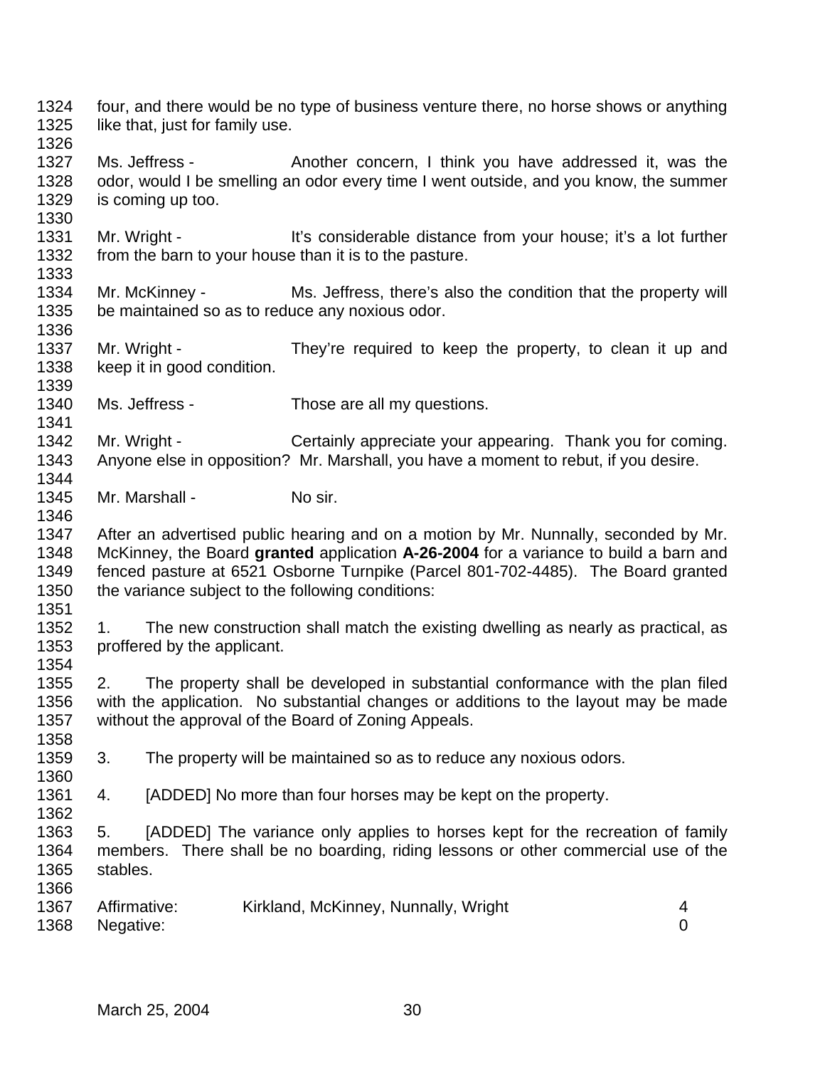four, and there would be no type of business venture there, no horse shows or anything like that, just for family use.

Ms. Jeffress - Another concern, I think you have addressed it, was the odor, would I be smelling an odor every time I went outside, and you know, the summer is coming up too.

Mr. Wright - It's considerable distance from your house; it's a lot further from the barn to your house than it is to the pasture.

Mr. McKinney - Ms. Jeffress, there's also the condition that the property will be maintained so as to reduce any noxious odor.

Mr. Wright - They're required to keep the property, to clean it up and keep it in good condition.

Ms. Jeffress - Those are all my questions.

Mr. Wright - Certainly appreciate your appearing. Thank you for coming. Anyone else in opposition? Mr. Marshall, you have a moment to rebut, if you desire.

Mr. Marshall - No sir.

After an advertised public hearing and on a motion by Mr. Nunnally, seconded by Mr. McKinney, the Board **granted** application **A-26-2004** for a variance to build a barn and fenced pasture at 6521 Osborne Turnpike (Parcel 801-702-4485). The Board granted the variance subject to the following conditions:

1. The new construction shall match the existing dwelling as nearly as practical, as proffered by the applicant.

2. The property shall be developed in substantial conformance with the plan filed with the application. No substantial changes or additions to the layout may be made without the approval of the Board of Zoning Appeals.

3. The property will be maintained so as to reduce any noxious odors.

4. [ADDED] No more than four horses may be kept on the property.

5. [ADDED] The variance only applies to horses kept for the recreation of family members. There shall be no boarding, riding lessons or other commercial use of the stables.

Affirmative: Kirkland, McKinney, Nunnally, Wright 4
Negative: 0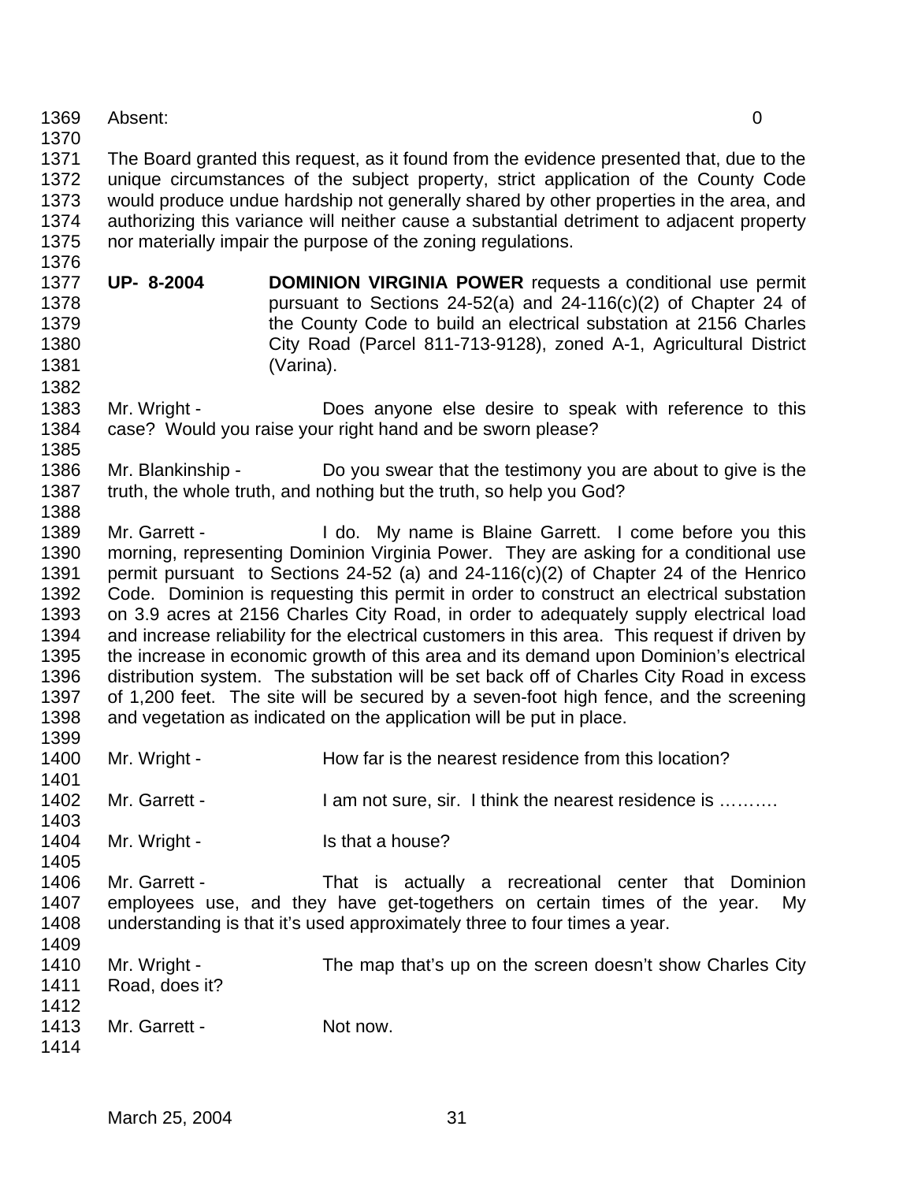Absent: 0

The Board granted this request, as it found from the evidence presented that, due to the unique circumstances of the subject property, strict application of the County Code would produce undue hardship not generally shared by other properties in the area, and authorizing this variance will neither cause a substantial detriment to adjacent property nor materially impair the purpose of the zoning regulations.

**UP- 8-2004** **DOMINION VIRGINIA POWER** requests a conditional use permit pursuant to Sections 24-52(a) and 24-116(c)(2) of Chapter 24 of the County Code to build an electrical substation at 2156 Charles City Road (Parcel 811-713-9128), zoned A-1, Agricultural District (Varina).

Mr. Wright - Does anyone else desire to speak with reference to this case? Would you raise your right hand and be sworn please?

Mr. Blankinship - Do you swear that the testimony you are about to give is the truth, the whole truth, and nothing but the truth, so help you God?

Mr. Garrett - I do. My name is Blaine Garrett. I come before you this morning, representing Dominion Virginia Power. They are asking for a conditional use permit pursuant to Sections 24-52 (a) and 24-116(c)(2) of Chapter 24 of the Henrico Code. Dominion is requesting this permit in order to construct an electrical substation on 3.9 acres at 2156 Charles City Road, in order to adequately supply electrical load and increase reliability for the electrical customers in this area. This request if driven by the increase in economic growth of this area and its demand upon Dominion's electrical distribution system. The substation will be set back off of Charles City Road in excess of 1,200 feet. The site will be secured by a seven-foot high fence, and the screening and vegetation as indicated on the application will be put in place.

Mr. Wright - How far is the nearest residence from this location?

Mr. Garrett - I am not sure, sir. I think the nearest residence is ……….

Mr. Wright - Is that a house?

Mr. Garrett - That is actually a recreational center that Dominion employees use, and they have get-togethers on certain times of the year. My understanding is that it's used approximately three to four times a year.

Mr. Wright - The map that's up on the screen doesn't show Charles City Road, does it?

Mr. Garrett - Not now.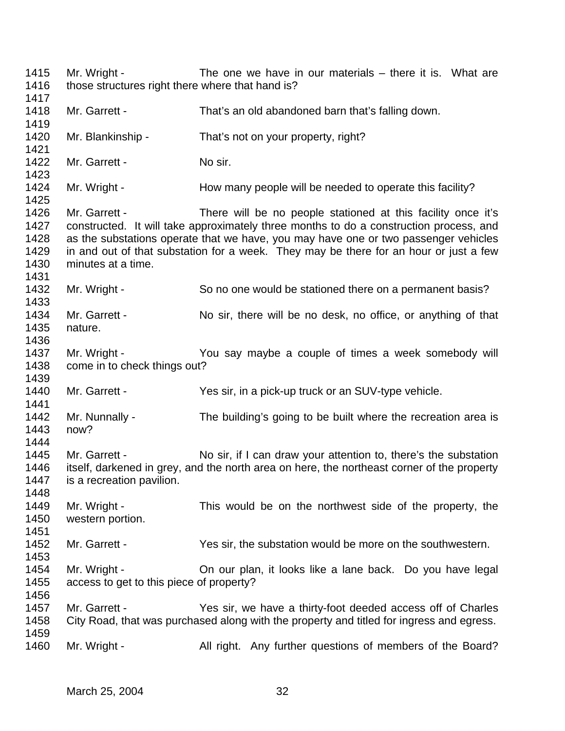1415 Mr. Wright - The one we have in our materials – there it is. What are
1416 those structures right there where that hand is?
1417
1418 Mr. Garrett - That's an old abandoned barn that's falling down.
1419
1420 Mr. Blankinship - That's not on your property, right?
1421
1422 Mr. Garrett - No sir.
1423
1424 Mr. Wright - How many people will be needed to operate this facility?
1425
1426 Mr. Garrett - There will be no people stationed at this facility once it's
1427 constructed. It will take approximately three months to do a construction process, and
1428 as the substations operate that we have, you may have one or two passenger vehicles
1429 in and out of that substation for a week. They may be there for an hour or just a few
1430 minutes at a time.
1431
1432 Mr. Wright - So no one would be stationed there on a permanent basis?
1433
1434 Mr. Garrett - No sir, there will be no desk, no office, or anything of that
1435 nature.
1436
1437 Mr. Wright - You say maybe a couple of times a week somebody will
1438 come in to check things out?
1439
1440 Mr. Garrett - Yes sir, in a pick-up truck or an SUV-type vehicle.
1441
1442 Mr. Nunnally - The building's going to be built where the recreation area is
1443 now?
1444
1445 Mr. Garrett - No sir, if I can draw your attention to, there's the substation
1446 itself, darkened in grey, and the north area on here, the northeast corner of the property
1447 is a recreation pavilion.
1448
1449 Mr. Wright - This would be on the northwest side of the property, the
1450 western portion.
1451
1452 Mr. Garrett - Yes sir, the substation would be more on the southwestern.
1453
1454 Mr. Wright - On our plan, it looks like a lane back. Do you have legal
1455 access to get to this piece of property?
1456
1457 Mr. Garrett - Yes sir, we have a thirty-foot deeded access off of Charles
1458 City Road, that was purchased along with the property and titled for ingress and egress.
1459
1460 Mr. Wright - All right. Any further questions of members of the Board?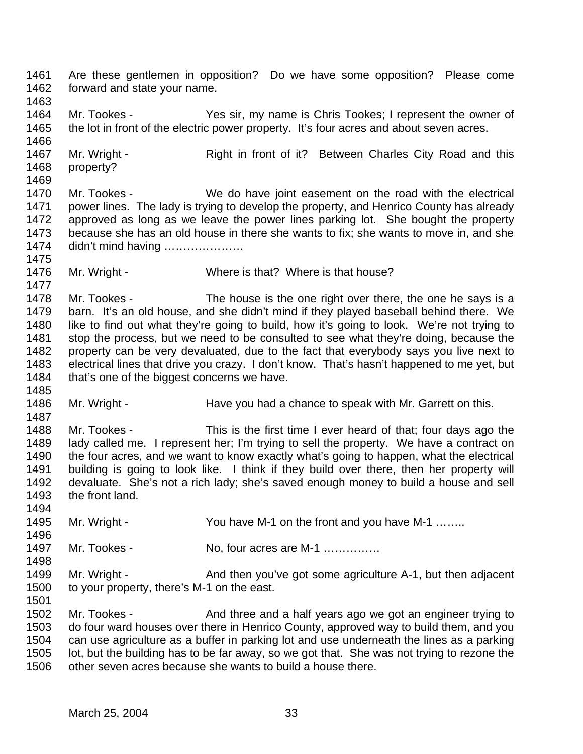1461 Are these gentlemen in opposition? Do we have some opposition? Please come
1462 forward and state your name.
1463
1464 Mr. Tookes - Yes sir, my name is Chris Tookes; I represent the owner of
1465 the lot in front of the electric power property. It's four acres and about seven acres.
1466
1467 Mr. Wright - Right in front of it? Between Charles City Road and this
1468 property?
1469
1470 Mr. Tookes - We do have joint easement on the road with the electrical
1471 power lines. The lady is trying to develop the property, and Henrico County has already
1472 approved as long as we leave the power lines parking lot. She bought the property
1473 because she has an old house in there she wants to fix; she wants to move in, and she
1474 didn't mind having …………………
1475
1476 Mr. Wright - Where is that? Where is that house?
1477
1478 Mr. Tookes - The house is the one right over there, the one he says is a
1479 barn. It's an old house, and she didn't mind if they played baseball behind there. We
1480 like to find out what they're going to build, how it's going to look. We're not trying to
1481 stop the process, but we need to be consulted to see what they're doing, because the
1482 property can be very devaluated, due to the fact that everybody says you live next to
1483 electrical lines that drive you crazy. I don't know. That's hasn't happened to me yet, but
1484 that's one of the biggest concerns we have.
1485
1486 Mr. Wright - Have you had a chance to speak with Mr. Garrett on this.
1487
1488 Mr. Tookes - This is the first time I ever heard of that; four days ago the
1489 lady called me. I represent her; I'm trying to sell the property. We have a contract on
1490 the four acres, and we want to know exactly what's going to happen, what the electrical
1491 building is going to look like. I think if they build over there, then her property will
1492 devaluate. She's not a rich lady; she's saved enough money to build a house and sell
1493 the front land.
1494
1495 Mr. Wright - You have M-1 on the front and you have M-1 ……..
1496
1497 Mr. Tookes - No, four acres are M-1 ……………
1498
1499 Mr. Wright - And then you've got some agriculture A-1, but then adjacent
1500 to your property, there's M-1 on the east.
1501
1502 Mr. Tookes - And three and a half years ago we got an engineer trying to
1503 do four ward houses over there in Henrico County, approved way to build them, and you
1504 can use agriculture as a buffer in parking lot and use underneath the lines as a parking
1505 lot, but the building has to be far away, so we got that. She was not trying to rezone the
1506 other seven acres because she wants to build a house there.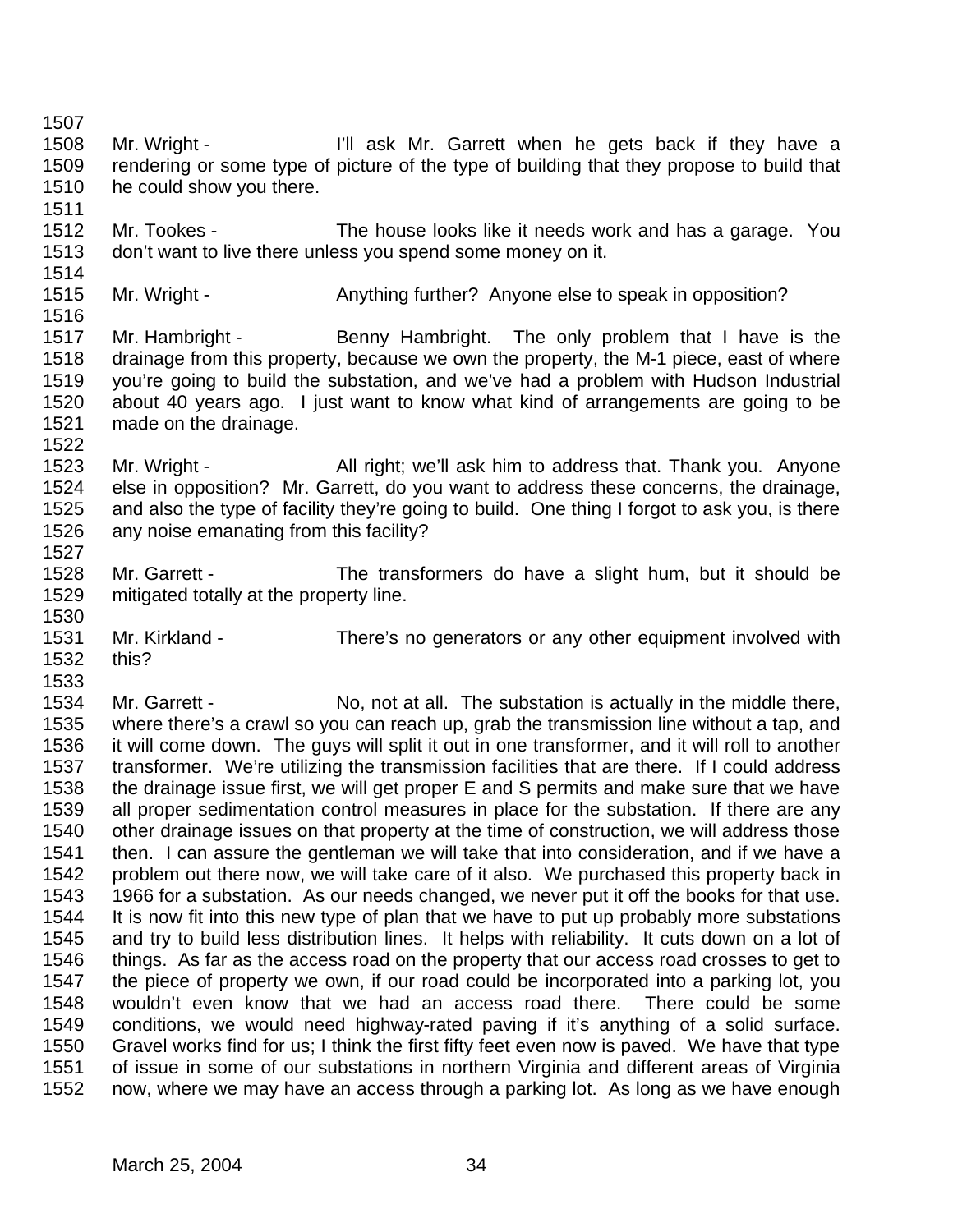Mr. Wright - I'll ask Mr. Garrett when he gets back if they have a rendering or some type of picture of the type of building that they propose to build that he could show you there.

Mr. Tookes - The house looks like it needs work and has a garage. You don't want to live there unless you spend some money on it.

Mr. Wright - Anything further? Anyone else to speak in opposition?

Mr. Hambright - Benny Hambright. The only problem that I have is the drainage from this property, because we own the property, the M-1 piece, east of where you're going to build the substation, and we've had a problem with Hudson Industrial about 40 years ago. I just want to know what kind of arrangements are going to be made on the drainage.

Mr. Wright - All right; we'll ask him to address that. Thank you. Anyone else in opposition? Mr. Garrett, do you want to address these concerns, the drainage, and also the type of facility they're going to build. One thing I forgot to ask you, is there any noise emanating from this facility?

Mr. Garrett - The transformers do have a slight hum, but it should be mitigated totally at the property line.

Mr. Kirkland - There's no generators or any other equipment involved with this?

Mr. Garrett - No, not at all. The substation is actually in the middle there, where there's a crawl so you can reach up, grab the transmission line without a tap, and it will come down. The guys will split it out in one transformer, and it will roll to another transformer. We're utilizing the transmission facilities that are there. If I could address the drainage issue first, we will get proper E and S permits and make sure that we have all proper sedimentation control measures in place for the substation. If there are any other drainage issues on that property at the time of construction, we will address those then. I can assure the gentleman we will take that into consideration, and if we have a problem out there now, we will take care of it also. We purchased this property back in 1966 for a substation. As our needs changed, we never put it off the books for that use. It is now fit into this new type of plan that we have to put up probably more substations and try to build less distribution lines. It helps with reliability. It cuts down on a lot of things. As far as the access road on the property that our access road crosses to get to the piece of property we own, if our road could be incorporated into a parking lot, you wouldn't even know that we had an access road there. There could be some conditions, we would need highway-rated paving if it's anything of a solid surface. Gravel works find for us; I think the first fifty feet even now is paved. We have that type of issue in some of our substations in northern Virginia and different areas of Virginia now, where we may have an access through a parking lot. As long as we have enough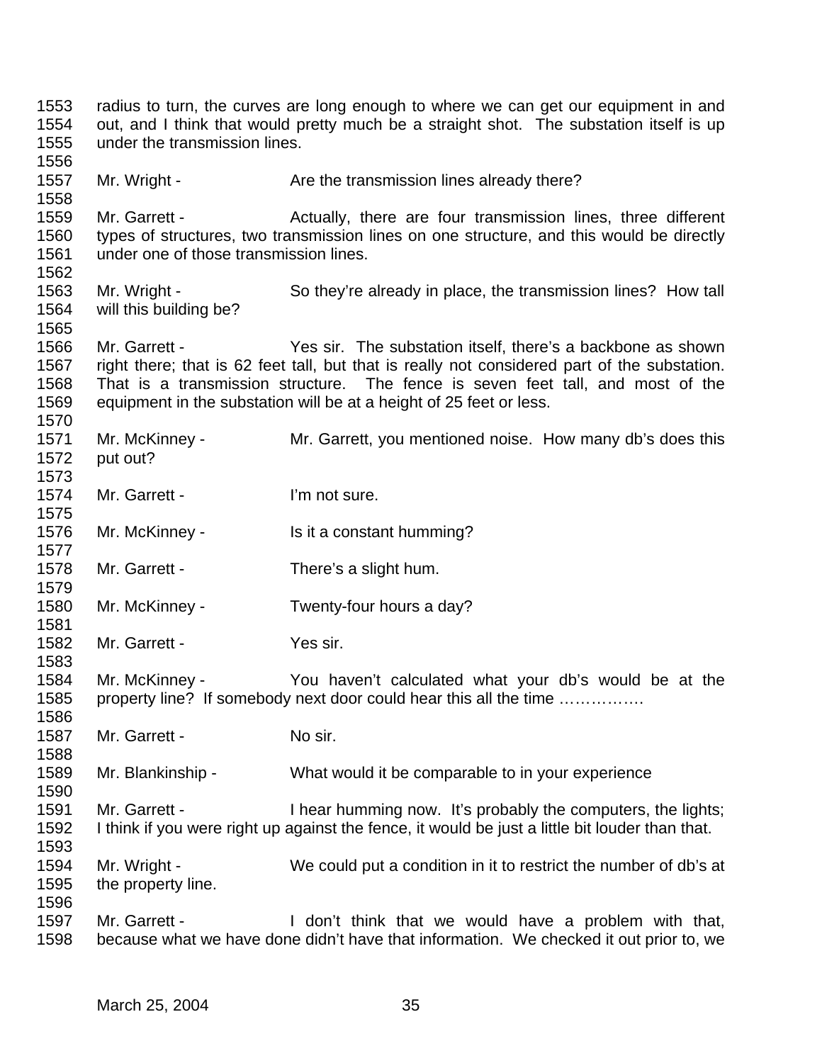radius to turn, the curves are long enough to where we can get our equipment in and out, and I think that would pretty much be a straight shot. The substation itself is up under the transmission lines.

Mr. Wright - Are the transmission lines already there?

Mr. Garrett - Actually, there are four transmission lines, three different types of structures, two transmission lines on one structure, and this would be directly under one of those transmission lines.

Mr. Wright - So they're already in place, the transmission lines? How tall will this building be?

Mr. Garrett - Yes sir. The substation itself, there's a backbone as shown right there; that is 62 feet tall, but that is really not considered part of the substation. That is a transmission structure. The fence is seven feet tall, and most of the equipment in the substation will be at a height of 25 feet or less.

Mr. McKinney - Mr. Garrett, you mentioned noise. How many db's does this put out?

Mr. Garrett - I'm not sure.

Mr. McKinney - Is it a constant humming?

Mr. Garrett - There's a slight hum.

Mr. McKinney - Twenty-four hours a day?

Mr. Garrett - Yes sir.

Mr. McKinney - You haven't calculated what your db's would be at the property line? If somebody next door could hear this all the time …………….

Mr. Garrett - No sir.

Mr. Blankinship - What would it be comparable to in your experience

Mr. Garrett - I hear humming now. It's probably the computers, the lights; I think if you were right up against the fence, it would be just a little bit louder than that.

Mr. Wright - We could put a condition in it to restrict the number of db's at the property line.

Mr. Garrett - I don't think that we would have a problem with that, because what we have done didn't have that information. We checked it out prior to, we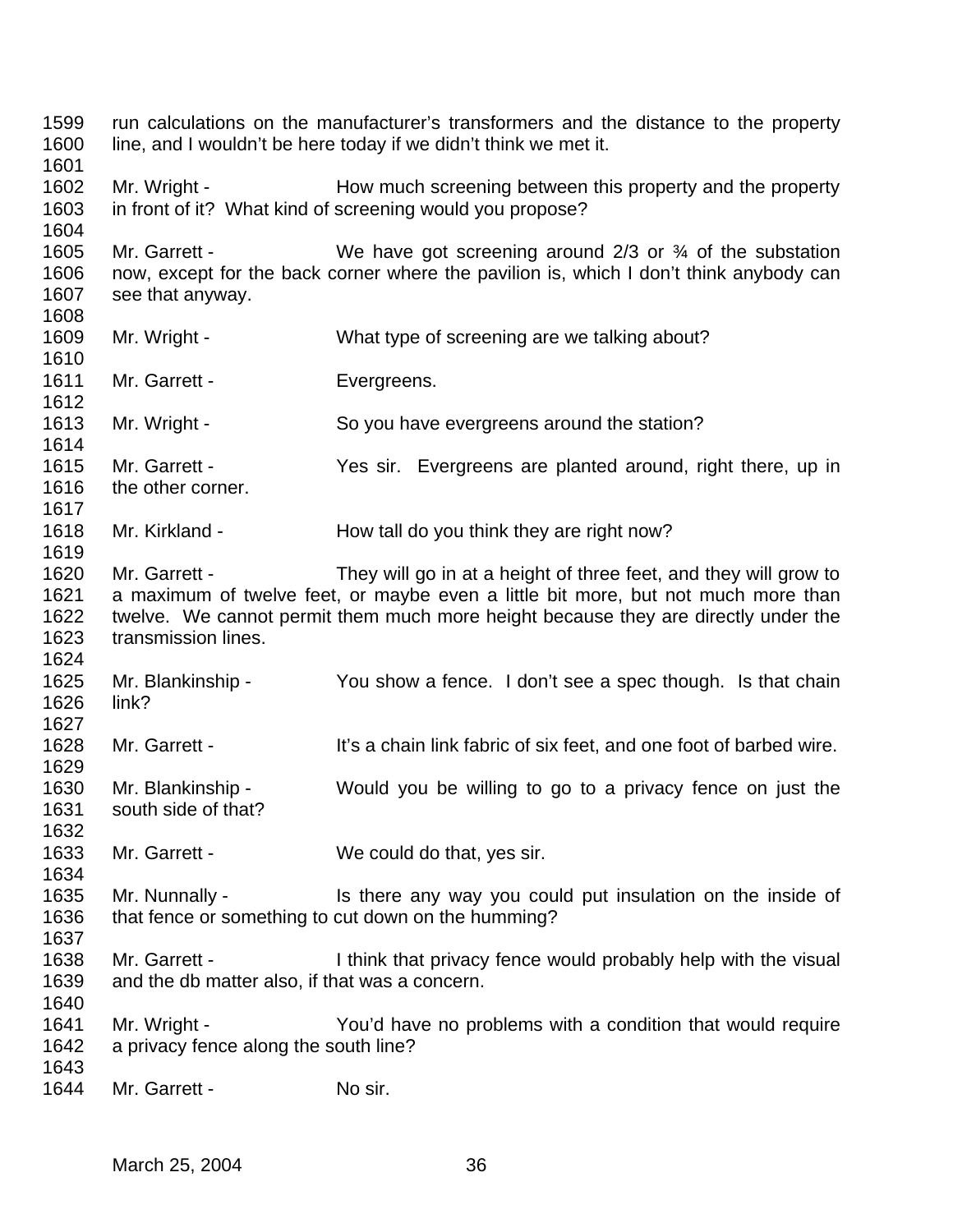run calculations on the manufacturer's transformers and the distance to the property line, and I wouldn't be here today if we didn't think we met it.

Mr. Wright - How much screening between this property and the property in front of it? What kind of screening would you propose?

Mr. Garrett - We have got screening around 2/3 or ¾ of the substation now, except for the back corner where the pavilion is, which I don't think anybody can see that anyway.

Mr. Wright - What type of screening are we talking about?

Mr. Garrett - Evergreens.

Mr. Wright - So you have evergreens around the station?

Mr. Garrett - Yes sir. Evergreens are planted around, right there, up in the other corner.

Mr. Kirkland - How tall do you think they are right now?

Mr. Garrett - They will go in at a height of three feet, and they will grow to a maximum of twelve feet, or maybe even a little bit more, but not much more than twelve. We cannot permit them much more height because they are directly under the transmission lines.

Mr. Blankinship - You show a fence. I don't see a spec though. Is that chain link?

Mr. Garrett - It's a chain link fabric of six feet, and one foot of barbed wire.

Mr. Blankinship - Would you be willing to go to a privacy fence on just the south side of that?

Mr. Garrett - We could do that, yes sir.

Mr. Nunnally - Is there any way you could put insulation on the inside of that fence or something to cut down on the humming?

Mr. Garrett - I think that privacy fence would probably help with the visual and the db matter also, if that was a concern.

Mr. Wright - You'd have no problems with a condition that would require a privacy fence along the south line?

Mr. Garrett - No sir.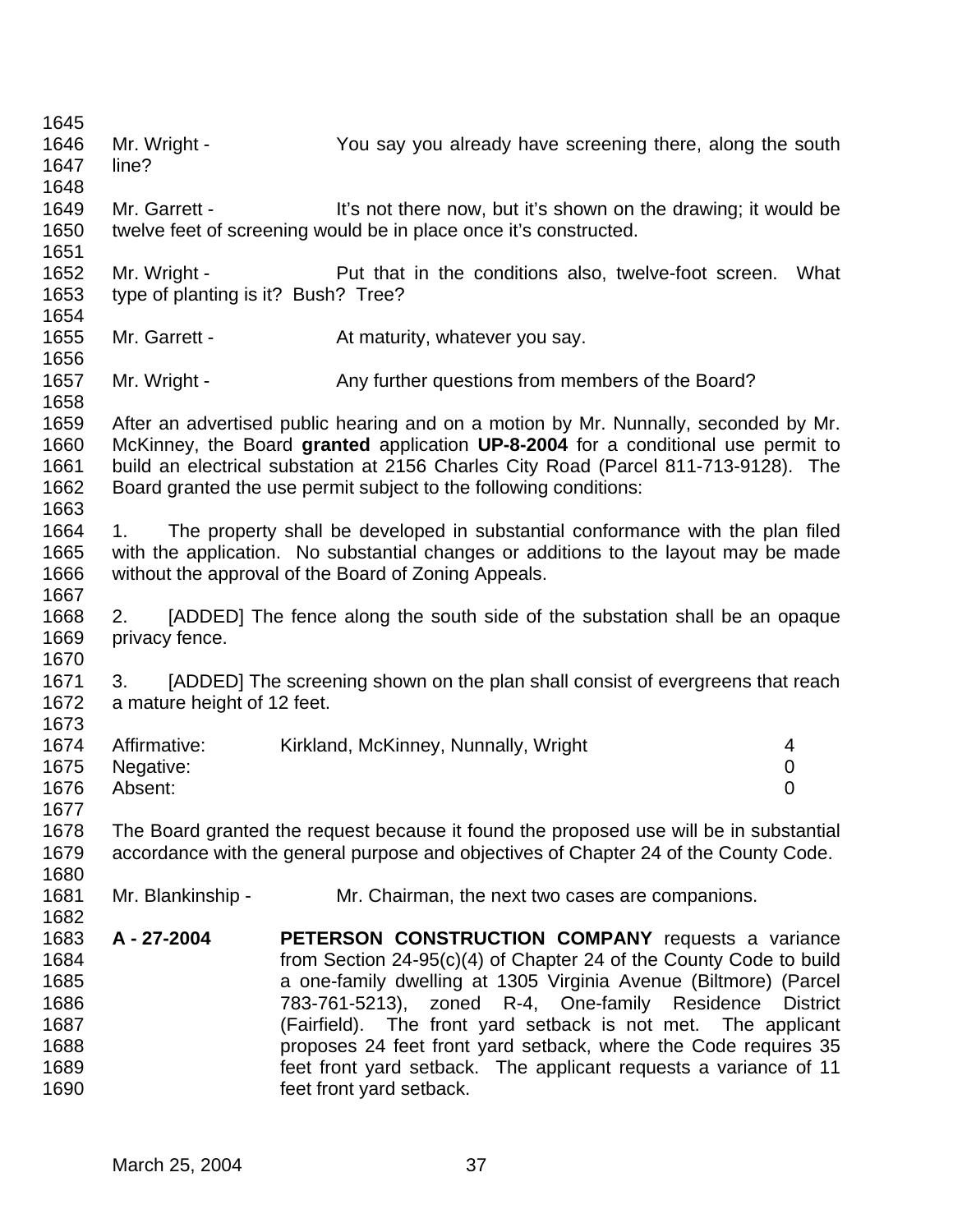Mr. Wright - You say you already have screening there, along the south line?

Mr. Garrett - It's not there now, but it's shown on the drawing; it would be twelve feet of screening would be in place once it's constructed.

Mr. Wright - Put that in the conditions also, twelve-foot screen. What type of planting is it? Bush? Tree?

Mr. Garrett - At maturity, whatever you say.

Mr. Wright - Any further questions from members of the Board?

After an advertised public hearing and on a motion by Mr. Nunnally, seconded by Mr. McKinney, the Board **granted** application **UP-8-2004** for a conditional use permit to build an electrical substation at 2156 Charles City Road (Parcel 811-713-9128). The Board granted the use permit subject to the following conditions:

1. The property shall be developed in substantial conformance with the plan filed with the application. No substantial changes or additions to the layout may be made without the approval of the Board of Zoning Appeals.

2. [ADDED] The fence along the south side of the substation shall be an opaque privacy fence.

3. [ADDED] The screening shown on the plan shall consist of evergreens that reach a mature height of 12 feet.

| | | |
|---|---|---|
| Affirmative: | Kirkland, McKinney, Nunnally, Wright | 4 |
| Negative: | | 0 |
| Absent: | | 0 |

The Board granted the request because it found the proposed use will be in substantial accordance with the general purpose and objectives of Chapter 24 of the County Code.

Mr. Blankinship - Mr. Chairman, the next two cases are companions.

**A - 27-2004** **PETERSON CONSTRUCTION COMPANY** requests a variance from Section 24-95(c)(4) of Chapter 24 of the County Code to build a one-family dwelling at 1305 Virginia Avenue (Biltmore) (Parcel 783-761-5213), zoned R-4, One-family Residence District (Fairfield). The front yard setback is not met. The applicant proposes 24 feet front yard setback, where the Code requires 35 feet front yard setback. The applicant requests a variance of 11 feet front yard setback.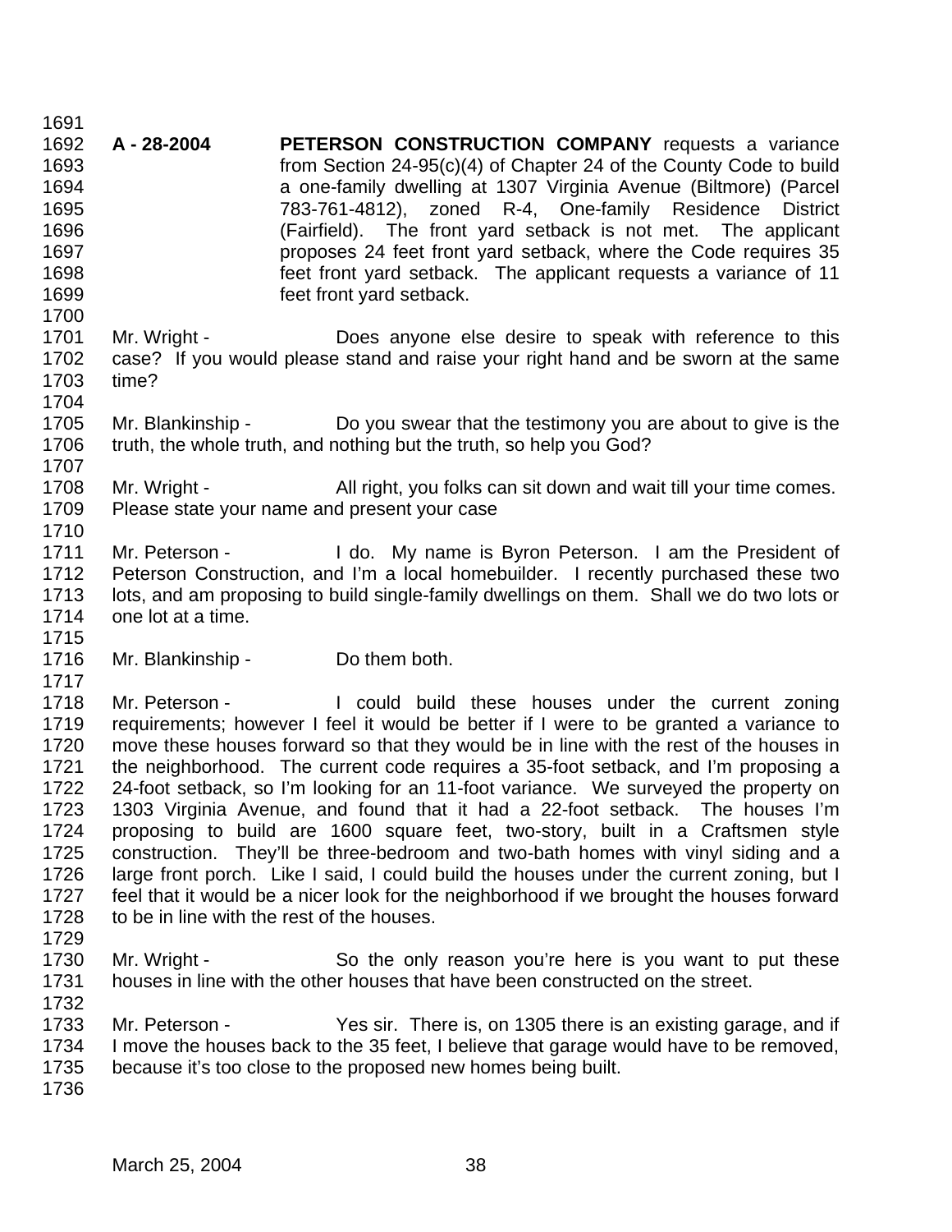**A - 28-2004** **PETERSON CONSTRUCTION COMPANY** requests a variance from Section 24-95(c)(4) of Chapter 24 of the County Code to build a one-family dwelling at 1307 Virginia Avenue (Biltmore) (Parcel 783-761-4812), zoned R-4, One-family Residence District (Fairfield). The front yard setback is not met. The applicant proposes 24 feet front yard setback, where the Code requires 35 feet front yard setback. The applicant requests a variance of 11 feet front yard setback.

Mr. Wright - Does anyone else desire to speak with reference to this case? If you would please stand and raise your right hand and be sworn at the same time?

Mr. Blankinship - Do you swear that the testimony you are about to give is the truth, the whole truth, and nothing but the truth, so help you God?

Mr. Wright - All right, you folks can sit down and wait till your time comes. Please state your name and present your case

Mr. Peterson - I do. My name is Byron Peterson. I am the President of Peterson Construction, and I'm a local homebuilder. I recently purchased these two lots, and am proposing to build single-family dwellings on them. Shall we do two lots or one lot at a time.

Mr. Blankinship - Do them both.

Mr. Peterson - I could build these houses under the current zoning requirements; however I feel it would be better if I were to be granted a variance to move these houses forward so that they would be in line with the rest of the houses in the neighborhood. The current code requires a 35-foot setback, and I'm proposing a 24-foot setback, so I'm looking for an 11-foot variance. We surveyed the property on 1303 Virginia Avenue, and found that it had a 22-foot setback. The houses I'm proposing to build are 1600 square feet, two-story, built in a Craftsmen style construction. They'll be three-bedroom and two-bath homes with vinyl siding and a large front porch. Like I said, I could build the houses under the current zoning, but I feel that it would be a nicer look for the neighborhood if we brought the houses forward to be in line with the rest of the houses.

Mr. Wright - So the only reason you're here is you want to put these houses in line with the other houses that have been constructed on the street.

Mr. Peterson - Yes sir. There is, on 1305 there is an existing garage, and if I move the houses back to the 35 feet, I believe that garage would have to be removed, because it's too close to the proposed new homes being built.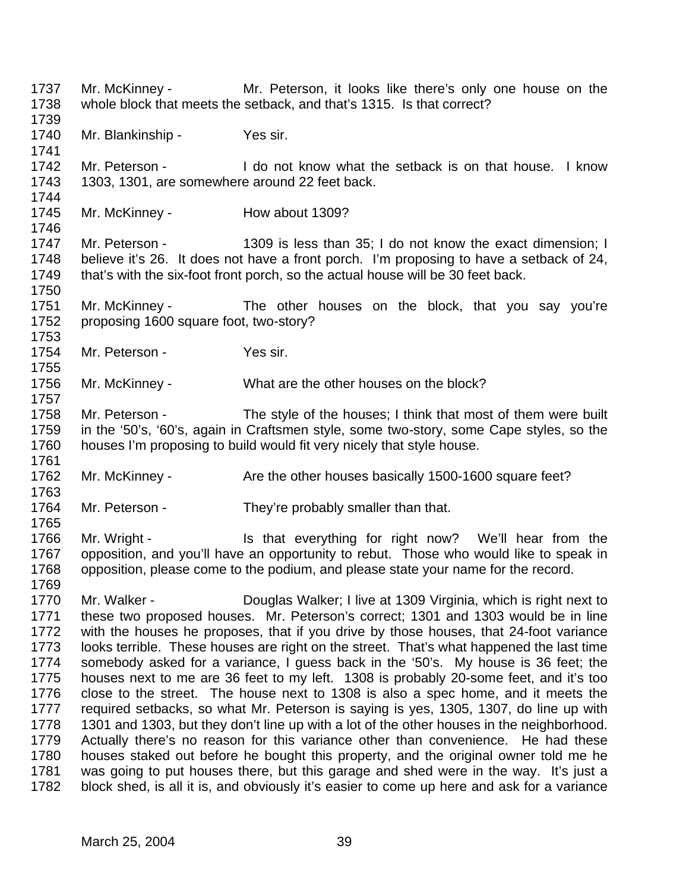1737 Mr. McKinney - Mr. Peterson, it looks like there's only one house on the
1738 whole block that meets the setback, and that's 1315. Is that correct?
1739
1740 Mr. Blankinship - Yes sir.
1741
1742 Mr. Peterson - I do not know what the setback is on that house. I know
1743 1303, 1301, are somewhere around 22 feet back.
1744
1745 Mr. McKinney - How about 1309?
1746
1747 Mr. Peterson - 1309 is less than 35; I do not know the exact dimension; I
1748 believe it's 26. It does not have a front porch. I'm proposing to have a setback of 24,
1749 that's with the six-foot front porch, so the actual house will be 30 feet back.
1750
1751 Mr. McKinney - The other houses on the block, that you say you're
1752 proposing 1600 square foot, two-story?
1753
1754 Mr. Peterson - Yes sir.
1755
1756 Mr. McKinney - What are the other houses on the block?
1757
1758 Mr. Peterson - The style of the houses; I think that most of them were built
1759 in the '50's, '60's, again in Craftsmen style, some two-story, some Cape styles, so the
1760 houses I'm proposing to build would fit very nicely that style house.
1761
1762 Mr. McKinney - Are the other houses basically 1500-1600 square feet?
1763
1764 Mr. Peterson - They're probably smaller than that.
1765
1766 Mr. Wright - Is that everything for right now? We'll hear from the
1767 opposition, and you'll have an opportunity to rebut. Those who would like to speak in
1768 opposition, please come to the podium, and please state your name for the record.
1769
1770 Mr. Walker - Douglas Walker; I live at 1309 Virginia, which is right next to
1771 these two proposed houses. Mr. Peterson's correct; 1301 and 1303 would be in line
1772 with the houses he proposes, that if you drive by those houses, that 24-foot variance
1773 looks terrible. These houses are right on the street. That's what happened the last time
1774 somebody asked for a variance, I guess back in the '50's. My house is 36 feet; the
1775 houses next to me are 36 feet to my left. 1308 is probably 20-some feet, and it's too
1776 close to the street. The house next to 1308 is also a spec home, and it meets the
1777 required setbacks, so what Mr. Peterson is saying is yes, 1305, 1307, do line up with
1778 1301 and 1303, but they don't line up with a lot of the other houses in the neighborhood.
1779 Actually there's no reason for this variance other than convenience. He had these
1780 houses staked out before he bought this property, and the original owner told me he
1781 was going to put houses there, but this garage and shed were in the way. It's just a
1782 block shed, is all it is, and obviously it's easier to come up here and ask for a variance

March 25, 2004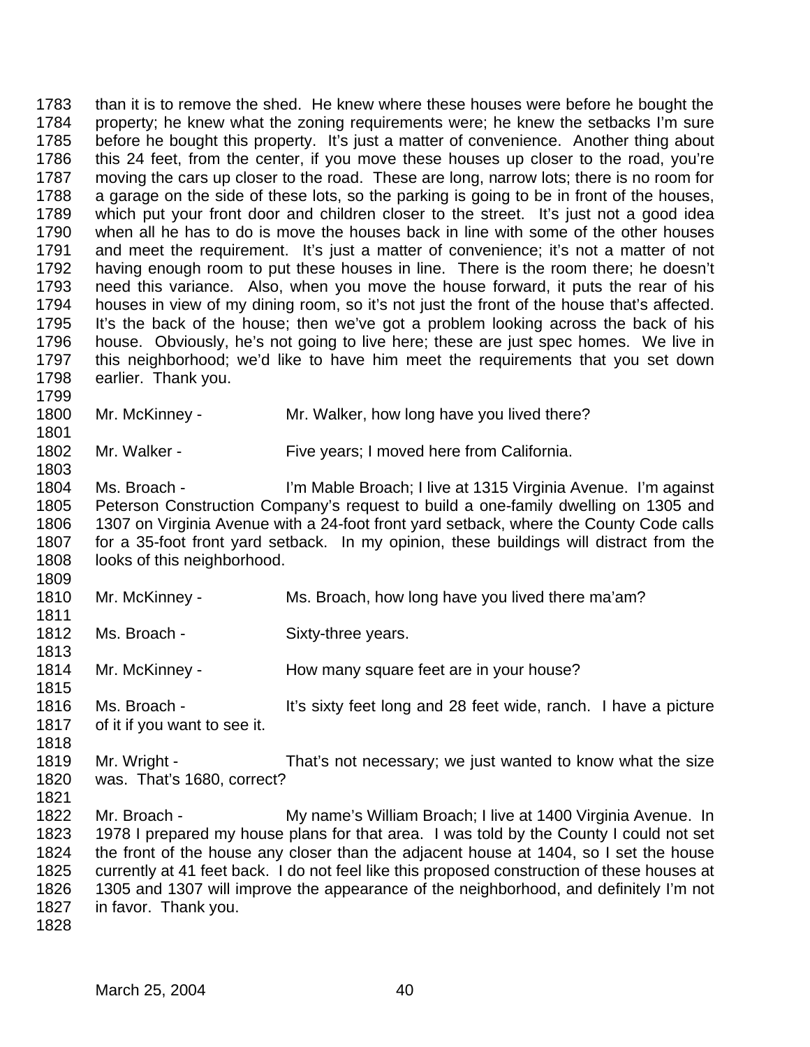than it is to remove the shed. He knew where these houses were before he bought the property; he knew what the zoning requirements were; he knew the setbacks I'm sure before he bought this property. It's just a matter of convenience. Another thing about this 24 feet, from the center, if you move these houses up closer to the road, you're moving the cars up closer to the road. These are long, narrow lots; there is no room for a garage on the side of these lots, so the parking is going to be in front of the houses, which put your front door and children closer to the street. It's just not a good idea when all he has to do is move the houses back in line with some of the other houses and meet the requirement. It's just a matter of convenience; it's not a matter of not having enough room to put these houses in line. There is the room there; he doesn't need this variance. Also, when you move the house forward, it puts the rear of his houses in view of my dining room, so it's not just the front of the house that's affected. It's the back of the house; then we've got a problem looking across the back of his house. Obviously, he's not going to live here; these are just spec homes. We live in this neighborhood; we'd like to have him meet the requirements that you set down earlier. Thank you.

Mr. McKinney - Mr. Walker, how long have you lived there?

Mr. Walker - Five years; I moved here from California.

Ms. Broach - I'm Mable Broach; I live at 1315 Virginia Avenue. I'm against Peterson Construction Company's request to build a one-family dwelling on 1305 and 1307 on Virginia Avenue with a 24-foot front yard setback, where the County Code calls for a 35-foot front yard setback. In my opinion, these buildings will distract from the looks of this neighborhood.

Mr. McKinney - Ms. Broach, how long have you lived there ma'am?

Ms. Broach - Sixty-three years.

Mr. McKinney - How many square feet are in your house?

Ms. Broach - It's sixty feet long and 28 feet wide, ranch. I have a picture of it if you want to see it.

Mr. Wright - That's not necessary; we just wanted to know what the size was. That's 1680, correct?

Mr. Broach - My name's William Broach; I live at 1400 Virginia Avenue. In 1978 I prepared my house plans for that area. I was told by the County I could not set the front of the house any closer than the adjacent house at 1404, so I set the house currently at 41 feet back. I do not feel like this proposed construction of these houses at 1305 and 1307 will improve the appearance of the neighborhood, and definitely I'm not in favor. Thank you.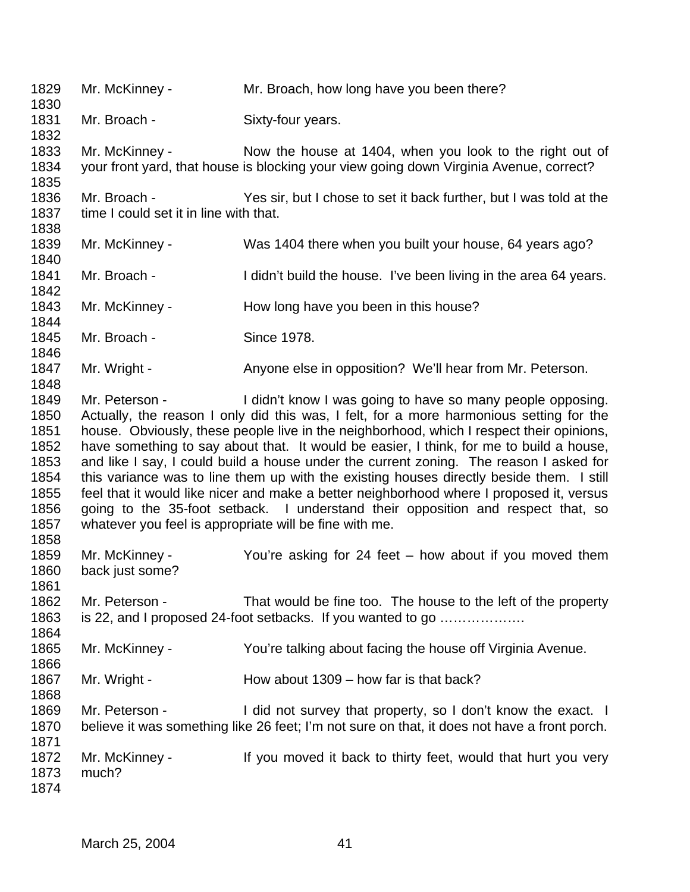1829 Mr. McKinney - Mr. Broach, how long have you been there?
1830
1831 Mr. Broach - Sixty-four years.
1832
1833 Mr. McKinney - Now the house at 1404, when you look to the right out of
1834 your front yard, that house is blocking your view going down Virginia Avenue, correct?
1835
1836 Mr. Broach - Yes sir, but I chose to set it back further, but I was told at the
1837 time I could set it in line with that.
1838
1839 Mr. McKinney - Was 1404 there when you built your house, 64 years ago?
1840
1841 Mr. Broach - I didn't build the house. I've been living in the area 64 years.
1842
1843 Mr. McKinney - How long have you been in this house?
1844
1845 Mr. Broach - Since 1978.
1846
1847 Mr. Wright - Anyone else in opposition? We'll hear from Mr. Peterson.
1848
1849 Mr. Peterson - I didn't know I was going to have so many people opposing.
1850 Actually, the reason I only did this was, I felt, for a more harmonious setting for the
1851 house. Obviously, these people live in the neighborhood, which I respect their opinions,
1852 have something to say about that. It would be easier, I think, for me to build a house,
1853 and like I say, I could build a house under the current zoning. The reason I asked for
1854 this variance was to line them up with the existing houses directly beside them. I still
1855 feel that it would like nicer and make a better neighborhood where I proposed it, versus
1856 going to the 35-foot setback. I understand their opposition and respect that, so
1857 whatever you feel is appropriate will be fine with me.
1858
1859 Mr. McKinney - You're asking for 24 feet – how about if you moved them
1860 back just some?
1861
1862 Mr. Peterson - That would be fine too. The house to the left of the property
1863 is 22, and I proposed 24-foot setbacks. If you wanted to go ……………….
1864
1865 Mr. McKinney - You're talking about facing the house off Virginia Avenue.
1866
1867 Mr. Wright - How about 1309 – how far is that back?
1868
1869 Mr. Peterson - I did not survey that property, so I don't know the exact. I
1870 believe it was something like 26 feet; I'm not sure on that, it does not have a front porch.
1871
1872 Mr. McKinney - If you moved it back to thirty feet, would that hurt you very
1873 much?
1874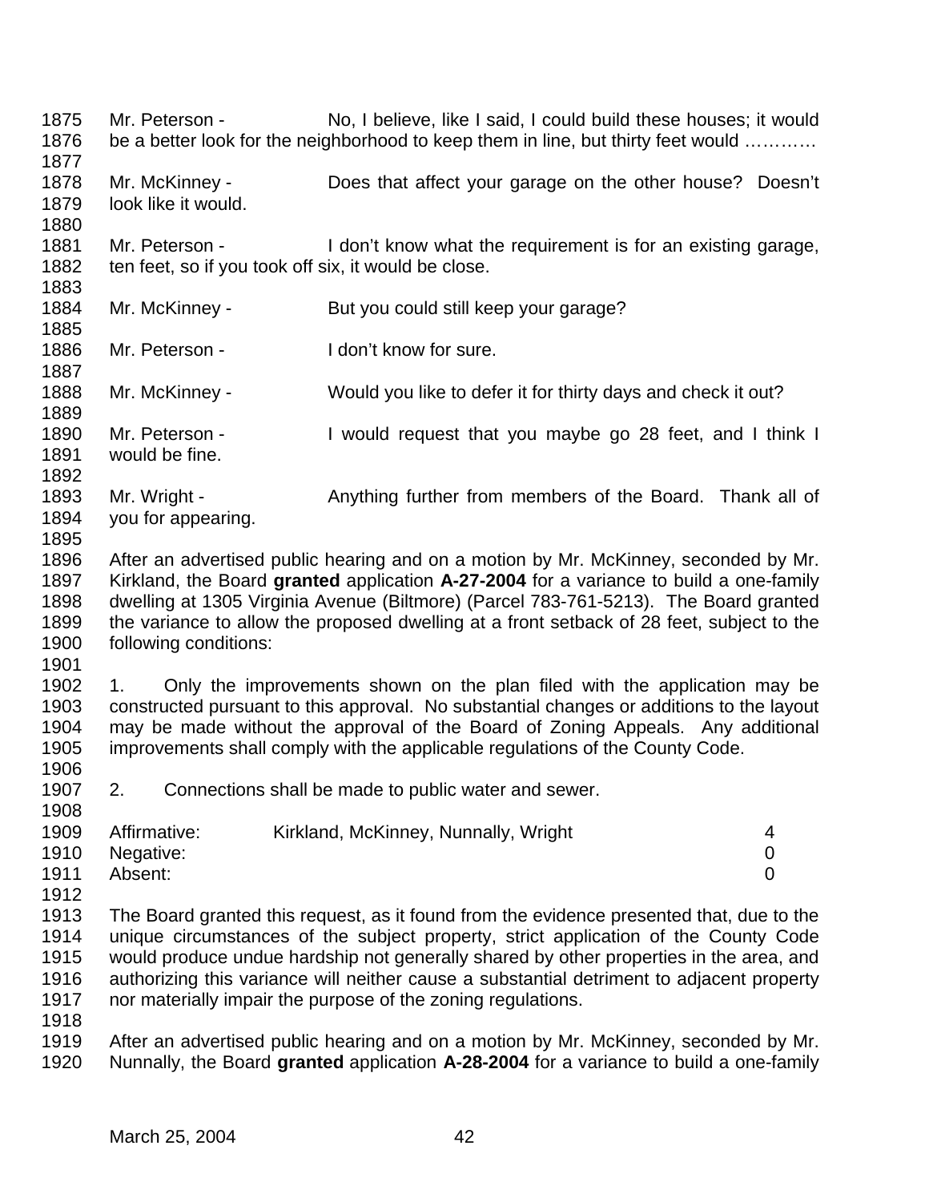Mr. Peterson - No, I believe, like I said, I could build these houses; it would be a better look for the neighborhood to keep them in line, but thirty feet would …………

Mr. McKinney - Does that affect your garage on the other house? Doesn't look like it would.

Mr. Peterson - I don't know what the requirement is for an existing garage, ten feet, so if you took off six, it would be close.

Mr. McKinney - But you could still keep your garage?

Mr. Peterson - I don't know for sure.

Mr. McKinney - Would you like to defer it for thirty days and check it out?

Mr. Peterson - I would request that you maybe go 28 feet, and I think I would be fine.

Mr. Wright - Anything further from members of the Board. Thank all of you for appearing.

After an advertised public hearing and on a motion by Mr. McKinney, seconded by Mr. Kirkland, the Board **granted** application **A-27-2004** for a variance to build a one-family dwelling at 1305 Virginia Avenue (Biltmore) (Parcel 783-761-5213). The Board granted the variance to allow the proposed dwelling at a front setback of 28 feet, subject to the following conditions:

1. Only the improvements shown on the plan filed with the application may be constructed pursuant to this approval. No substantial changes or additions to the layout may be made without the approval of the Board of Zoning Appeals. Any additional improvements shall comply with the applicable regulations of the County Code.

2. Connections shall be made to public water and sewer.

| | | |
|---|---|---|
| Affirmative: | Kirkland, McKinney, Nunnally, Wright | 4 |
| Negative: | | 0 |
| Absent: | | 0 |

The Board granted this request, as it found from the evidence presented that, due to the unique circumstances of the subject property, strict application of the County Code would produce undue hardship not generally shared by other properties in the area, and authorizing this variance will neither cause a substantial detriment to adjacent property nor materially impair the purpose of the zoning regulations.

After an advertised public hearing and on a motion by Mr. McKinney, seconded by Mr. Nunnally, the Board **granted** application **A-28-2004** for a variance to build a one-family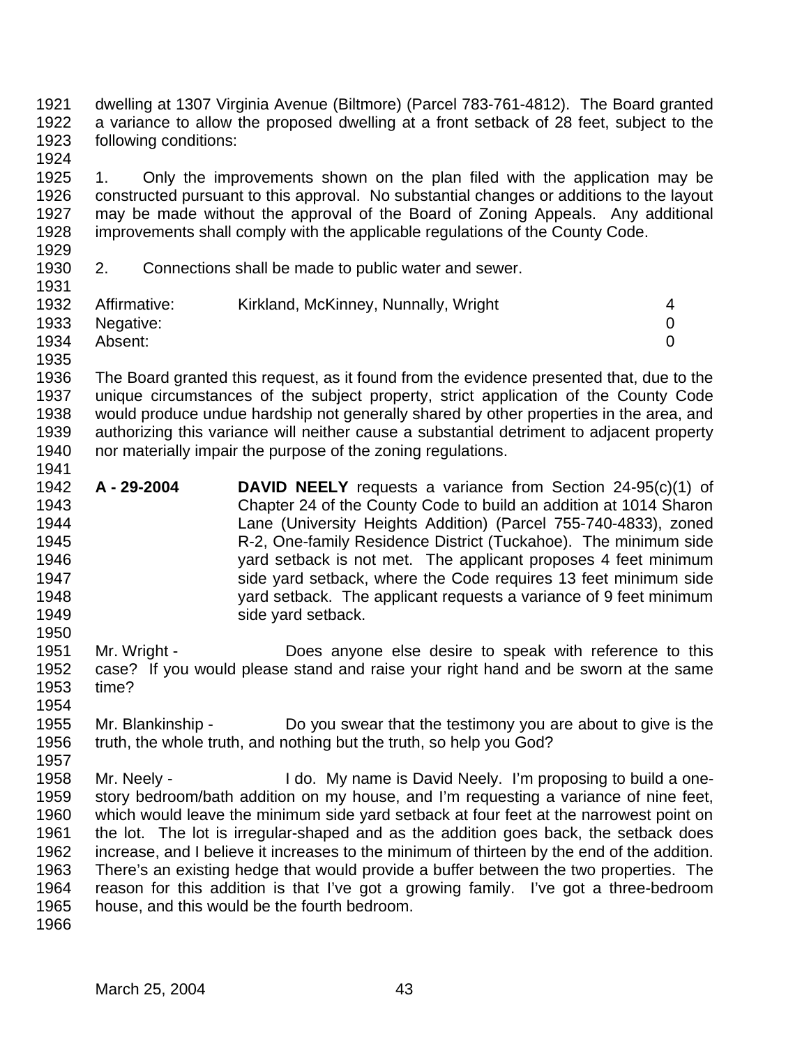dwelling at 1307 Virginia Avenue (Biltmore) (Parcel 783-761-4812). The Board granted a variance to allow the proposed dwelling at a front setback of 28 feet, subject to the following conditions:

1. Only the improvements shown on the plan filed with the application may be constructed pursuant to this approval. No substantial changes or additions to the layout may be made without the approval of the Board of Zoning Appeals. Any additional improvements shall comply with the applicable regulations of the County Code.

2. Connections shall be made to public water and sewer.

| | | |
|---|---|---|
| Affirmative: | Kirkland, McKinney, Nunnally, Wright | 4 |
| Negative: | | 0 |
| Absent: | | 0 |

The Board granted this request, as it found from the evidence presented that, due to the unique circumstances of the subject property, strict application of the County Code would produce undue hardship not generally shared by other properties in the area, and authorizing this variance will neither cause a substantial detriment to adjacent property nor materially impair the purpose of the zoning regulations.

**A - 29-2004** **DAVID NEELY** requests a variance from Section 24-95(c)(1) of Chapter 24 of the County Code to build an addition at 1014 Sharon Lane (University Heights Addition) (Parcel 755-740-4833), zoned R-2, One-family Residence District (Tuckahoe). The minimum side yard setback is not met. The applicant proposes 4 feet minimum side yard setback, where the Code requires 13 feet minimum side yard setback. The applicant requests a variance of 9 feet minimum side yard setback.

Mr. Wright - Does anyone else desire to speak with reference to this case? If you would please stand and raise your right hand and be sworn at the same time?

Mr. Blankinship - Do you swear that the testimony you are about to give is the truth, the whole truth, and nothing but the truth, so help you God?

Mr. Neely - I do. My name is David Neely. I'm proposing to build a one-story bedroom/bath addition on my house, and I'm requesting a variance of nine feet, which would leave the minimum side yard setback at four feet at the narrowest point on the lot. The lot is irregular-shaped and as the addition goes back, the setback does increase, and I believe it increases to the minimum of thirteen by the end of the addition. There's an existing hedge that would provide a buffer between the two properties. The reason for this addition is that I've got a growing family. I've got a three-bedroom house, and this would be the fourth bedroom.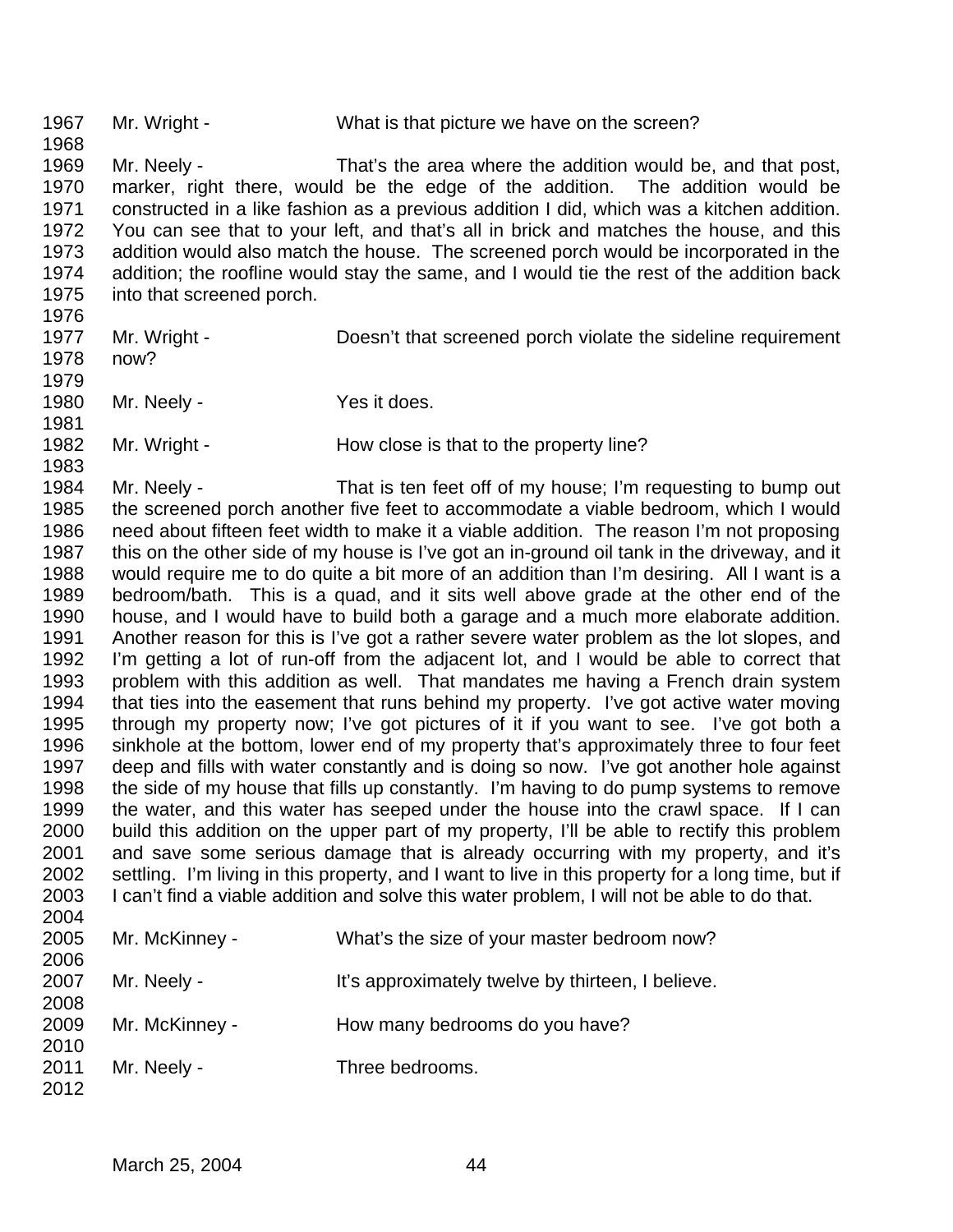Mr. Wright - What is that picture we have on the screen?

Mr. Neely - That's the area where the addition would be, and that post, marker, right there, would be the edge of the addition. The addition would be constructed in a like fashion as a previous addition I did, which was a kitchen addition. You can see that to your left, and that's all in brick and matches the house, and this addition would also match the house. The screened porch would be incorporated in the addition; the roofline would stay the same, and I would tie the rest of the addition back into that screened porch.

Mr. Wright - Doesn't that screened porch violate the sideline requirement now?

Mr. Neely - Yes it does.

Mr. Wright - How close is that to the property line?

Mr. Neely - That is ten feet off of my house; I'm requesting to bump out the screened porch another five feet to accommodate a viable bedroom, which I would need about fifteen feet width to make it a viable addition. The reason I'm not proposing this on the other side of my house is I've got an in-ground oil tank in the driveway, and it would require me to do quite a bit more of an addition than I'm desiring. All I want is a bedroom/bath. This is a quad, and it sits well above grade at the other end of the house, and I would have to build both a garage and a much more elaborate addition. Another reason for this is I've got a rather severe water problem as the lot slopes, and I'm getting a lot of run-off from the adjacent lot, and I would be able to correct that problem with this addition as well. That mandates me having a French drain system that ties into the easement that runs behind my property. I've got active water moving through my property now; I've got pictures of it if you want to see. I've got both a sinkhole at the bottom, lower end of my property that's approximately three to four feet deep and fills with water constantly and is doing so now. I've got another hole against the side of my house that fills up constantly. I'm having to do pump systems to remove the water, and this water has seeped under the house into the crawl space. If I can build this addition on the upper part of my property, I'll be able to rectify this problem and save some serious damage that is already occurring with my property, and it's settling. I'm living in this property, and I want to live in this property for a long time, but if I can't find a viable addition and solve this water problem, I will not be able to do that.

Mr. McKinney - What's the size of your master bedroom now?

Mr. Neely - It's approximately twelve by thirteen, I believe.

Mr. McKinney - How many bedrooms do you have?

Mr. Neely - Three bedrooms.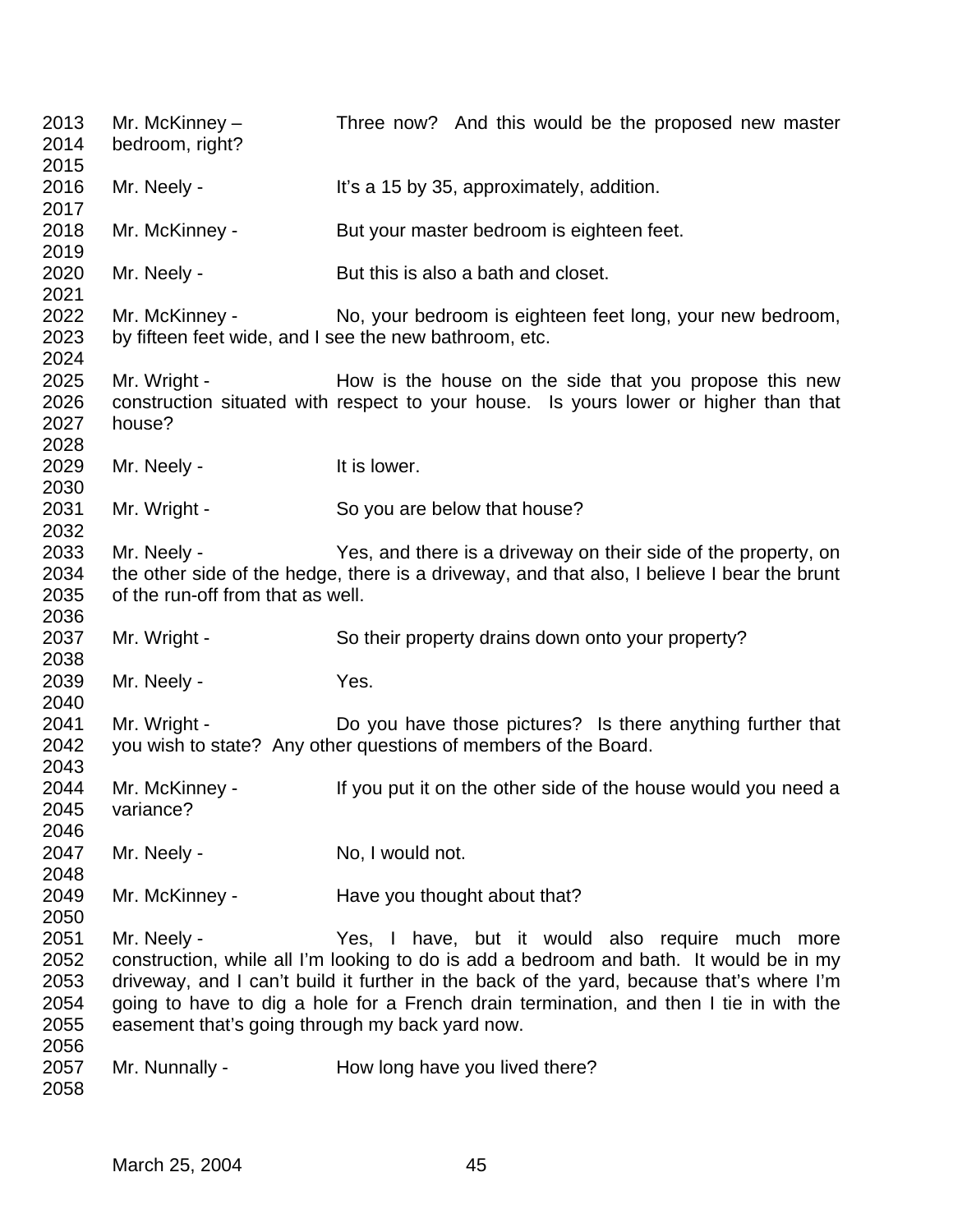Mr. McKinney – Three now? And this would be the proposed new master bedroom, right?

Mr. Neely - It's a 15 by 35, approximately, addition.

Mr. McKinney - But your master bedroom is eighteen feet.

Mr. Neely - But this is also a bath and closet.

Mr. McKinney - No, your bedroom is eighteen feet long, your new bedroom, by fifteen feet wide, and I see the new bathroom, etc.

Mr. Wright - How is the house on the side that you propose this new construction situated with respect to your house. Is yours lower or higher than that house?

Mr. Neely - It is lower.

Mr. Wright - So you are below that house?

Mr. Neely - Yes, and there is a driveway on their side of the property, on the other side of the hedge, there is a driveway, and that also, I believe I bear the brunt of the run-off from that as well.

Mr. Wright - So their property drains down onto your property?

Mr. Neely - Yes.

Mr. Wright - Do you have those pictures? Is there anything further that you wish to state? Any other questions of members of the Board.

Mr. McKinney - If you put it on the other side of the house would you need a variance?

Mr. Neely - No, I would not.

Mr. McKinney - Have you thought about that?

Mr. Neely - Yes, I have, but it would also require much more construction, while all I'm looking to do is add a bedroom and bath. It would be in my driveway, and I can't build it further in the back of the yard, because that's where I'm going to have to dig a hole for a French drain termination, and then I tie in with the easement that's going through my back yard now.

Mr. Nunnally - How long have you lived there?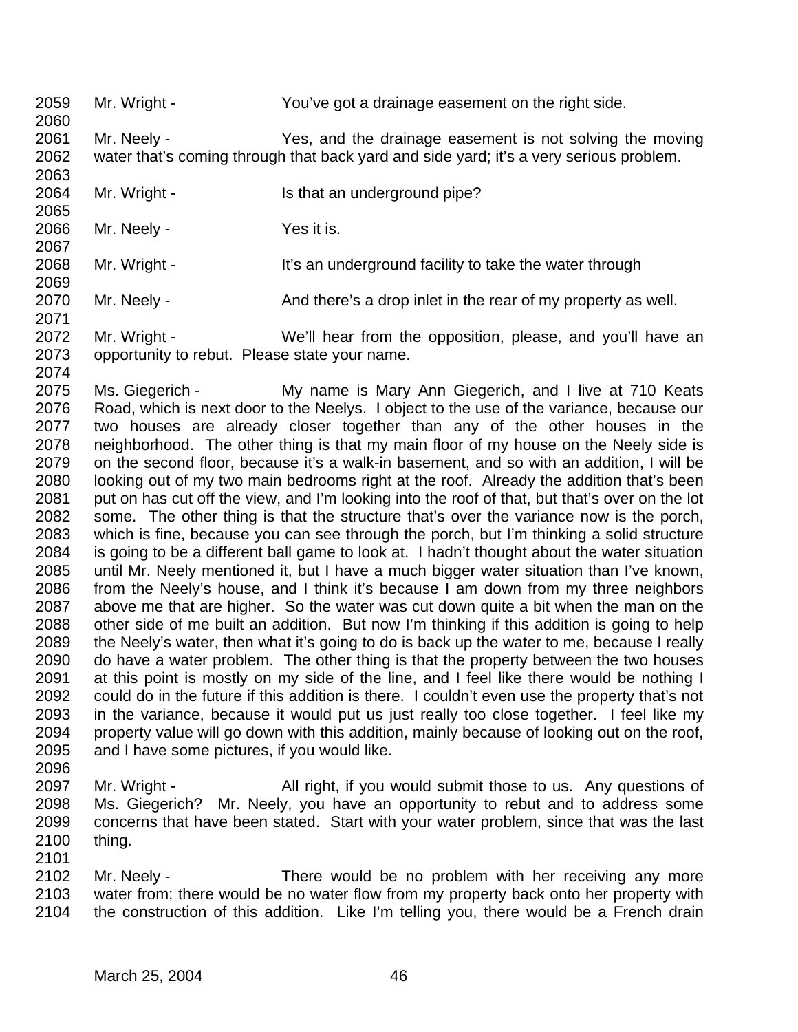2059 Mr. Wright - You've got a drainage easement on the right side.
2060
2061 Mr. Neely - Yes, and the drainage easement is not solving the moving
2062 water that's coming through that back yard and side yard; it's a very serious problem.
2063
2064 Mr. Wright - Is that an underground pipe?
2065
2066 Mr. Neely - Yes it is.
2067
2068 Mr. Wright - It's an underground facility to take the water through
2069
2070 Mr. Neely - And there's a drop inlet in the rear of my property as well.
2071
2072 Mr. Wright - We'll hear from the opposition, please, and you'll have an
2073 opportunity to rebut. Please state your name.
2074
2075 Ms. Giegerich - My name is Mary Ann Giegerich, and I live at 710 Keats
2076 Road, which is next door to the Neelys. I object to the use of the variance, because our
2077 two houses are already closer together than any of the other houses in the
2078 neighborhood. The other thing is that my main floor of my house on the Neely side is
2079 on the second floor, because it's a walk-in basement, and so with an addition, I will be
2080 looking out of my two main bedrooms right at the roof. Already the addition that's been
2081 put on has cut off the view, and I'm looking into the roof of that, but that's over on the lot
2082 some. The other thing is that the structure that's over the variance now is the porch,
2083 which is fine, because you can see through the porch, but I'm thinking a solid structure
2084 is going to be a different ball game to look at. I hadn't thought about the water situation
2085 until Mr. Neely mentioned it, but I have a much bigger water situation than I've known,
2086 from the Neely's house, and I think it's because I am down from my three neighbors
2087 above me that are higher. So the water was cut down quite a bit when the man on the
2088 other side of me built an addition. But now I'm thinking if this addition is going to help
2089 the Neely's water, then what it's going to do is back up the water to me, because I really
2090 do have a water problem. The other thing is that the property between the two houses
2091 at this point is mostly on my side of the line, and I feel like there would be nothing I
2092 could do in the future if this addition is there. I couldn't even use the property that's not
2093 in the variance, because it would put us just really too close together. I feel like my
2094 property value will go down with this addition, mainly because of looking out on the roof,
2095 and I have some pictures, if you would like.
2096
2097 Mr. Wright - All right, if you would submit those to us. Any questions of
2098 Ms. Giegerich? Mr. Neely, you have an opportunity to rebut and to address some
2099 concerns that have been stated. Start with your water problem, since that was the last
2100 thing.
2101
2102 Mr. Neely - There would be no problem with her receiving any more
2103 water from; there would be no water flow from my property back onto her property with
2104 the construction of this addition. Like I'm telling you, there would be a French drain

March 25, 2004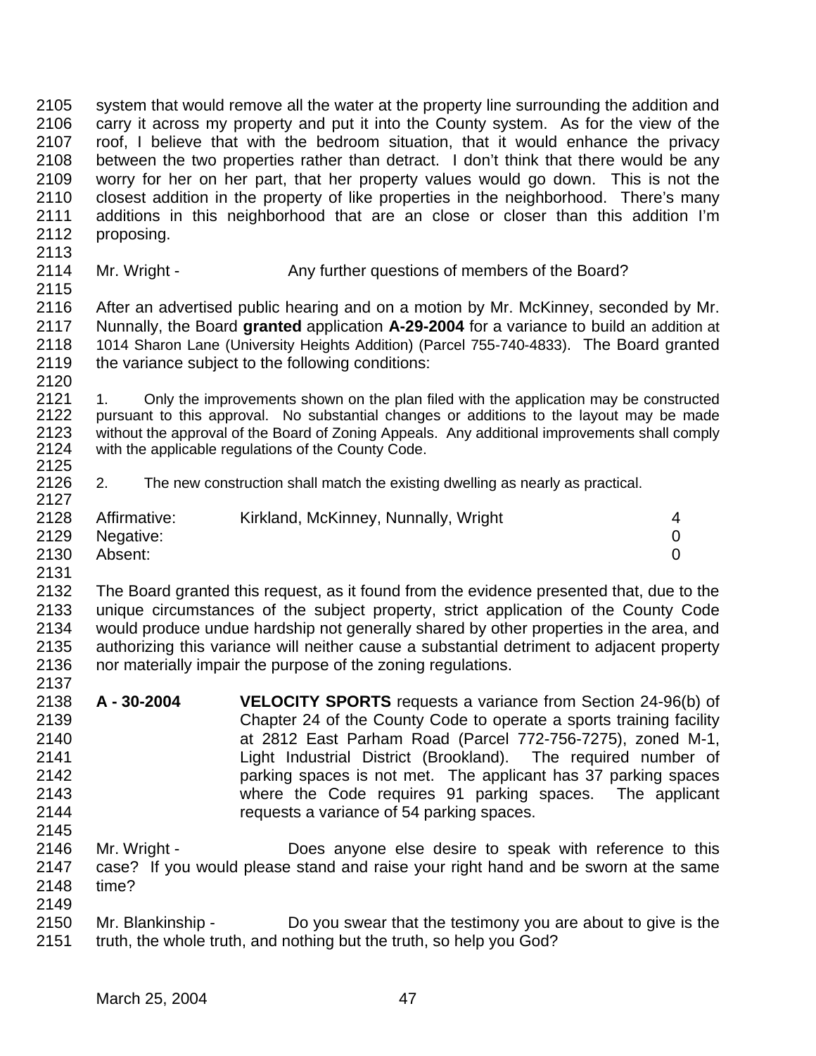system that would remove all the water at the property line surrounding the addition and carry it across my property and put it into the County system. As for the view of the roof, I believe that with the bedroom situation, that it would enhance the privacy between the two properties rather than detract. I don't think that there would be any worry for her on her part, that her property values would go down. This is not the closest addition in the property of like properties in the neighborhood. There's many additions in this neighborhood that are an close or closer than this addition I'm proposing.

Mr. Wright - Any further questions of members of the Board?

After an advertised public hearing and on a motion by Mr. McKinney, seconded by Mr. Nunnally, the Board **granted** application **A-29-2004** for a variance to build an addition at 1014 Sharon Lane (University Heights Addition) (Parcel 755-740-4833). The Board granted the variance subject to the following conditions:

1. Only the improvements shown on the plan filed with the application may be constructed pursuant to this approval. No substantial changes or additions to the layout may be made without the approval of the Board of Zoning Appeals. Any additional improvements shall comply with the applicable regulations of the County Code.

2. The new construction shall match the existing dwelling as nearly as practical.

| | | |
|---|---|---|
| Affirmative: | Kirkland, McKinney, Nunnally, Wright | 4 |
| Negative: | | 0 |
| Absent: | | 0 |

The Board granted this request, as it found from the evidence presented that, due to the unique circumstances of the subject property, strict application of the County Code would produce undue hardship not generally shared by other properties in the area, and authorizing this variance will neither cause a substantial detriment to adjacent property nor materially impair the purpose of the zoning regulations.

**A - 30-2004** **VELOCITY SPORTS** requests a variance from Section 24-96(b) of Chapter 24 of the County Code to operate a sports training facility at 2812 East Parham Road (Parcel 772-756-7275), zoned M-1, Light Industrial District (Brookland). The required number of parking spaces is not met. The applicant has 37 parking spaces where the Code requires 91 parking spaces. The applicant requests a variance of 54 parking spaces.

Mr. Wright - Does anyone else desire to speak with reference to this case? If you would please stand and raise your right hand and be sworn at the same time?

Mr. Blankinship - Do you swear that the testimony you are about to give is the truth, the whole truth, and nothing but the truth, so help you God?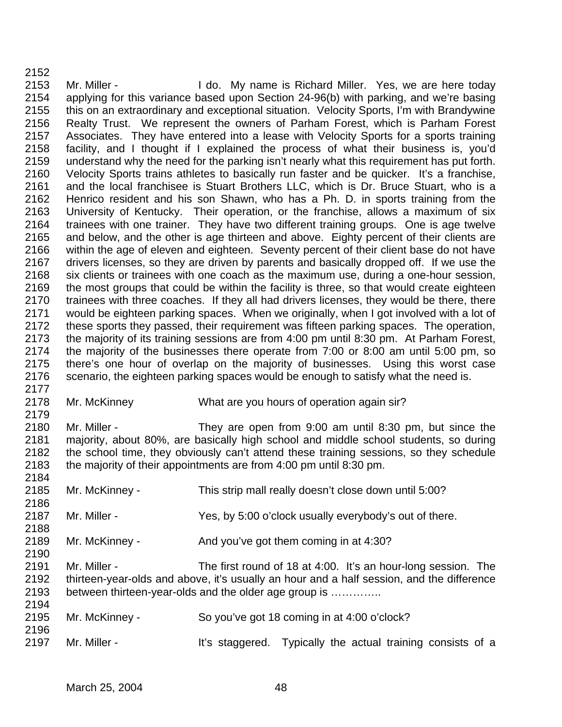Mr. Miller - I do. My name is Richard Miller. Yes, we are here today applying for this variance based upon Section 24-96(b) with parking, and we're basing this on an extraordinary and exceptional situation. Velocity Sports, I'm with Brandywine Realty Trust. We represent the owners of Parham Forest, which is Parham Forest Associates. They have entered into a lease with Velocity Sports for a sports training facility, and I thought if I explained the process of what their business is, you'd understand why the need for the parking isn't nearly what this requirement has put forth. Velocity Sports trains athletes to basically run faster and be quicker. It's a franchise, and the local franchisee is Stuart Brothers LLC, which is Dr. Bruce Stuart, who is a Henrico resident and his son Shawn, who has a Ph. D. in sports training from the University of Kentucky. Their operation, or the franchise, allows a maximum of six trainees with one trainer. They have two different training groups. One is age twelve and below, and the other is age thirteen and above. Eighty percent of their clients are within the age of eleven and eighteen. Seventy percent of their client base do not have drivers licenses, so they are driven by parents and basically dropped off. If we use the six clients or trainees with one coach as the maximum use, during a one-hour session, the most groups that could be within the facility is three, so that would create eighteen trainees with three coaches. If they all had drivers licenses, they would be there, there would be eighteen parking spaces. When we originally, when I got involved with a lot of these sports they passed, their requirement was fifteen parking spaces. The operation, the majority of its training sessions are from 4:00 pm until 8:30 pm. At Parham Forest, the majority of the businesses there operate from 7:00 or 8:00 am until 5:00 pm, so there's one hour of overlap on the majority of businesses. Using this worst case scenario, the eighteen parking spaces would be enough to satisfy what the need is.

Mr. McKinney What are you hours of operation again sir?

Mr. Miller - They are open from 9:00 am until 8:30 pm, but since the majority, about 80%, are basically high school and middle school students, so during the school time, they obviously can't attend these training sessions, so they schedule the majority of their appointments are from 4:00 pm until 8:30 pm.

Mr. McKinney - This strip mall really doesn't close down until 5:00?

Mr. Miller - Yes, by 5:00 o'clock usually everybody's out of there.

Mr. McKinney - And you've got them coming in at 4:30?

Mr. Miller - The first round of 18 at 4:00. It's an hour-long session. The thirteen-year-olds and above, it's usually an hour and a half session, and the difference between thirteen-year-olds and the older age group is …………..

Mr. McKinney - So you've got 18 coming in at 4:00 o'clock?

Mr. Miller - It's staggered. Typically the actual training consists of a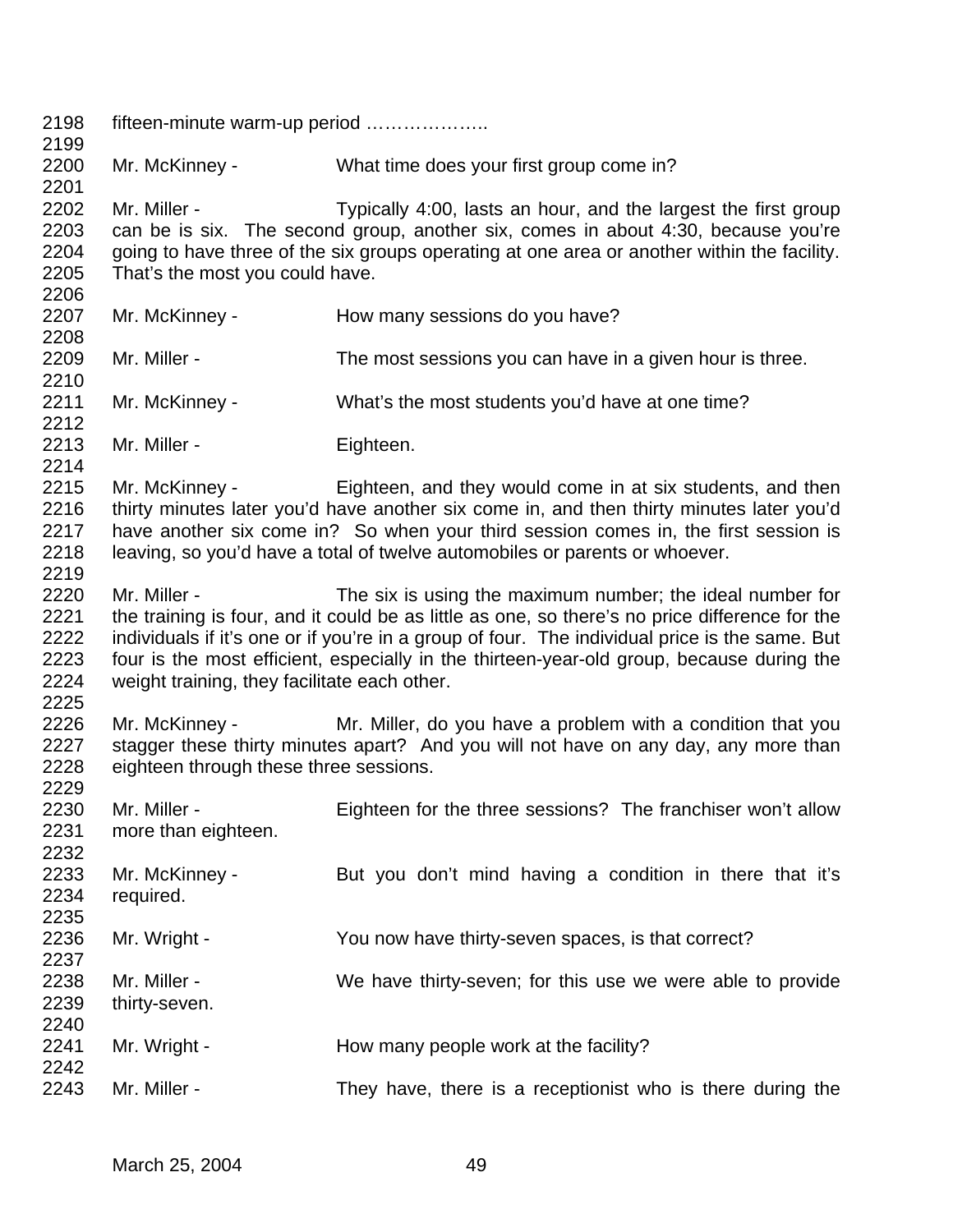fifteen-minute warm-up period ……………….

Mr. McKinney - What time does your first group come in?

Mr. Miller - Typically 4:00, lasts an hour, and the largest the first group can be is six. The second group, another six, comes in about 4:30, because you're going to have three of the six groups operating at one area or another within the facility. That's the most you could have.

Mr. McKinney - How many sessions do you have?

Mr. Miller - The most sessions you can have in a given hour is three.

Mr. McKinney - What's the most students you'd have at one time?

Mr. Miller - Eighteen.

Mr. McKinney - Eighteen, and they would come in at six students, and then thirty minutes later you'd have another six come in, and then thirty minutes later you'd have another six come in? So when your third session comes in, the first session is leaving, so you'd have a total of twelve automobiles or parents or whoever.

Mr. Miller - The six is using the maximum number; the ideal number for the training is four, and it could be as little as one, so there's no price difference for the individuals if it's one or if you're in a group of four. The individual price is the same. But four is the most efficient, especially in the thirteen-year-old group, because during the weight training, they facilitate each other.

Mr. McKinney - Mr. Miller, do you have a problem with a condition that you stagger these thirty minutes apart? And you will not have on any day, any more than eighteen through these three sessions.

Mr. Miller - Eighteen for the three sessions? The franchiser won't allow more than eighteen.

Mr. McKinney - But you don't mind having a condition in there that it's required.

Mr. Wright - You now have thirty-seven spaces, is that correct?

Mr. Miller - We have thirty-seven; for this use we were able to provide thirty-seven.

Mr. Wright - How many people work at the facility?

Mr. Miller - They have, there is a receptionist who is there during the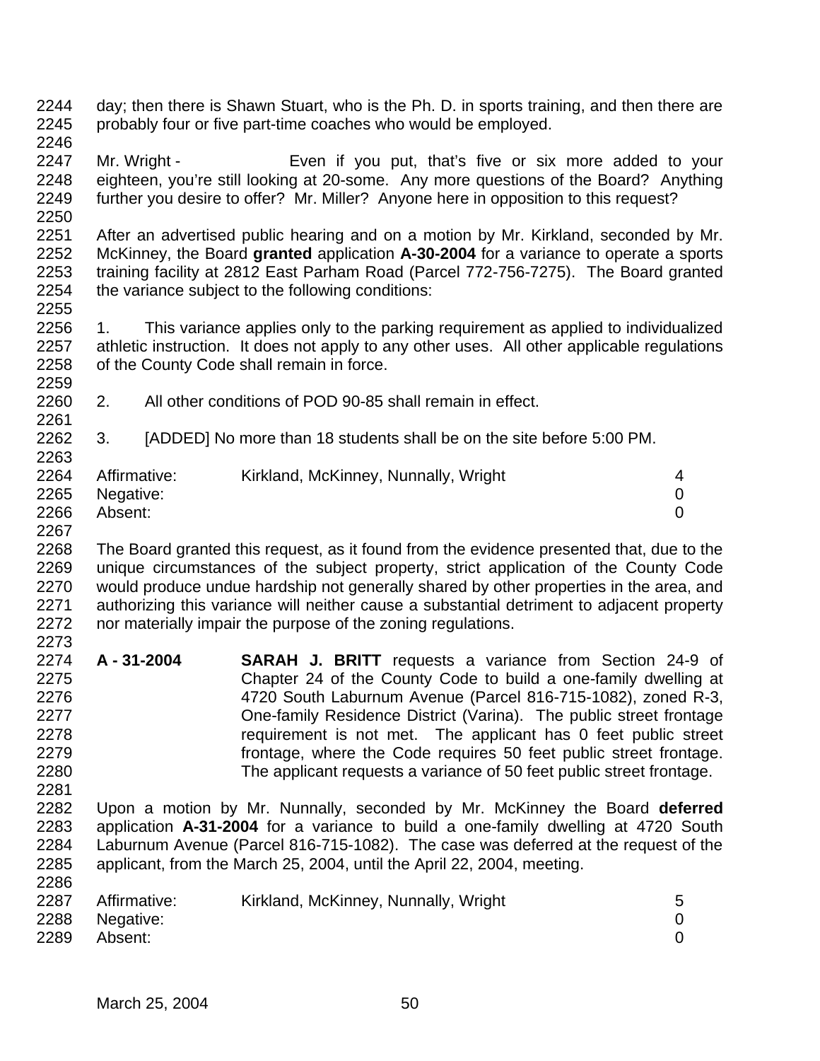day; then there is Shawn Stuart, who is the Ph. D. in sports training, and then there are probably four or five part-time coaches who would be employed.

Mr. Wright - Even if you put, that's five or six more added to your eighteen, you're still looking at 20-some. Any more questions of the Board? Anything further you desire to offer? Mr. Miller? Anyone here in opposition to this request?

After an advertised public hearing and on a motion by Mr. Kirkland, seconded by Mr. McKinney, the Board **granted** application **A-30-2004** for a variance to operate a sports training facility at 2812 East Parham Road (Parcel 772-756-7275). The Board granted the variance subject to the following conditions:

1. This variance applies only to the parking requirement as applied to individualized athletic instruction. It does not apply to any other uses. All other applicable regulations of the County Code shall remain in force.

2. All other conditions of POD 90-85 shall remain in effect.

3. [ADDED] No more than 18 students shall be on the site before 5:00 PM.

| | | |
|---|---|---|
| Affirmative: | Kirkland, McKinney, Nunnally, Wright | 4 |
| Negative: | | 0 |
| Absent: | | 0 |

The Board granted this request, as it found from the evidence presented that, due to the unique circumstances of the subject property, strict application of the County Code would produce undue hardship not generally shared by other properties in the area, and authorizing this variance will neither cause a substantial detriment to adjacent property nor materially impair the purpose of the zoning regulations.

**A - 31-2004** **SARAH J. BRITT** requests a variance from Section 24-9 of Chapter 24 of the County Code to build a one-family dwelling at 4720 South Laburnum Avenue (Parcel 816-715-1082), zoned R-3, One-family Residence District (Varina). The public street frontage requirement is not met. The applicant has 0 feet public street frontage, where the Code requires 50 feet public street frontage. The applicant requests a variance of 50 feet public street frontage.

Upon a motion by Mr. Nunnally, seconded by Mr. McKinney the Board **deferred** application **A-31-2004** for a variance to build a one-family dwelling at 4720 South Laburnum Avenue (Parcel 816-715-1082). The case was deferred at the request of the applicant, from the March 25, 2004, until the April 22, 2004, meeting.

| | | |
|---|---|---|
| Affirmative: | Kirkland, McKinney, Nunnally, Wright | 5 |
| Negative: | | 0 |
| Absent: | | 0 |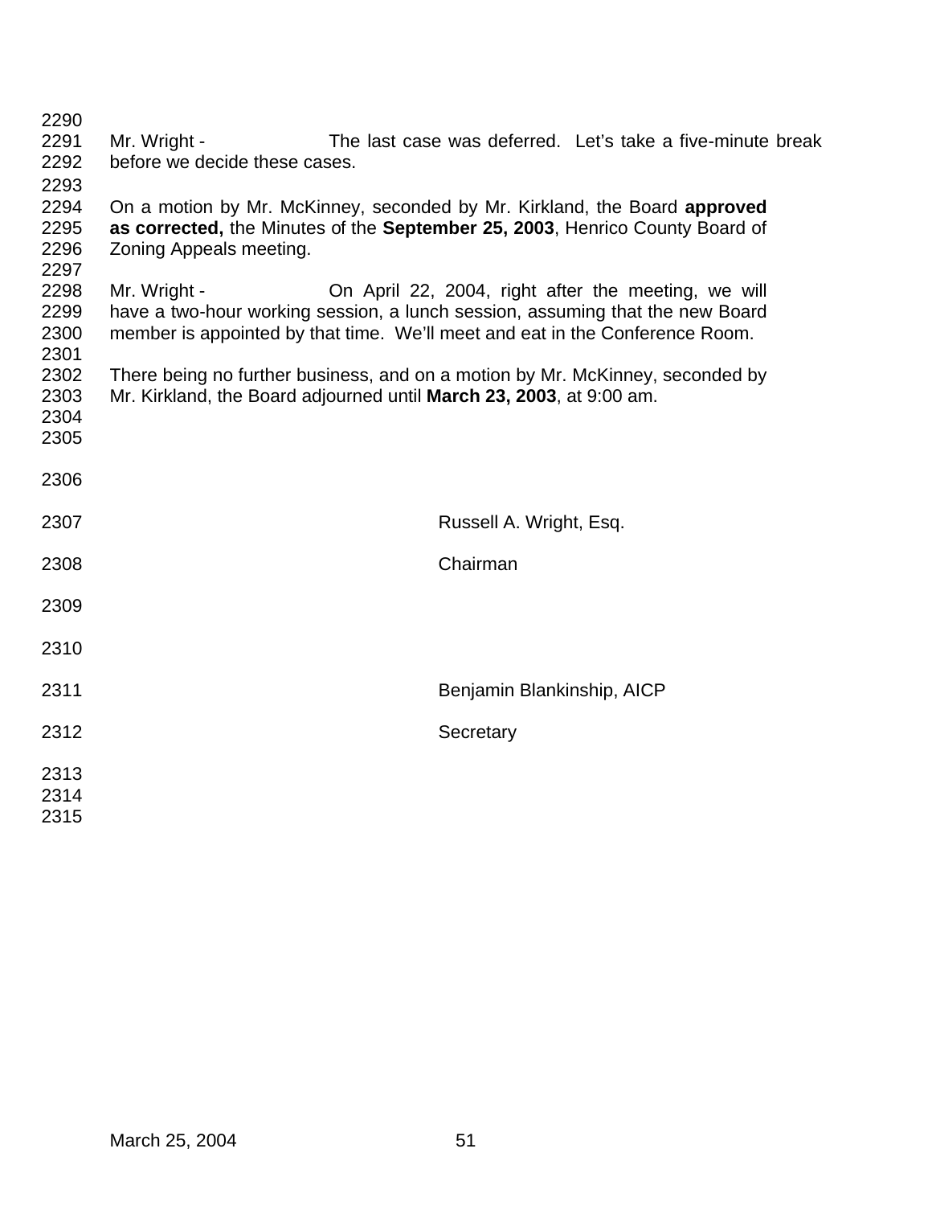Mr. Wright - The last case was deferred. Let's take a five-minute break before we decide these cases.

On a motion by Mr. McKinney, seconded by Mr. Kirkland, the Board **approved as corrected,** the Minutes of the **September 25, 2003**, Henrico County Board of Zoning Appeals meeting.

Mr. Wright - On April 22, 2004, right after the meeting, we will have a two-hour working session, a lunch session, assuming that the new Board member is appointed by that time. We'll meet and eat in the Conference Room.

There being no further business, and on a motion by Mr. McKinney, seconded by Mr. Kirkland, the Board adjourned until **March 23, 2003**, at 9:00 am.

Russell A. Wright, Esq.

Chairman

Benjamin Blankinship, AICP

Secretary